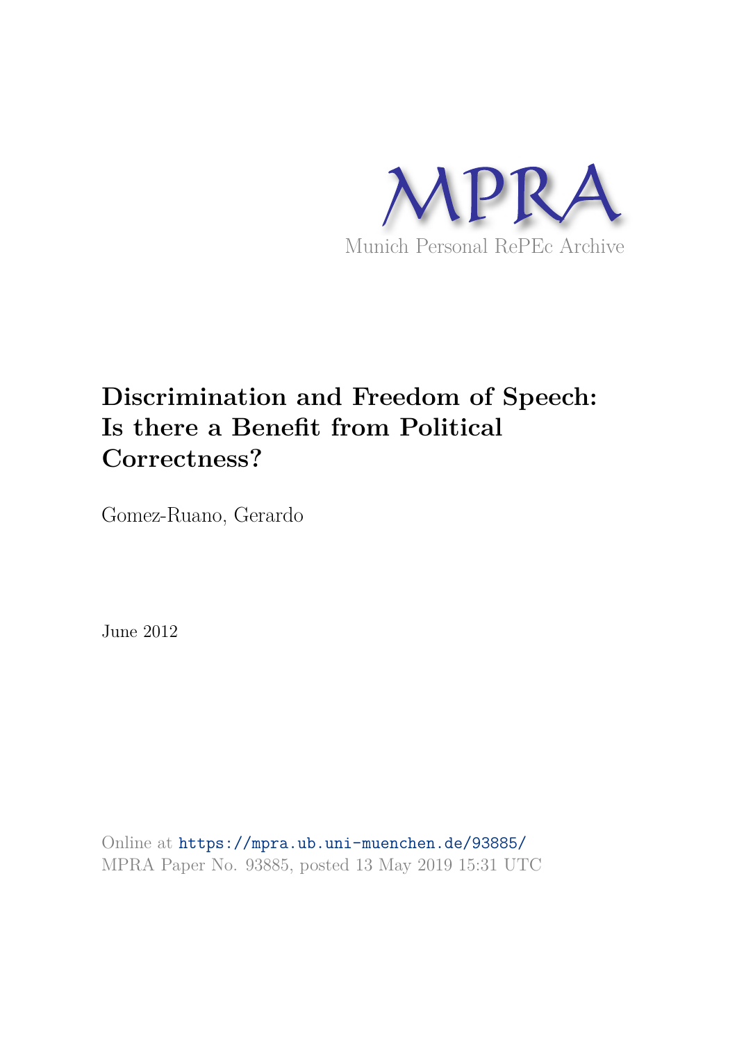MPRA

Munich Personal RePEc Archive

# Discrimination and Freedom of Speech: Is there a Benefit from Political Correctness?

Gomez-Ruano, Gerardo

June 2012

Online at https://mpra.ub.uni-muenchen.de/93885/
MPRA Paper No. 93885, posted 13 May 2019 15:31 UTC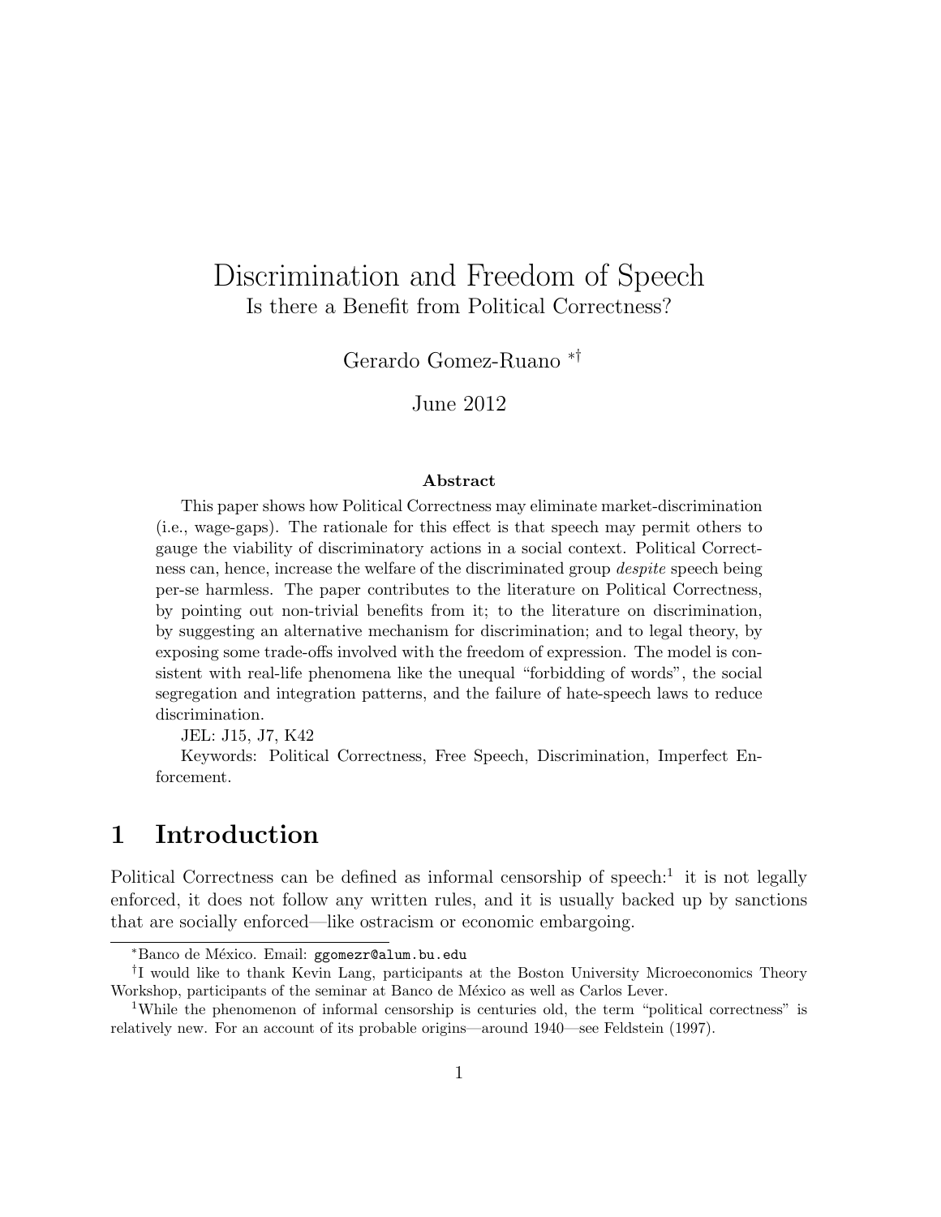# Discrimination and Freedom of Speech

Is there a Benefit from Political Correctness?

Gerardo Gomez-Ruano [*,†]

June 2012

**Abstract**

This paper shows how Political Correctness may eliminate market-discrimination (i.e., wage-gaps). The rationale for this effect is that speech may permit others to gauge the viability of discriminatory actions in a social context. Political Correctness can, hence, increase the welfare of the discriminated group *despite* speech being per-se harmless. The paper contributes to the literature on Political Correctness, by pointing out non-trivial benefits from it; to the literature on discrimination, by suggesting an alternative mechanism for discrimination; and to legal theory, by exposing some trade-offs involved with the freedom of expression. The model is consistent with real-life phenomena like the unequal "forbidding of words", the social segregation and integration patterns, and the failure of hate-speech laws to reduce discrimination.

JEL: J15, J7, K42

Keywords: Political Correctness, Free Speech, Discrimination, Imperfect Enforcement.

## 1 Introduction

Political Correctness can be defined as informal censorship of speech:[1] it is not legally enforced, it does not follow any written rules, and it is usually backed up by sanctions that are socially enforced—like ostracism or economic embargoing.

[*] Banco de México. Email: ggomezr@alum.bu.edu

[†] I would like to thank Kevin Lang, participants at the Boston University Microeconomics Theory Workshop, participants of the seminar at Banco de México as well as Carlos Lever.

[1] While the phenomenon of informal censorship is centuries old, the term "political correctness" is relatively new. For an account of its probable origins—around 1940—see Feldstein (1997).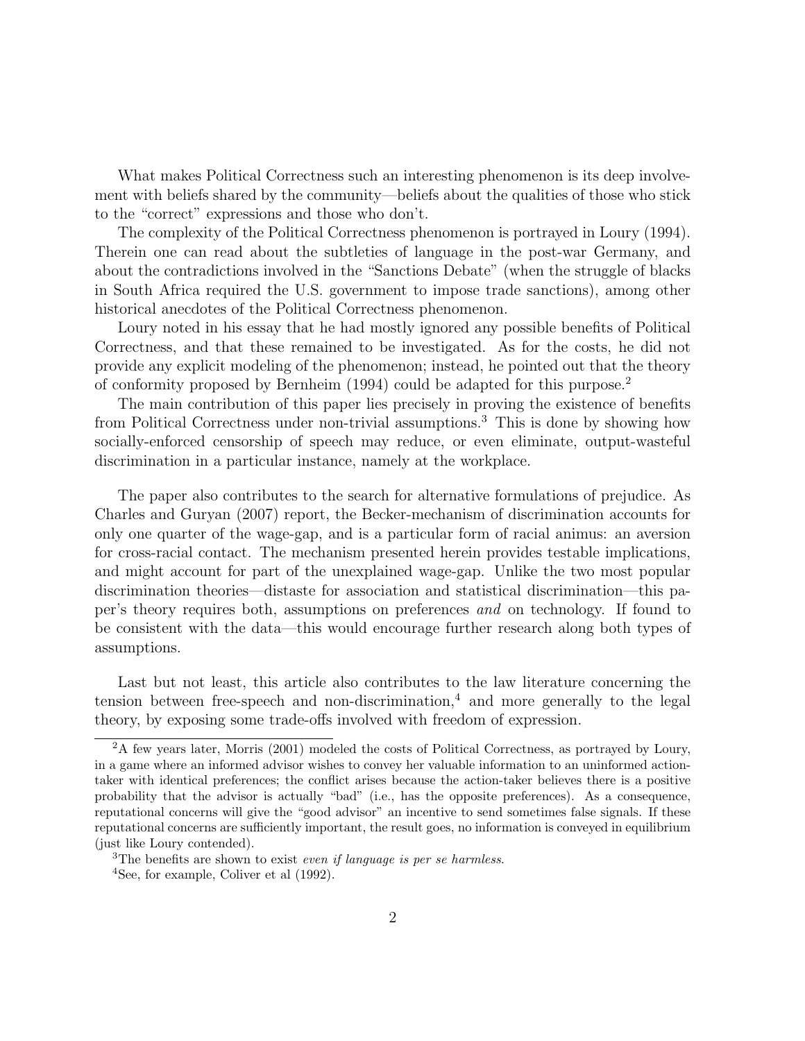What makes Political Correctness such an interesting phenomenon is its deep involvement with beliefs shared by the community—beliefs about the qualities of those who stick to the "correct" expressions and those who don't.

The complexity of the Political Correctness phenomenon is portrayed in Loury (1994). Therein one can read about the subtleties of language in the post-war Germany, and about the contradictions involved in the "Sanctions Debate" (when the struggle of blacks in South Africa required the U.S. government to impose trade sanctions), among other historical anecdotes of the Political Correctness phenomenon.

Loury noted in his essay that he had mostly ignored any possible benefits of Political Correctness, and that these remained to be investigated. As for the costs, he did not provide any explicit modeling of the phenomenon; instead, he pointed out that the theory of conformity proposed by Bernheim (1994) could be adapted for this purpose.[2]

The main contribution of this paper lies precisely in proving the existence of benefits from Political Correctness under non-trivial assumptions.[3] This is done by showing how socially-enforced censorship of speech may reduce, or even eliminate, output-wasteful discrimination in a particular instance, namely at the workplace.

The paper also contributes to the search for alternative formulations of prejudice. As Charles and Guryan (2007) report, the Becker-mechanism of discrimination accounts for only one quarter of the wage-gap, and is a particular form of racial animus: an aversion for cross-racial contact. The mechanism presented herein provides testable implications, and might account for part of the unexplained wage-gap. Unlike the two most popular discrimination theories—distaste for association and statistical discrimination—this paper's theory requires both, assumptions on preferences *and* on technology. If found to be consistent with the data—this would encourage further research along both types of assumptions.

Last but not least, this article also contributes to the law literature concerning the tension between free-speech and non-discrimination,[4] and more generally to the legal theory, by exposing some trade-offs involved with freedom of expression.

[2]A few years later, Morris (2001) modeled the costs of Political Correctness, as portrayed by Loury, in a game where an informed advisor wishes to convey her valuable information to an uninformed action-taker with identical preferences; the conflict arises because the action-taker believes there is a positive probability that the advisor is actually "bad" (i.e., has the opposite preferences). As a consequence, reputational concerns will give the "good advisor" an incentive to send sometimes false signals. If these reputational concerns are sufficiently important, the result goes, no information is conveyed in equilibrium (just like Loury contended).

[3]The benefits are shown to exist *even if language is per se harmless.*

[4]See, for example, Coliver et al (1992).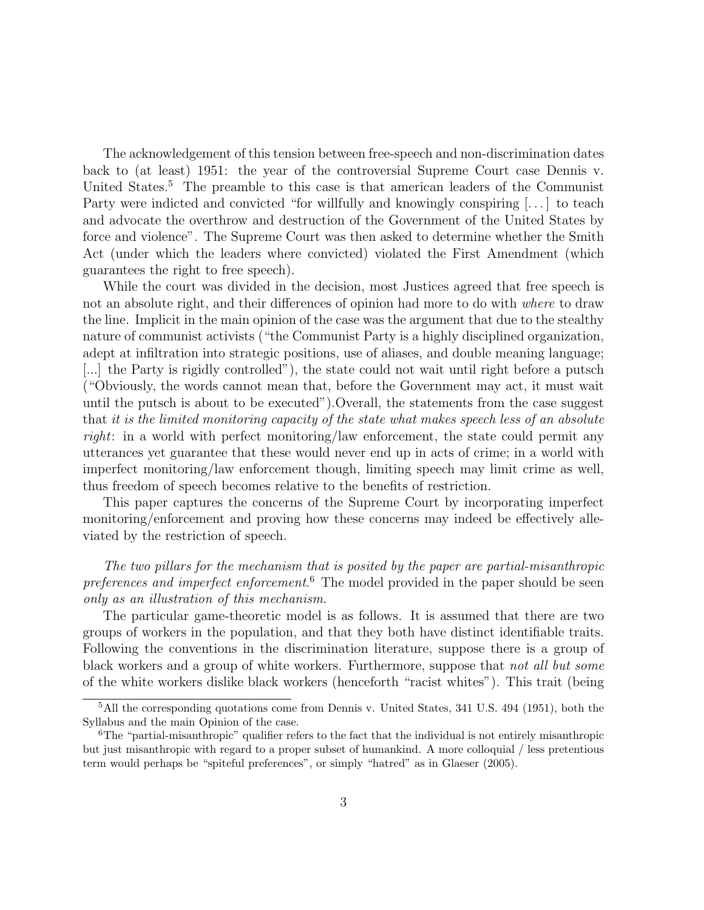The acknowledgement of this tension between free-speech and non-discrimination dates back to (at least) 1951: the year of the controversial Supreme Court case Dennis v. United States.[5] The preamble to this case is that american leaders of the Communist Party were indicted and convicted "for willfully and knowingly conspiring [. . . ] to teach and advocate the overthrow and destruction of the Government of the United States by force and violence". The Supreme Court was then asked to determine whether the Smith Act (under which the leaders where convicted) violated the First Amendment (which guarantees the right to free speech).

While the court was divided in the decision, most Justices agreed that free speech is not an absolute right, and their differences of opinion had more to do with *where* to draw the line. Implicit in the main opinion of the case was the argument that due to the stealthy nature of communist activists ("the Communist Party is a highly disciplined organization, adept at infiltration into strategic positions, use of aliases, and double meaning language; [...] the Party is rigidly controlled"), the state could not wait until right before a putsch ("Obviously, the words cannot mean that, before the Government may act, it must wait until the putsch is about to be executed").Overall, the statements from the case suggest that *it is the limited monitoring capacity of the state what makes speech less of an absolute right*: in a world with perfect monitoring/law enforcement, the state could permit any utterances yet guarantee that these would never end up in acts of crime; in a world with imperfect monitoring/law enforcement though, limiting speech may limit crime as well, thus freedom of speech becomes relative to the benefits of restriction.

This paper captures the concerns of the Supreme Court by incorporating imperfect monitoring/enforcement and proving how these concerns may indeed be effectively alleviated by the restriction of speech.

*The two pillars for the mechanism that is posited by the paper are partial-misanthropic preferences and imperfect enforcement.*[6] The model provided in the paper should be seen *only as an illustration of this mechanism*.

The particular game-theoretic model is as follows. It is assumed that there are two groups of workers in the population, and that they both have distinct identifiable traits. Following the conventions in the discrimination literature, suppose there is a group of black workers and a group of white workers. Furthermore, suppose that *not all but some* of the white workers dislike black workers (henceforth "racist whites"). This trait (being

[5] All the corresponding quotations come from Dennis v. United States, 341 U.S. 494 (1951), both the Syllabus and the main Opinion of the case.

[6] The "partial-misanthropic" qualifier refers to the fact that the individual is not entirely misanthropic but just misanthropic with regard to a proper subset of humankind. A more colloquial / less pretentious term would perhaps be "spiteful preferences", or simply "hatred" as in Glaeser (2005).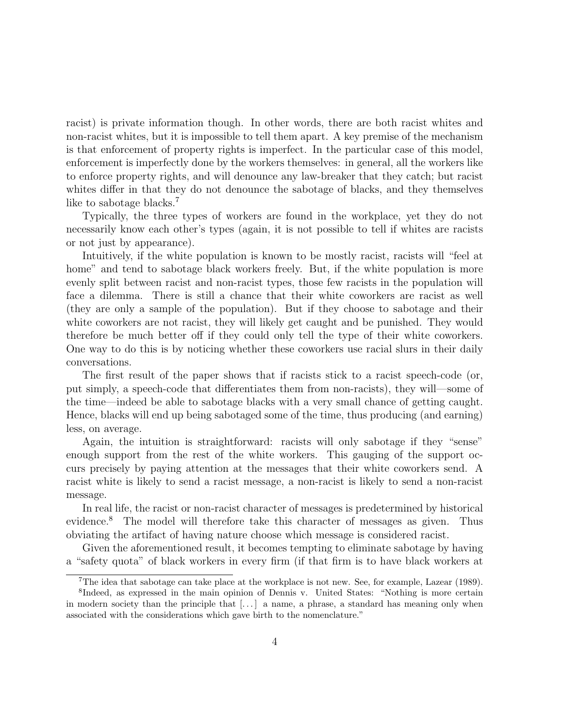racist) is private information though. In other words, there are both racist whites and non-racist whites, but it is impossible to tell them apart. A key premise of the mechanism is that enforcement of property rights is imperfect. In the particular case of this model, enforcement is imperfectly done by the workers themselves: in general, all the workers like to enforce property rights, and will denounce any law-breaker that they catch; but racist whites differ in that they do not denounce the sabotage of blacks, and they themselves like to sabotage blacks.[7]

Typically, the three types of workers are found in the workplace, yet they do not necessarily know each other's types (again, it is not possible to tell if whites are racists or not just by appearance).

Intuitively, if the white population is known to be mostly racist, racists will "feel at home" and tend to sabotage black workers freely. But, if the white population is more evenly split between racist and non-racist types, those few racists in the population will face a dilemma. There is still a chance that their white coworkers are racist as well (they are only a sample of the population). But if they choose to sabotage and their white coworkers are not racist, they will likely get caught and be punished. They would therefore be much better off if they could only tell the type of their white coworkers. One way to do this is by noticing whether these coworkers use racial slurs in their daily conversations.

The first result of the paper shows that if racists stick to a racist speech-code (or, put simply, a speech-code that differentiates them from non-racists), they will—some of the time—indeed be able to sabotage blacks with a very small chance of getting caught. Hence, blacks will end up being sabotaged some of the time, thus producing (and earning) less, on average.

Again, the intuition is straightforward: racists will only sabotage if they "sense" enough support from the rest of the white workers. This gauging of the support occurs precisely by paying attention at the messages that their white coworkers send. A racist white is likely to send a racist message, a non-racist is likely to send a non-racist message.

In real life, the racist or non-racist character of messages is predetermined by historical evidence.[8] The model will therefore take this character of messages as given. Thus obviating the artifact of having nature choose which message is considered racist.

Given the aforementioned result, it becomes tempting to eliminate sabotage by having a "safety quota" of black workers in every firm (if that firm is to have black workers at

[7] The idea that sabotage can take place at the workplace is not new. See, for example, Lazear (1989).

[8] Indeed, as expressed in the main opinion of Dennis v. United States: "Nothing is more certain in modern society than the principle that [...] a name, a phrase, a standard has meaning only when associated with the considerations which gave birth to the nomenclature."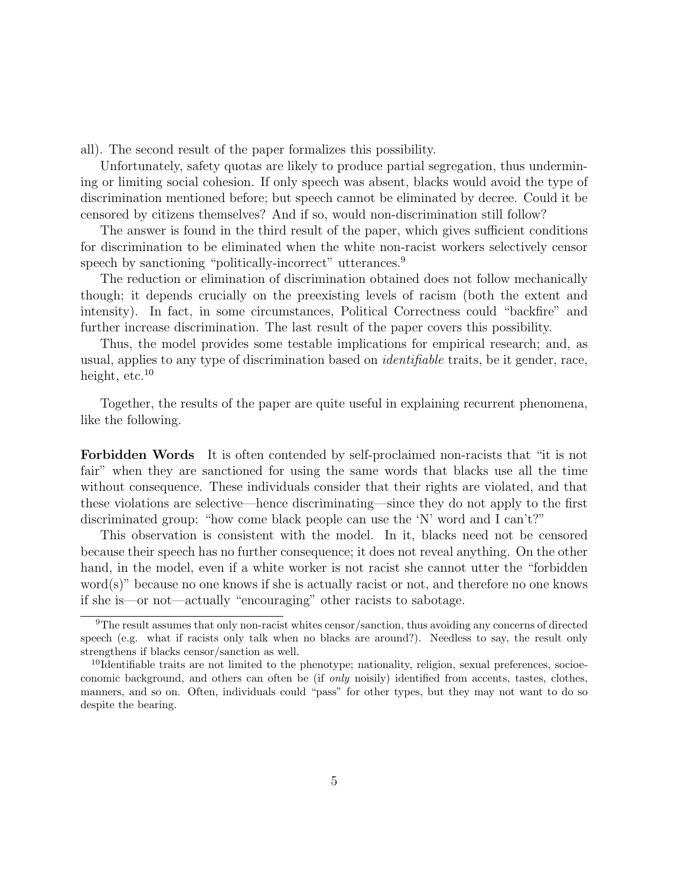all). The second result of the paper formalizes this possibility.

Unfortunately, safety quotas are likely to produce partial segregation, thus undermining or limiting social cohesion. If only speech was absent, blacks would avoid the type of discrimination mentioned before; but speech cannot be eliminated by decree. Could it be censored by citizens themselves? And if so, would non-discrimination still follow?

The answer is found in the third result of the paper, which gives sufficient conditions for discrimination to be eliminated when the white non-racist workers selectively censor speech by sanctioning "politically-incorrect" utterances.[9]

The reduction or elimination of discrimination obtained does not follow mechanically though; it depends crucially on the preexisting levels of racism (both the extent and intensity). In fact, in some circumstances, Political Correctness could "backfire" and further increase discrimination. The last result of the paper covers this possibility.

Thus, the model provides some testable implications for empirical research; and, as usual, applies to any type of discrimination based on *identifiable* traits, be it gender, race, height, etc.[10]

Together, the results of the paper are quite useful in explaining recurrent phenomena, like the following.

**Forbidden Words** It is often contended by self-proclaimed non-racists that "it is not fair" when they are sanctioned for using the same words that blacks use all the time without consequence. These individuals consider that their rights are violated, and that these violations are selective—hence discriminating—since they do not apply to the first discriminated group: "how come black people can use the 'N' word and I can't?"

This observation is consistent with the model. In it, blacks need not be censored because their speech has no further consequence; it does not reveal anything. On the other hand, in the model, even if a white worker is not racist she cannot utter the "forbidden word(s)" because no one knows if she is actually racist or not, and therefore no one knows if she is—or not—actually "encouraging" other racists to sabotage.

---

[9] The result assumes that only non-racist whites censor/sanction, thus avoiding any concerns of directed speech (e.g. what if racists only talk when no blacks are around?). Needless to say, the result only strengthens if blacks censor/sanction as well.

[10] Identifiable traits are not limited to the phenotype; nationality, religion, sexual preferences, socioeconomic background, and others can often be (if *only* noisily) identified from accents, tastes, clothes, manners, and so on. Often, individuals could "pass" for other types, but they may not want to do so despite the bearing.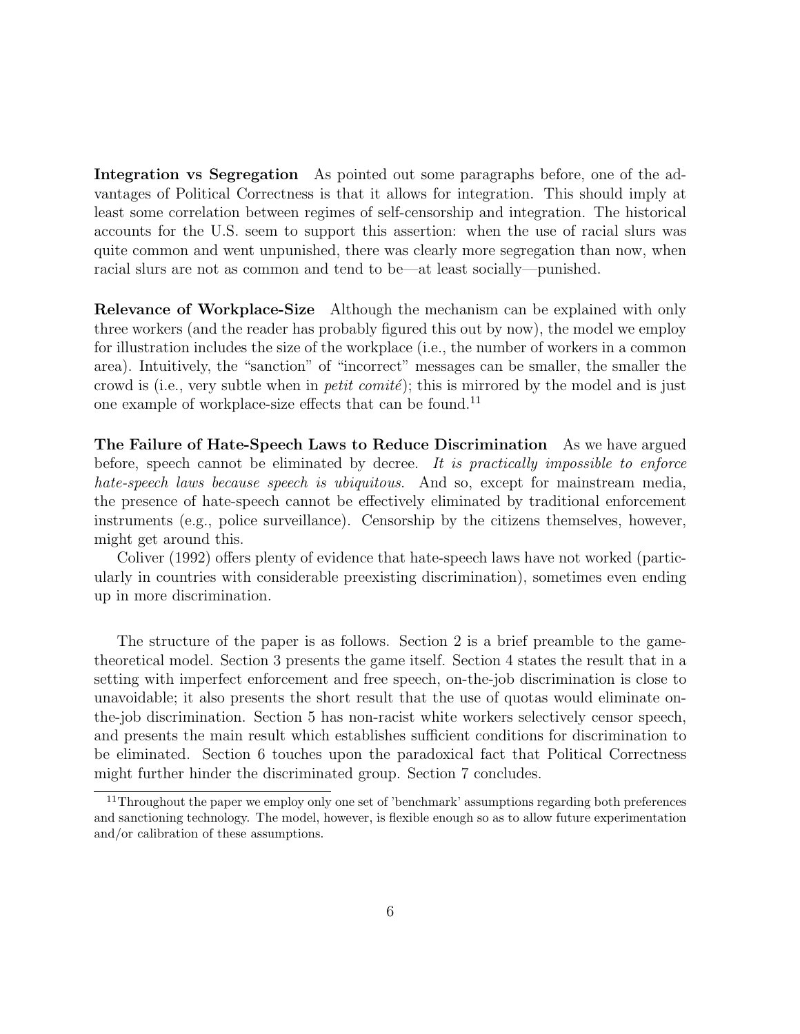**Integration vs Segregation** As pointed out some paragraphs before, one of the advantages of Political Correctness is that it allows for integration. This should imply at least some correlation between regimes of self-censorship and integration. The historical accounts for the U.S. seem to support this assertion: when the use of racial slurs was quite common and went unpunished, there was clearly more segregation than now, when racial slurs are not as common and tend to be—at least socially—punished.

**Relevance of Workplace-Size** Although the mechanism can be explained with only three workers (and the reader has probably figured this out by now), the model we employ for illustration includes the size of the workplace (i.e., the number of workers in a common area). Intuitively, the "sanction" of "incorrect" messages can be smaller, the smaller the crowd is (i.e., very subtle when in *petit comité*); this is mirrored by the model and is just one example of workplace-size effects that can be found.[11]

**The Failure of Hate-Speech Laws to Reduce Discrimination** As we have argued before, speech cannot be eliminated by decree. *It is practically impossible to enforce hate-speech laws because speech is ubiquitous.* And so, except for mainstream media, the presence of hate-speech cannot be effectively eliminated by traditional enforcement instruments (e.g., police surveillance). Censorship by the citizens themselves, however, might get around this.

Coliver (1992) offers plenty of evidence that hate-speech laws have not worked (particularly in countries with considerable preexisting discrimination), sometimes even ending up in more discrimination.

The structure of the paper is as follows. Section 2 is a brief preamble to the game-theoretical model. Section 3 presents the game itself. Section 4 states the result that in a setting with imperfect enforcement and free speech, on-the-job discrimination is close to unavoidable; it also presents the short result that the use of quotas would eliminate on-the-job discrimination. Section 5 has non-racist white workers selectively censor speech, and presents the main result which establishes sufficient conditions for discrimination to be eliminated. Section 6 touches upon the paradoxical fact that Political Correctness might further hinder the discriminated group. Section 7 concludes.

[11] Throughout the paper we employ only one set of 'benchmark' assumptions regarding both preferences and sanctioning technology. The model, however, is flexible enough so as to allow future experimentation and/or calibration of these assumptions.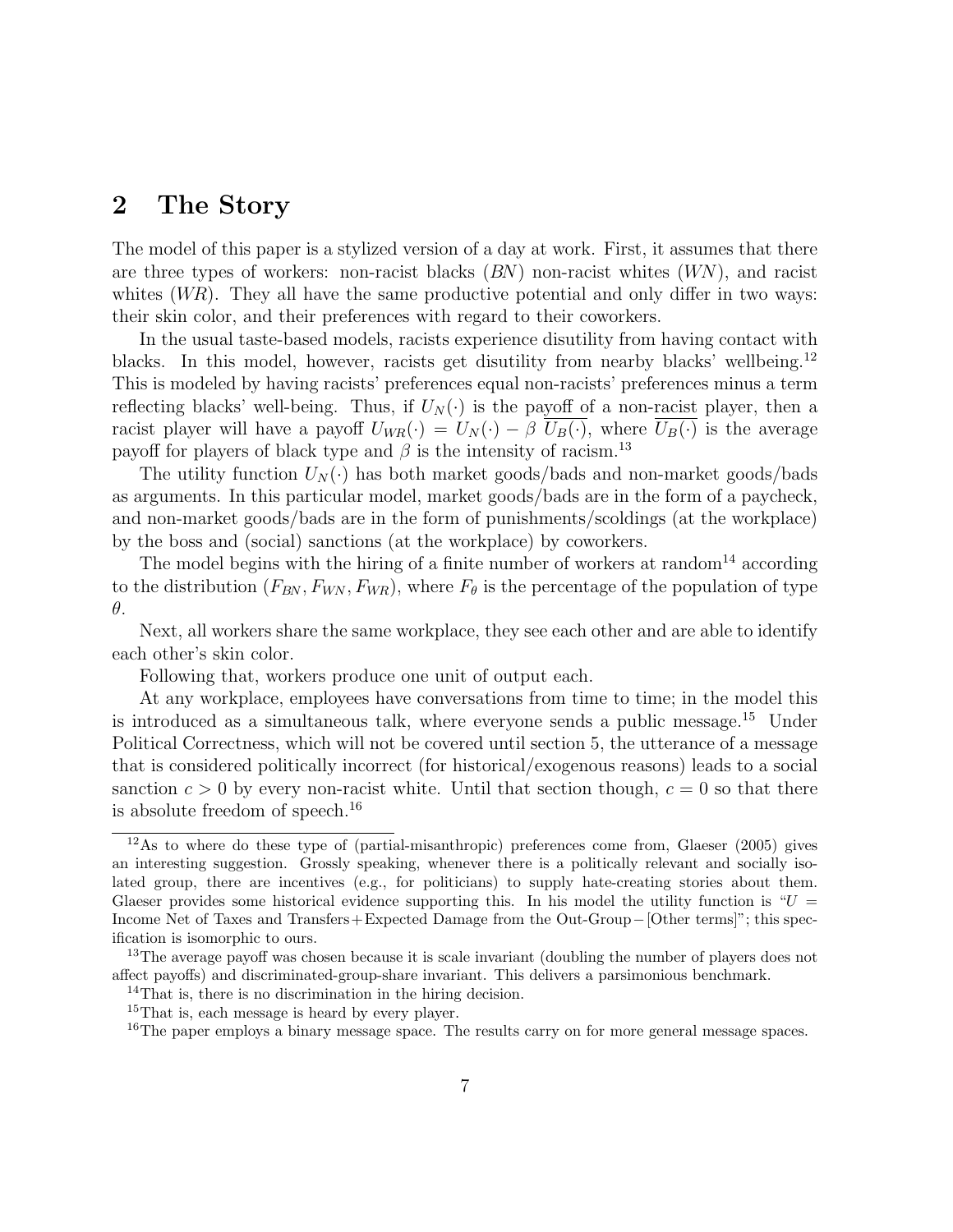## 2 The Story

The model of this paper is a stylized version of a day at work. First, it assumes that there are three types of workers: non-racist blacks (*BN*) non-racist whites (*WN*), and racist whites (*WR*). They all have the same productive potential and only differ in two ways: their skin color, and their preferences with regard to their coworkers.

In the usual taste-based models, racists experience disutility from having contact with blacks. In this model, however, racists get disutility from nearby blacks' wellbeing.[12] This is modeled by having racists' preferences equal non-racists' preferences minus a term reflecting blacks' well-being. Thus, if $U_N(\cdot)$ is the payoff of a non-racist player, then a racist player will have a payoff $U_{WR}(\cdot) = U_N(\cdot) - \beta\ \overline{U_B(\cdot)}$, where $\overline{U_B(\cdot)}$ is the average payoff for players of black type and $\beta$ is the intensity of racism.[13]

The utility function $U_N(\cdot)$ has both market goods/bads and non-market goods/bads as arguments. In this particular model, market goods/bads are in the form of a paycheck, and non-market goods/bads are in the form of punishments/scoldings (at the workplace) by the boss and (social) sanctions (at the workplace) by coworkers.

The model begins with the hiring of a finite number of workers at random[14] according to the distribution $(F_{BN}, F_{WN}, F_{WR})$, where $F_\theta$ is the percentage of the population of type $\theta$.

Next, all workers share the same workplace, they see each other and are able to identify each other's skin color.

Following that, workers produce one unit of output each.

At any workplace, employees have conversations from time to time; in the model this is introduced as a simultaneous talk, where everyone sends a public message.[15] Under Political Correctness, which will not be covered until section 5, the utterance of a message that is considered politically incorrect (for historical/exogenous reasons) leads to a social sanction $c > 0$ by every non-racist white. Until that section though, $c = 0$ so that there is absolute freedom of speech.[16]

---

[12] As to where do these type of (partial-misanthropic) preferences come from, Glaeser (2005) gives an interesting suggestion. Grossly speaking, whenever there is a politically relevant and socially isolated group, there are incentives (e.g., for politicians) to supply hate-creating stories about them. Glaeser provides some historical evidence supporting this. In his model the utility function is "$U$ = Income Net of Taxes and Transfers + Expected Damage from the Out-Group − [Other terms]"; this specification is isomorphic to ours.

[13] The average payoff was chosen because it is scale invariant (doubling the number of players does not affect payoffs) and discriminated-group-share invariant. This delivers a parsimonious benchmark.

[14] That is, there is no discrimination in the hiring decision.

[15] That is, each message is heard by every player.

[16] The paper employs a binary message space. The results carry on for more general message spaces.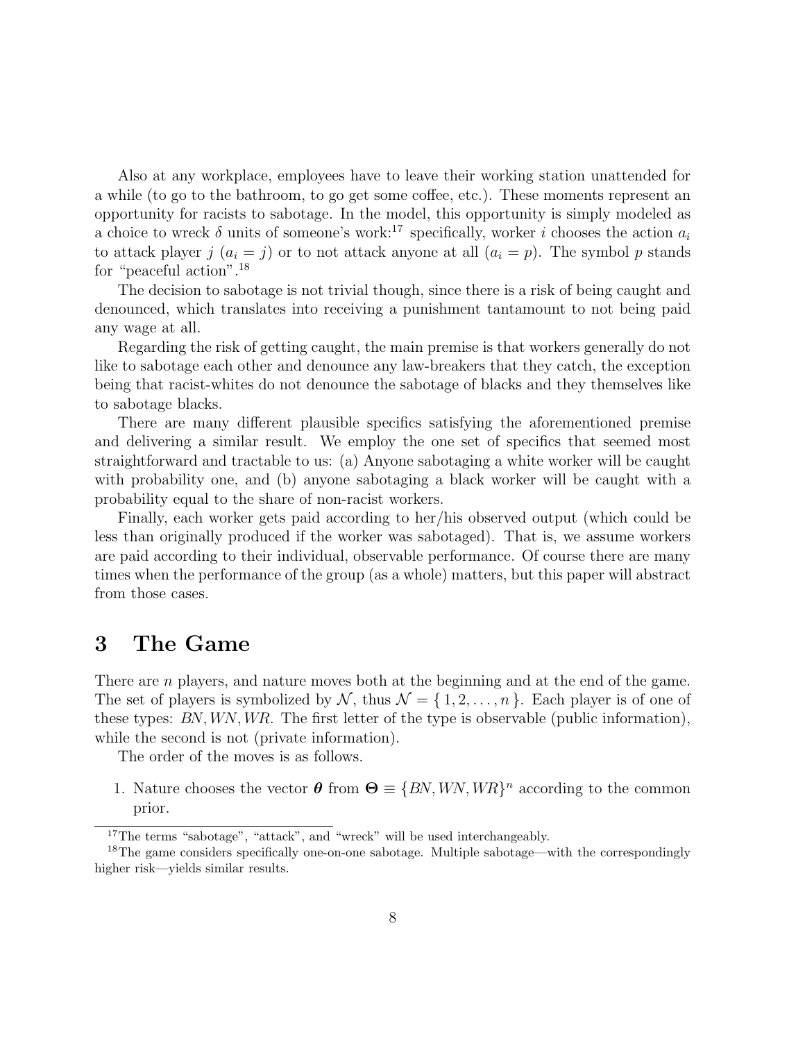Also at any workplace, employees have to leave their working station unattended for a while (to go to the bathroom, to go get some coffee, etc.). These moments represent an opportunity for racists to sabotage. In the model, this opportunity is simply modeled as a choice to wreck $\delta$ units of someone's work:[17] specifically, worker $i$ chooses the action $a_i$ to attack player $j$ ($a_i = j$) or to not attack anyone at all ($a_i = p$). The symbol $p$ stands for "peaceful action".[18]

The decision to sabotage is not trivial though, since there is a risk of being caught and denounced, which translates into receiving a punishment tantamount to not being paid any wage at all.

Regarding the risk of getting caught, the main premise is that workers generally do not like to sabotage each other and denounce any law-breakers that they catch, the exception being that racist-whites do not denounce the sabotage of blacks and they themselves like to sabotage blacks.

There are many different plausible specifics satisfying the aforementioned premise and delivering a similar result. We employ the one set of specifics that seemed most straightforward and tractable to us: (a) Anyone sabotaging a white worker will be caught with probability one, and (b) anyone sabotaging a black worker will be caught with a probability equal to the share of non-racist workers.

Finally, each worker gets paid according to her/his observed output (which could be less than originally produced if the worker was sabotaged). That is, we assume workers are paid according to their individual, observable performance. Of course there are many times when the performance of the group (as a whole) matters, but this paper will abstract from those cases.

# 3 The Game

There are $n$ players, and nature moves both at the beginning and at the end of the game. The set of players is symbolized by $\mathcal{N}$, thus $\mathcal{N} = \{1, 2, \ldots, n\}$. Each player is of one of these types: *BN*, *WN*, *WR*. The first letter of the type is observable (public information), while the second is not (private information).

The order of the moves is as follows.

1. Nature chooses the vector $\boldsymbol{\theta}$ from $\boldsymbol{\Theta} \equiv \{BN, WN, WR\}^n$ according to the common prior.

[17] The terms "sabotage", "attack", and "wreck" will be used interchangeably.

[18] The game considers specifically one-on-one sabotage. Multiple sabotage—with the correspondingly higher risk—yields similar results.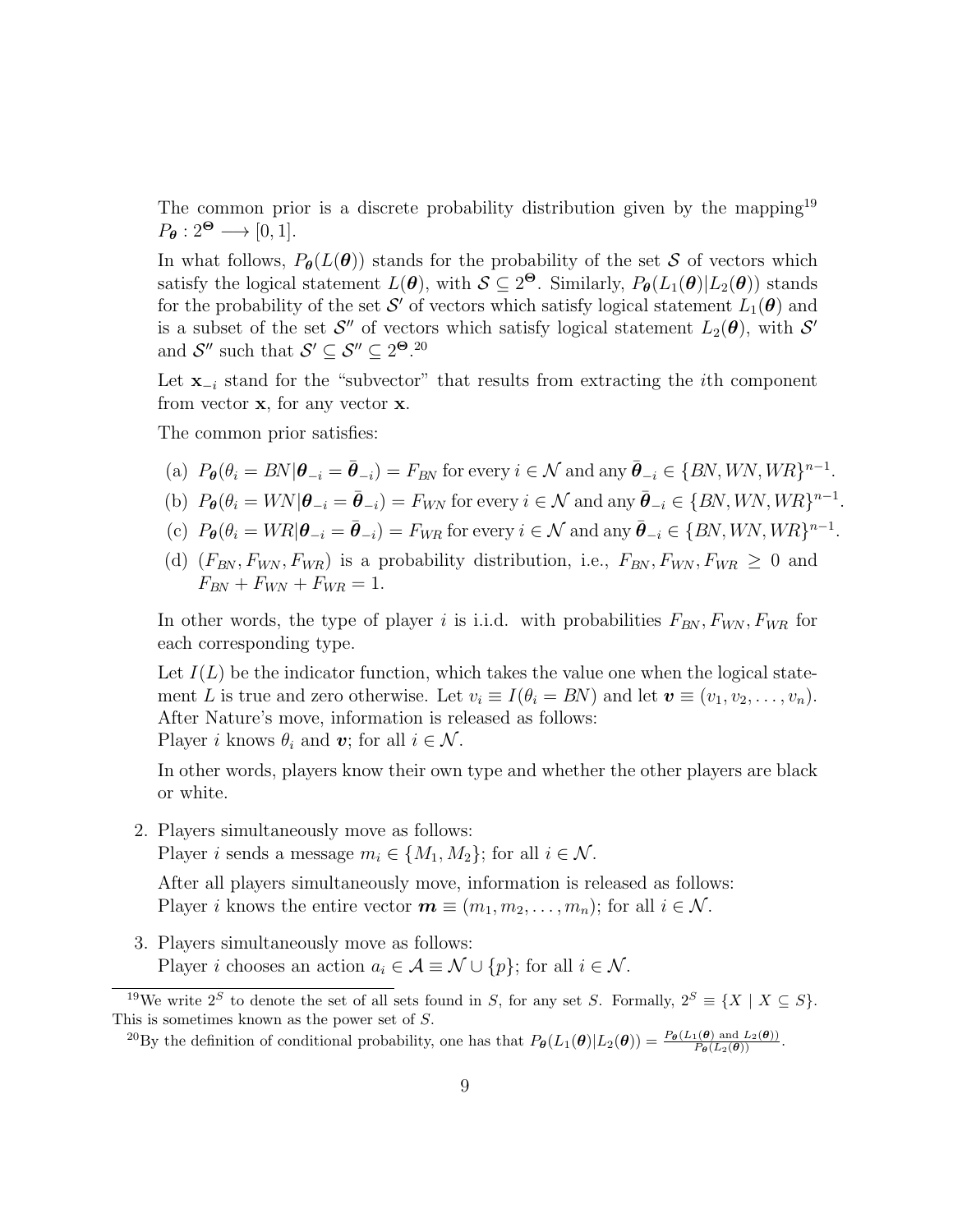The common prior is a discrete probability distribution given by the mapping[19] $P_{\boldsymbol{\theta}} : 2^{\boldsymbol{\Theta}} \longrightarrow [0, 1]$.

In what follows, $P_{\boldsymbol{\theta}}(L(\boldsymbol{\theta}))$ stands for the probability of the set $\mathcal{S}$ of vectors which satisfy the logical statement $L(\boldsymbol{\theta})$, with $\mathcal{S} \subseteq 2^{\boldsymbol{\Theta}}$. Similarly, $P_{\boldsymbol{\theta}}(L_1(\boldsymbol{\theta})|L_2(\boldsymbol{\theta}))$ stands for the probability of the set $\mathcal{S}'$ of vectors which satisfy logical statement $L_1(\boldsymbol{\theta})$ and is a subset of the set $\mathcal{S}''$ of vectors which satisfy logical statement $L_2(\boldsymbol{\theta})$, with $\mathcal{S}'$ and $\mathcal{S}''$ such that $\mathcal{S}' \subseteq \mathcal{S}'' \subseteq 2^{\boldsymbol{\Theta}}$.[20]

Let $\mathbf{x}_{-i}$ stand for the "subvector" that results from extracting the $i$th component from vector $\mathbf{x}$, for any vector $\mathbf{x}$.

The common prior satisfies:

(a) $P_{\boldsymbol{\theta}}(\theta_i = BN|\boldsymbol{\theta}_{-i} = \bar{\boldsymbol{\theta}}_{-i}) = F_{BN}$ for every $i \in \mathcal{N}$ and any $\bar{\boldsymbol{\theta}}_{-i} \in \{BN, WN, WR\}^{n-1}$.

(b) $P_{\boldsymbol{\theta}}(\theta_i = WN|\boldsymbol{\theta}_{-i} = \bar{\boldsymbol{\theta}}_{-i}) = F_{WN}$ for every $i \in \mathcal{N}$ and any $\bar{\boldsymbol{\theta}}_{-i} \in \{BN, WN, WR\}^{n-1}$.

(c) $P_{\boldsymbol{\theta}}(\theta_i = WR|\boldsymbol{\theta}_{-i} = \bar{\boldsymbol{\theta}}_{-i}) = F_{WR}$ for every $i \in \mathcal{N}$ and any $\bar{\boldsymbol{\theta}}_{-i} \in \{BN, WN, WR\}^{n-1}$.

(d) $(F_{BN}, F_{WN}, F_{WR})$ is a probability distribution, i.e., $F_{BN}, F_{WN}, F_{WR} \geq 0$ and $F_{BN} + F_{WN} + F_{WR} = 1$.

In other words, the type of player $i$ is i.i.d. with probabilities $F_{BN}, F_{WN}, F_{WR}$ for each corresponding type.

Let $I(L)$ be the indicator function, which takes the value one when the logical statement $L$ is true and zero otherwise. Let $v_i \equiv I(\theta_i = BN)$ and let $\boldsymbol{v} \equiv (v_1, v_2, \ldots, v_n)$. After Nature's move, information is released as follows:
Player $i$ knows $\theta_i$ and $\boldsymbol{v}$; for all $i \in \mathcal{N}$.

In other words, players know their own type and whether the other players are black or white.

2. Players simultaneously move as follows:
Player $i$ sends a message $m_i \in \{M_1, M_2\}$; for all $i \in \mathcal{N}$.

After all players simultaneously move, information is released as follows:
Player $i$ knows the entire vector $\boldsymbol{m} \equiv (m_1, m_2, \ldots, m_n)$; for all $i \in \mathcal{N}$.

3. Players simultaneously move as follows:
Player $i$ chooses an action $a_i \in \mathcal{A} \equiv \mathcal{N} \cup \{p\}$; for all $i \in \mathcal{N}$.

---

[19] We write $2^S$ to denote the set of all sets found in $S$, for any set $S$. Formally, $2^S \equiv \{X \mid X \subseteq S\}$. This is sometimes known as the power set of $S$.

[20] By the definition of conditional probability, one has that $P_{\boldsymbol{\theta}}(L_1(\boldsymbol{\theta})|L_2(\boldsymbol{\theta})) = \frac{P_{\boldsymbol{\theta}}(L_1(\boldsymbol{\theta}) \text{ and } L_2(\boldsymbol{\theta}))}{P_{\boldsymbol{\theta}}(L_2(\boldsymbol{\theta}))}$.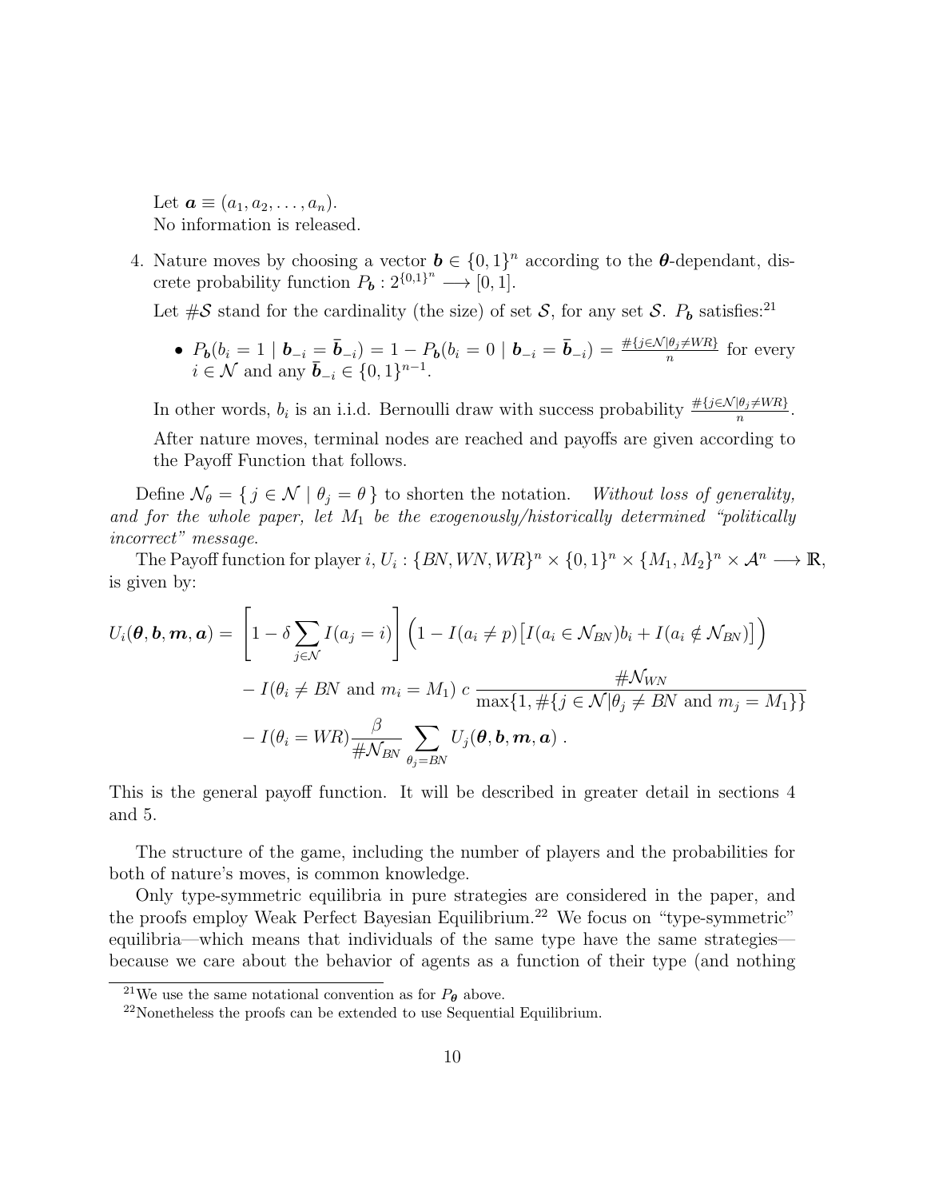Let $\boldsymbol{a} \equiv (a_1, a_2, \ldots, a_n)$.
No information is released.

4. Nature moves by choosing a vector $\boldsymbol{b} \in \{0,1\}^n$ according to the $\boldsymbol{\theta}$-dependant, discrete probability function $P_{\boldsymbol{b}} : 2^{\{0,1\}^n} \longrightarrow [0,1]$.

   Let $\#\mathcal{S}$ stand for the cardinality (the size) of set $\mathcal{S}$, for any set $\mathcal{S}$. $P_{\boldsymbol{b}}$ satisfies:[21]

   - $P_{\boldsymbol{b}}(b_i = 1 \mid \boldsymbol{b}_{-i} = \bar{\boldsymbol{b}}_{-i}) = 1 - P_{\boldsymbol{b}}(b_i = 0 \mid \boldsymbol{b}_{-i} = \bar{\boldsymbol{b}}_{-i}) = \frac{\#\{j \in \mathcal{N} | \theta_j \neq WR\}}{n}$ for every $i \in \mathcal{N}$ and any $\bar{\boldsymbol{b}}_{-i} \in \{0,1\}^{n-1}$.

   In other words, $b_i$ is an i.i.d. Bernoulli draw with success probability $\frac{\#\{j \in \mathcal{N} | \theta_j \neq WR\}}{n}$.

   After nature moves, terminal nodes are reached and payoffs are given according to the Payoff Function that follows.

Define $\mathcal{N}_\theta = \{\, j \in \mathcal{N} \mid \theta_j = \theta \,\}$ to shorten the notation. *Without loss of generality, and for the whole paper, let $M_1$ be the exogenously/historically determined "politically incorrect" message.*

The Payoff function for player $i$, $U_i : \{BN, WN, WR\}^n \times \{0,1\}^n \times \{M_1, M_2\}^n \times \mathcal{A}^n \longrightarrow \mathbb{R}$, is given by:

$$
\begin{aligned}
U_i(\boldsymbol{\theta}, \boldsymbol{b}, \boldsymbol{m}, \boldsymbol{a}) = &\left[1 - \delta \sum_{j \in \mathcal{N}} I(a_j = i)\right] \Big(1 - I(a_i \neq p)\big[I(a_i \in \mathcal{N}_{BN}) b_i + I(a_i \notin \mathcal{N}_{BN})\big]\Big) \\
&- I(\theta_i \neq BN \text{ and } m_i = M_1)\; c\; \frac{\#\mathcal{N}_{WN}}{\max\{1, \#\{j \in \mathcal{N} | \theta_j \neq BN \text{ and } m_j = M_1\}\}} \\
&- I(\theta_i = WR) \frac{\beta}{\#\mathcal{N}_{BN}} \sum_{\theta_j = BN} U_j(\boldsymbol{\theta}, \boldsymbol{b}, \boldsymbol{m}, \boldsymbol{a})\ .
\end{aligned}
$$

This is the general payoff function. It will be described in greater detail in sections 4 and 5.

The structure of the game, including the number of players and the probabilities for both of nature's moves, is common knowledge.

Only type-symmetric equilibria in pure strategies are considered in the paper, and the proofs employ Weak Perfect Bayesian Equilibrium.[22] We focus on "type-symmetric" equilibria—which means that individuals of the same type have the same strategies—because we care about the behavior of agents as a function of their type (and nothing

[21] We use the same notational convention as for $P_{\boldsymbol{\theta}}$ above.

[22] Nonetheless the proofs can be extended to use Sequential Equilibrium.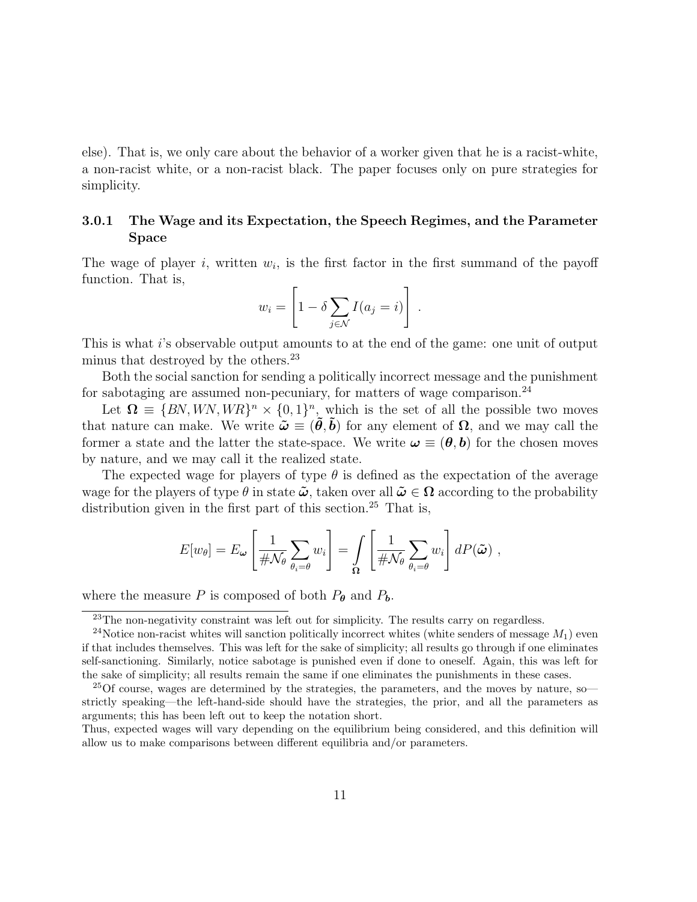else). That is, we only care about the behavior of a worker given that he is a racist-white, a non-racist white, or a non-racist black. The paper focuses only on pure strategies for simplicity.

### 3.0.1 The Wage and its Expectation, the Speech Regimes, and the Parameter Space

The wage of player $i$, written $w_i$, is the first factor in the first summand of the payoff function. That is,

$$w_i = \left[ 1 - \delta \sum_{j \in \mathcal{N}} I(a_j = i) \right] .$$

This is what $i$'s observable output amounts to at the end of the game: one unit of output minus that destroyed by the others.[23]

Both the social sanction for sending a politically incorrect message and the punishment for sabotaging are assumed non-pecuniary, for matters of wage comparison.[24]

Let $\mathbf{\Omega} \equiv \{BN, WN, WR\}^n \times \{0,1\}^n$, which is the set of all the possible two moves that nature can make. We write $\tilde{\boldsymbol{\omega}} \equiv (\tilde{\boldsymbol{\theta}}, \tilde{\boldsymbol{b}})$ for any element of $\mathbf{\Omega}$, and we may call the former a state and the latter the state-space. We write $\boldsymbol{\omega} \equiv (\boldsymbol{\theta}, \boldsymbol{b})$ for the chosen moves by nature, and we may call it the realized state.

The expected wage for players of type $\theta$ is defined as the expectation of the average wage for the players of type $\theta$ in state $\tilde{\boldsymbol{\omega}}$, taken over all $\tilde{\boldsymbol{\omega}} \in \mathbf{\Omega}$ according to the probability distribution given in the first part of this section.[25] That is,

$$E[w_\theta] = E_{\boldsymbol{\omega}} \left[ \frac{1}{\#\mathcal{N}_\theta} \sum_{\theta_i = \theta} w_i \right] = \int_{\mathbf{\Omega}} \left[ \frac{1}{\#\mathcal{N}_\theta} \sum_{\theta_i = \theta} w_i \right] dP(\tilde{\boldsymbol{\omega}}) \; ,$$

where the measure $P$ is composed of both $P_{\boldsymbol{\theta}}$ and $P_{\boldsymbol{b}}$.

---

[23] The non-negativity constraint was left out for simplicity. The results carry on regardless.

[24] Notice non-racist whites will sanction politically incorrect whites (white senders of message $M_1$) even if that includes themselves. This was left for the sake of simplicity; all results go through if one eliminates self-sanctioning. Similarly, notice sabotage is punished even if done to oneself. Again, this was left for the sake of simplicity; all results remain the same if one eliminates the punishments in these cases.

[25] Of course, wages are determined by the strategies, the parameters, and the moves by nature, so—strictly speaking—the left-hand-side should have the strategies, the prior, and all the parameters as arguments; this has been left out to keep the notation short.
Thus, expected wages will vary depending on the equilibrium being considered, and this definition will allow us to make comparisons between different equilibria and/or parameters.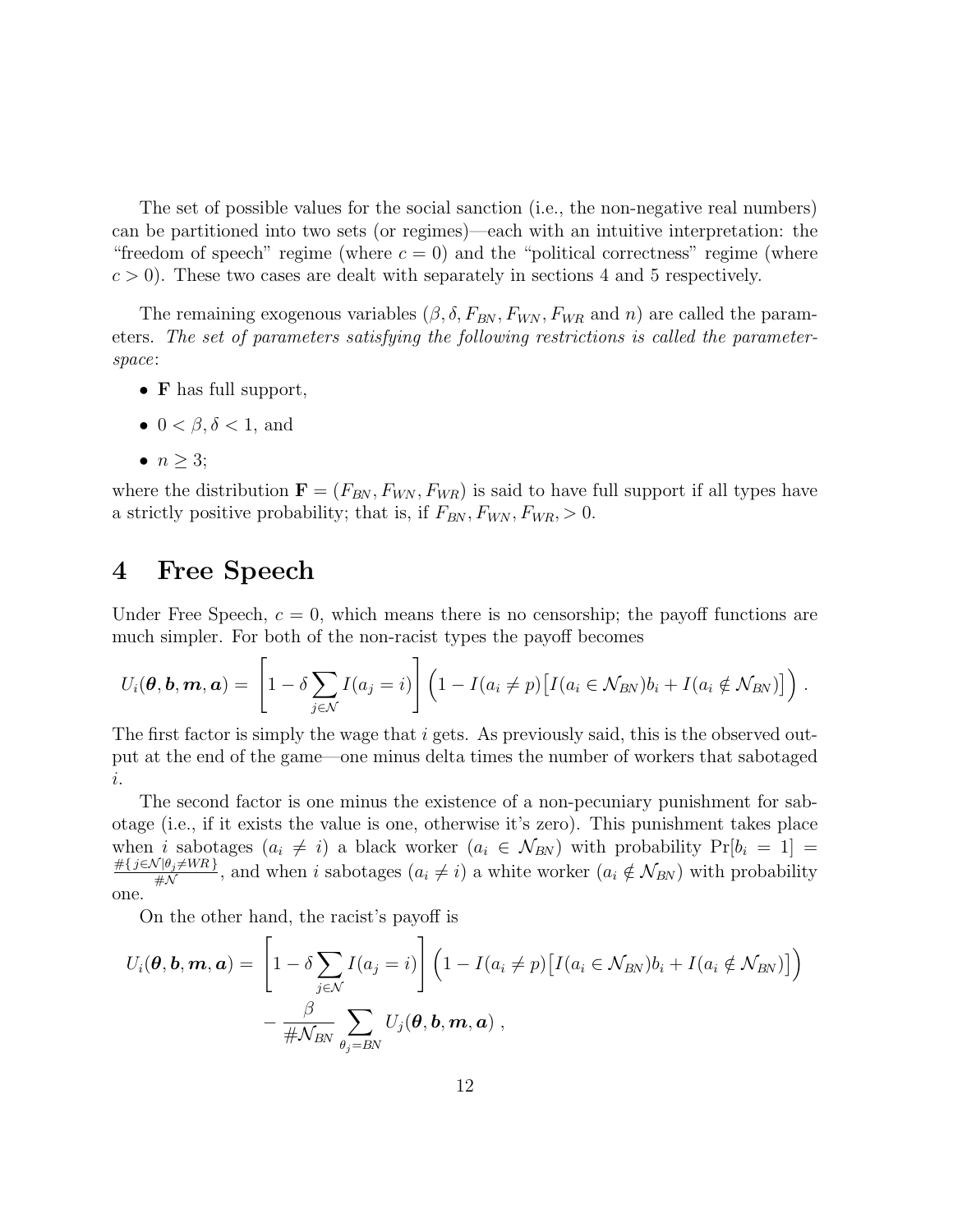The set of possible values for the social sanction (i.e., the non-negative real numbers) can be partitioned into two sets (or regimes)—each with an intuitive interpretation: the "freedom of speech" regime (where $c = 0$) and the "political correctness" regime (where $c > 0$). These two cases are dealt with separately in sections 4 and 5 respectively.

The remaining exogenous variables ($\beta, \delta, F_{BN}, F_{WN}, F_{WR}$ and $n$) are called the parameters. *The set of parameters satisfying the following restrictions is called the parameter-space*:

- $\mathbf{F}$ has full support,
- $0 < \beta, \delta < 1$, and
- $n \geq 3$;

where the distribution $\mathbf{F} = (F_{BN}, F_{WN}, F_{WR})$ is said to have full support if all types have a strictly positive probability; that is, if $F_{BN}, F_{WN}, F_{WR}, > 0$.

# 4 Free Speech

Under Free Speech, $c = 0$, which means there is no censorship; the payoff functions are much simpler. For both of the non-racist types the payoff becomes

$$U_i(\boldsymbol{\theta}, \boldsymbol{b}, \boldsymbol{m}, \boldsymbol{a}) = \left[1 - \delta \sum_{j \in \mathcal{N}} I(a_j = i)\right] \Big(1 - I(a_i \neq p)\big[I(a_i \in \mathcal{N}_{BN})b_i + I(a_i \notin \mathcal{N}_{BN})\big]\Big) .$$

The first factor is simply the wage that $i$ gets. As previously said, this is the observed output at the end of the game—one minus delta times the number of workers that sabotaged $i$.

The second factor is one minus the existence of a non-pecuniary punishment for sabotage (i.e., if it exists the value is one, otherwise it's zero). This punishment takes place when $i$ sabotages ($a_i \neq i$) a black worker ($a_i \in \mathcal{N}_{BN}$) with probability $\Pr[b_i = 1] = \frac{\#\{j \in \mathcal{N} | \theta_j \neq WR\}}{\#\mathcal{N}}$, and when $i$ sabotages ($a_i \neq i$) a white worker ($a_i \notin \mathcal{N}_{BN}$) with probability one.

On the other hand, the racist's payoff is

$$\begin{aligned} U_i(\boldsymbol{\theta}, \boldsymbol{b}, \boldsymbol{m}, \boldsymbol{a}) = &\left[1 - \delta \sum_{j \in \mathcal{N}} I(a_j = i)\right] \Big(1 - I(a_i \neq p)\big[I(a_i \in \mathcal{N}_{BN})b_i + I(a_i \notin \mathcal{N}_{BN})\big]\Big) \\ &- \frac{\beta}{\#\mathcal{N}_{BN}} \sum_{\theta_j = BN} U_j(\boldsymbol{\theta}, \boldsymbol{b}, \boldsymbol{m}, \boldsymbol{a}) \ , \end{aligned}$$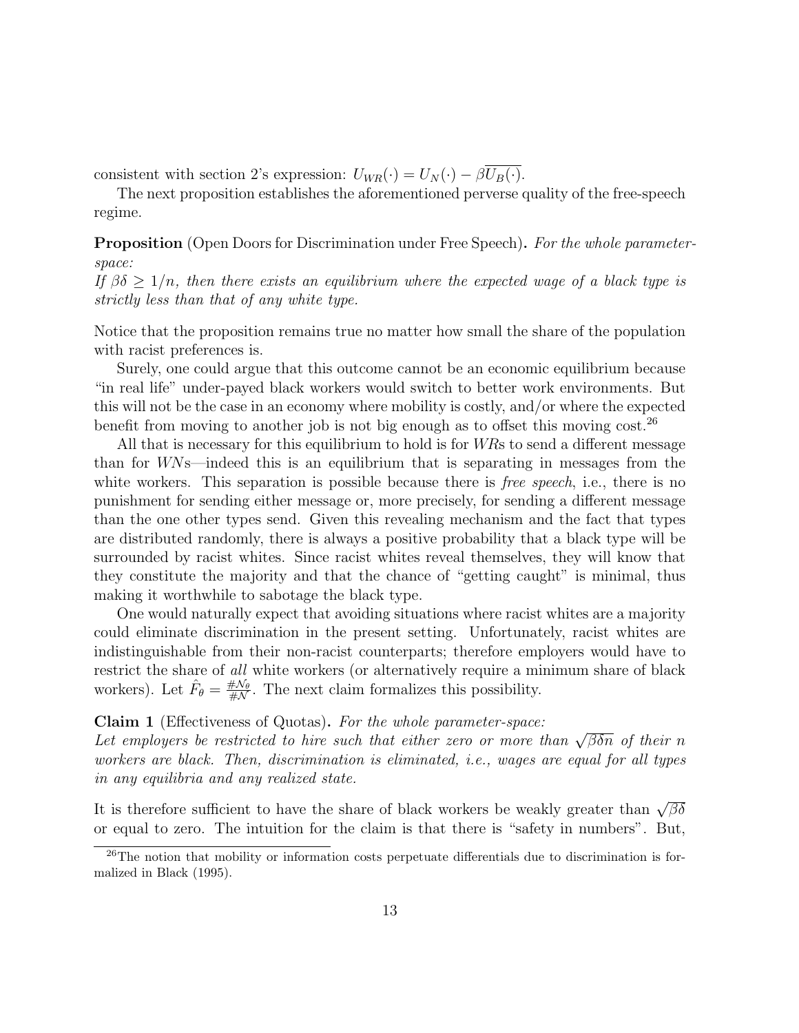consistent with section 2's expression: $U_{WR}(\cdot) = U_N(\cdot) - \beta\overline{U_B(\cdot)}$.

The next proposition establishes the aforementioned perverse quality of the free-speech regime.

**Proposition** (Open Doors for Discrimination under Free Speech)**.** *For the whole parameter-space:*
*If $\beta\delta \geq 1/n$, then there exists an equilibrium where the expected wage of a black type is strictly less than that of any white type.*

Notice that the proposition remains true no matter how small the share of the population with racist preferences is.

Surely, one could argue that this outcome cannot be an economic equilibrium because "in real life" under-payed black workers would switch to better work environments. But this will not be the case in an economy where mobility is costly, and/or where the expected benefit from moving to another job is not big enough as to offset this moving cost.[26]

All that is necessary for this equilibrium to hold is for *WR*s to send a different message than for *WN*s—indeed this is an equilibrium that is separating in messages from the white workers. This separation is possible because there is *free speech*, i.e., there is no punishment for sending either message or, more precisely, for sending a different message than the one other types send. Given this revealing mechanism and the fact that types are distributed randomly, there is always a positive probability that a black type will be surrounded by racist whites. Since racist whites reveal themselves, they will know that they constitute the majority and that the chance of "getting caught" is minimal, thus making it worthwhile to sabotage the black type.

One would naturally expect that avoiding situations where racist whites are a majority could eliminate discrimination in the present setting. Unfortunately, racist whites are indistinguishable from their non-racist counterparts; therefore employers would have to restrict the share of *all* white workers (or alternatively require a minimum share of black workers). Let $\hat{F}_\theta = \frac{\#\mathcal{N}_\theta}{\#\mathcal{N}}$. The next claim formalizes this possibility.

**Claim 1** (Effectiveness of Quotas)**.** *For the whole parameter-space:*
*Let employers be restricted to hire such that either zero or more than $\sqrt{\beta\delta n}$ of their $n$ workers are black. Then, discrimination is eliminated, i.e., wages are equal for all types in any equilibria and any realized state.*

It is therefore sufficient to have the share of black workers be weakly greater than $\sqrt{\beta\delta}$ or equal to zero. The intuition for the claim is that there is "safety in numbers". But,

[26] The notion that mobility or information costs perpetuate differentials due to discrimination is formalized in Black (1995).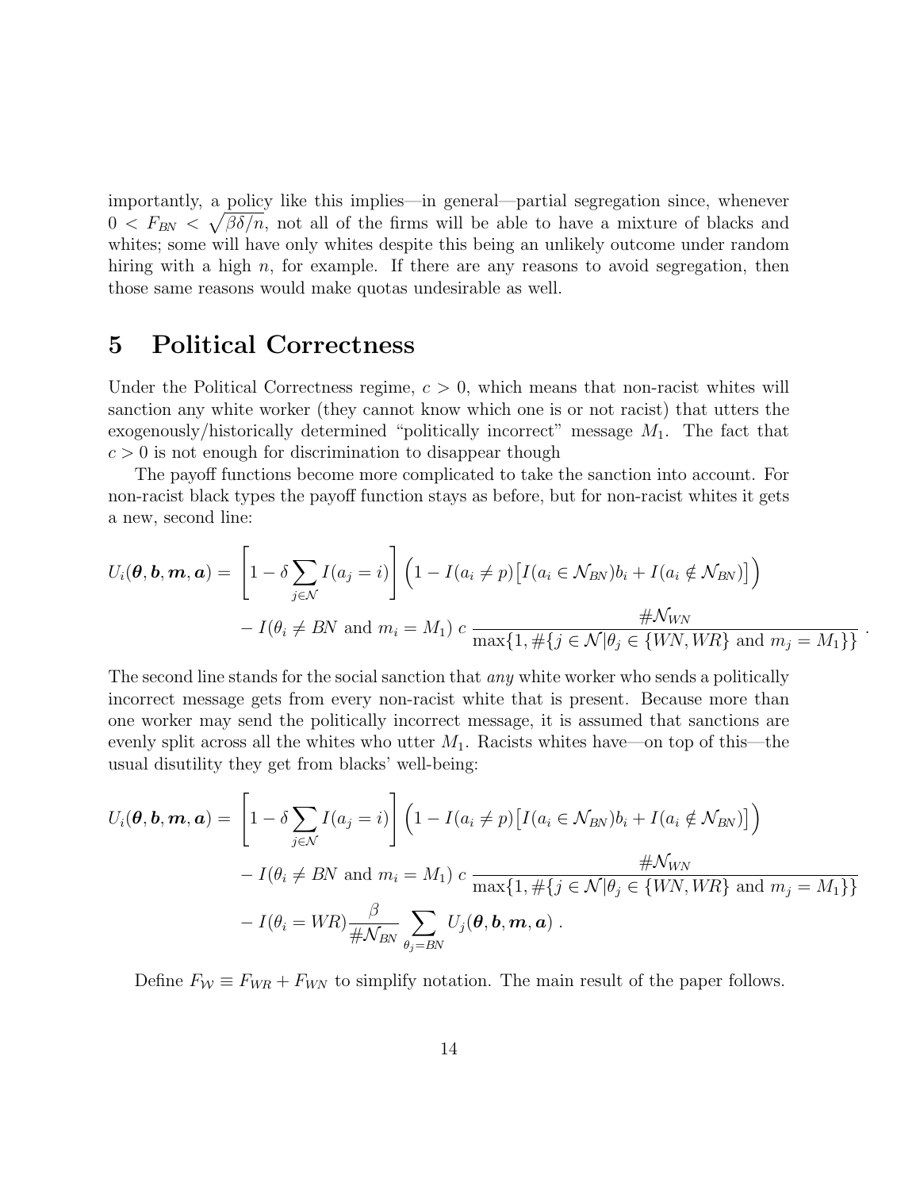importantly, a policy like this implies—in general—partial segregation since, whenever $0 < F_{BN} < \sqrt{\beta\delta/n}$, not all of the firms will be able to have a mixture of blacks and whites; some will have only whites despite this being an unlikely outcome under random hiring with a high $n$, for example. If there are any reasons to avoid segregation, then those same reasons would make quotas undesirable as well.

# 5 Political Correctness

Under the Political Correctness regime, $c > 0$, which means that non-racist whites will sanction any white worker (they cannot know which one is or not racist) that utters the exogenously/historically determined "politically incorrect" message $M_1$. The fact that $c > 0$ is not enough for discrimination to disappear though

The payoff functions become more complicated to take the sanction into account. For non-racist black types the payoff function stays as before, but for non-racist whites it gets a new, second line:

$$
\begin{aligned}
U_i(\boldsymbol{\theta}, \boldsymbol{b}, \boldsymbol{m}, \boldsymbol{a}) = & \left[1 - \delta \sum_{j \in \mathcal{N}} I(a_j = i)\right] \Big(1 - I(a_i \neq p)\big[I(a_i \in \mathcal{N}_{BN}) b_i + I(a_i \notin \mathcal{N}_{BN})\big]\Big) \\
& - I(\theta_i \neq BN \text{ and } m_i = M_1)\; c\; \frac{\#\mathcal{N}_{WN}}{\max\{1, \#\{j \in \mathcal{N} | \theta_j \in \{WN, WR\} \text{ and } m_j = M_1\}\}} .
\end{aligned}
$$

The second line stands for the social sanction that *any* white worker who sends a politically incorrect message gets from every non-racist white that is present. Because more than one worker may send the politically incorrect message, it is assumed that sanctions are evenly split across all the whites who utter $M_1$. Racists whites have—on top of this—the usual disutility they get from blacks' well-being:

$$
\begin{aligned}
U_i(\boldsymbol{\theta}, \boldsymbol{b}, \boldsymbol{m}, \boldsymbol{a}) = & \left[1 - \delta \sum_{j \in \mathcal{N}} I(a_j = i)\right] \Big(1 - I(a_i \neq p)\big[I(a_i \in \mathcal{N}_{BN}) b_i + I(a_i \notin \mathcal{N}_{BN})\big]\Big) \\
& - I(\theta_i \neq BN \text{ and } m_i = M_1)\; c\; \frac{\#\mathcal{N}_{WN}}{\max\{1, \#\{j \in \mathcal{N} | \theta_j \in \{WN, WR\} \text{ and } m_j = M_1\}\}} \\
& - I(\theta_i = WR) \frac{\beta}{\#\mathcal{N}_{BN}} \sum_{\theta_j = BN} U_j(\boldsymbol{\theta}, \boldsymbol{b}, \boldsymbol{m}, \boldsymbol{a}) .
\end{aligned}
$$

Define $F_{\mathcal{W}} \equiv F_{WR} + F_{WN}$ to simplify notation. The main result of the paper follows.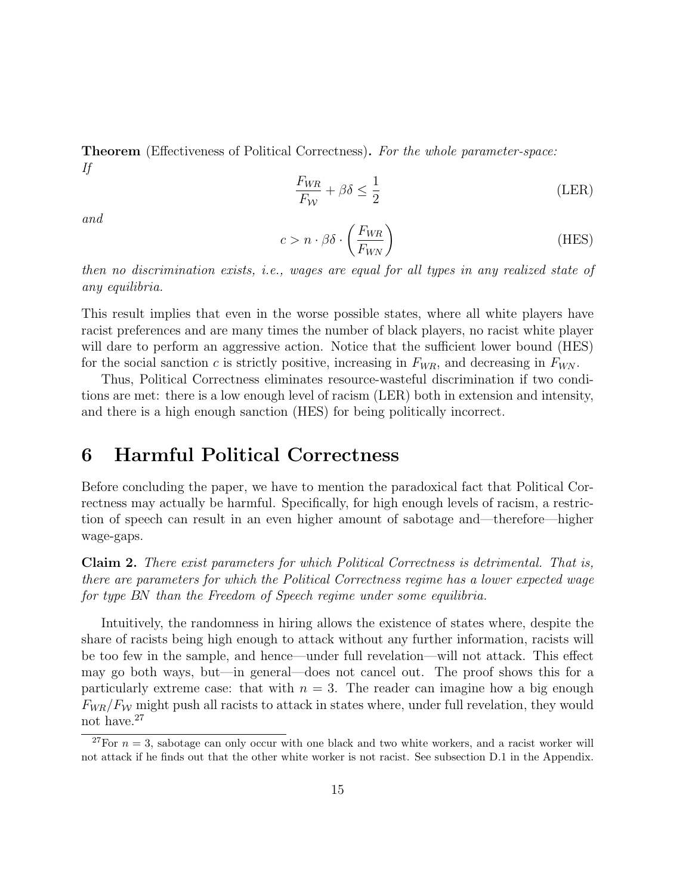**Theorem** (Effectiveness of Political Correctness)**.** *For the whole parameter-space: If*

$$\frac{F_{WR}}{F_{\mathcal{W}}} + \beta\delta \leq \frac{1}{2} \tag{LER}$$

*and*

$$c > n \cdot \beta\delta \cdot \left(\frac{F_{WR}}{F_{WN}}\right) \tag{HES}$$

*then no discrimination exists, i.e., wages are equal for all types in any realized state of any equilibria.*

This result implies that even in the worse possible states, where all white players have racist preferences and are many times the number of black players, no racist white player will dare to perform an aggressive action. Notice that the sufficient lower bound (HES) for the social sanction $c$ is strictly positive, increasing in $F_{WR}$, and decreasing in $F_{WN}$.

Thus, Political Correctness eliminates resource-wasteful discrimination if two conditions are met: there is a low enough level of racism (LER) both in extension and intensity, and there is a high enough sanction (HES) for being politically incorrect.

# 6 Harmful Political Correctness

Before concluding the paper, we have to mention the paradoxical fact that Political Correctness may actually be harmful. Specifically, for high enough levels of racism, a restriction of speech can result in an even higher amount of sabotage and—therefore—higher wage-gaps.

**Claim 2.** *There exist parameters for which Political Correctness is detrimental. That is, there are parameters for which the Political Correctness regime has a lower expected wage for type BN than the Freedom of Speech regime under some equilibria.*

Intuitively, the randomness in hiring allows the existence of states where, despite the share of racists being high enough to attack without any further information, racists will be too few in the sample, and hence—under full revelation—will not attack. This effect may go both ways, but—in general—does not cancel out. The proof shows this for a particularly extreme case: that with $n = 3$. The reader can imagine how a big enough $F_{WR}/F_{\mathcal{W}}$ might push all racists to attack in states where, under full revelation, they would not have.[27]

[27] For $n = 3$, sabotage can only occur with one black and two white workers, and a racist worker will not attack if he finds out that the other white worker is not racist. See subsection D.1 in the Appendix.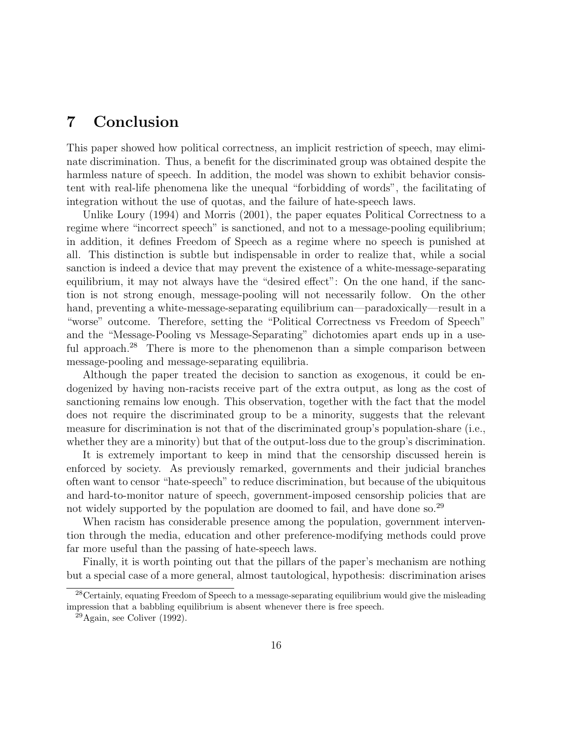# 7 Conclusion

This paper showed how political correctness, an implicit restriction of speech, may eliminate discrimination. Thus, a benefit for the discriminated group was obtained despite the harmless nature of speech. In addition, the model was shown to exhibit behavior consistent with real-life phenomena like the unequal "forbidding of words", the facilitating of integration without the use of quotas, and the failure of hate-speech laws.

Unlike Loury (1994) and Morris (2001), the paper equates Political Correctness to a regime where "incorrect speech" is sanctioned, and not to a message-pooling equilibrium; in addition, it defines Freedom of Speech as a regime where no speech is punished at all. This distinction is subtle but indispensable in order to realize that, while a social sanction is indeed a device that may prevent the existence of a white-message-separating equilibrium, it may not always have the "desired effect": On the one hand, if the sanction is not strong enough, message-pooling will not necessarily follow. On the other hand, preventing a white-message-separating equilibrium can—paradoxically—result in a "worse" outcome. Therefore, setting the "Political Correctness vs Freedom of Speech" and the "Message-Pooling vs Message-Separating" dichotomies apart ends up in a useful approach.[28] There is more to the phenomenon than a simple comparison between message-pooling and message-separating equilibria.

Although the paper treated the decision to sanction as exogenous, it could be endogenized by having non-racists receive part of the extra output, as long as the cost of sanctioning remains low enough. This observation, together with the fact that the model does not require the discriminated group to be a minority, suggests that the relevant measure for discrimination is not that of the discriminated group's population-share (i.e., whether they are a minority) but that of the output-loss due to the group's discrimination.

It is extremely important to keep in mind that the censorship discussed herein is enforced by society. As previously remarked, governments and their judicial branches often want to censor "hate-speech" to reduce discrimination, but because of the ubiquitous and hard-to-monitor nature of speech, government-imposed censorship policies that are not widely supported by the population are doomed to fail, and have done so.[29]

When racism has considerable presence among the population, government intervention through the media, education and other preference-modifying methods could prove far more useful than the passing of hate-speech laws.

Finally, it is worth pointing out that the pillars of the paper's mechanism are nothing but a special case of a more general, almost tautological, hypothesis: discrimination arises

[28] Certainly, equating Freedom of Speech to a message-separating equilibrium would give the misleading impression that a babbling equilibrium is absent whenever there is free speech.

[29] Again, see Coliver (1992).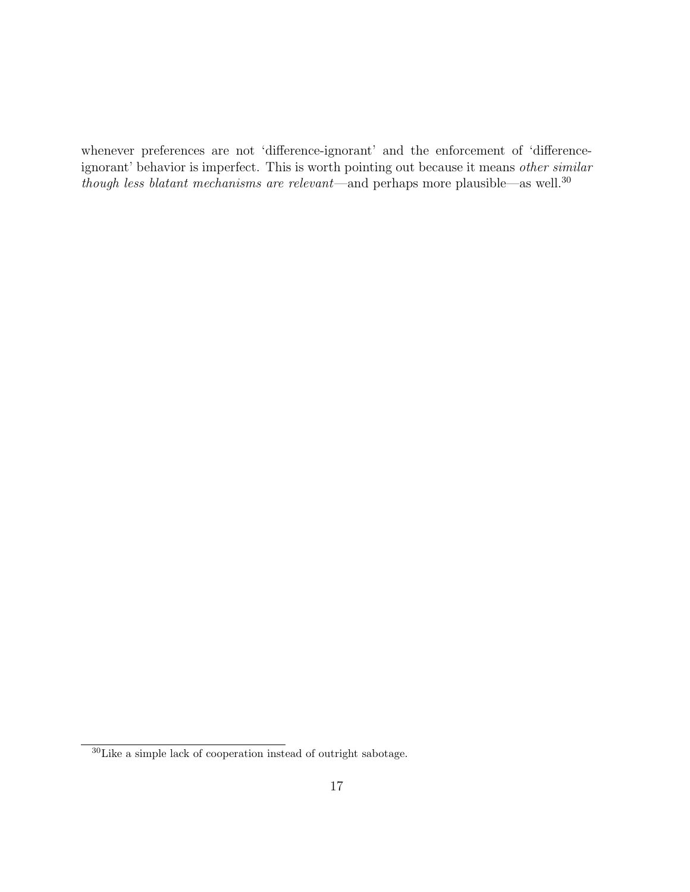whenever preferences are not ‘difference-ignorant’ and the enforcement of ‘difference-ignorant’ behavior is imperfect. This is worth pointing out because it means *other similar though less blatant mechanisms are relevant*—and perhaps more plausible—as well.[30]

[30] Like a simple lack of cooperation instead of outright sabotage.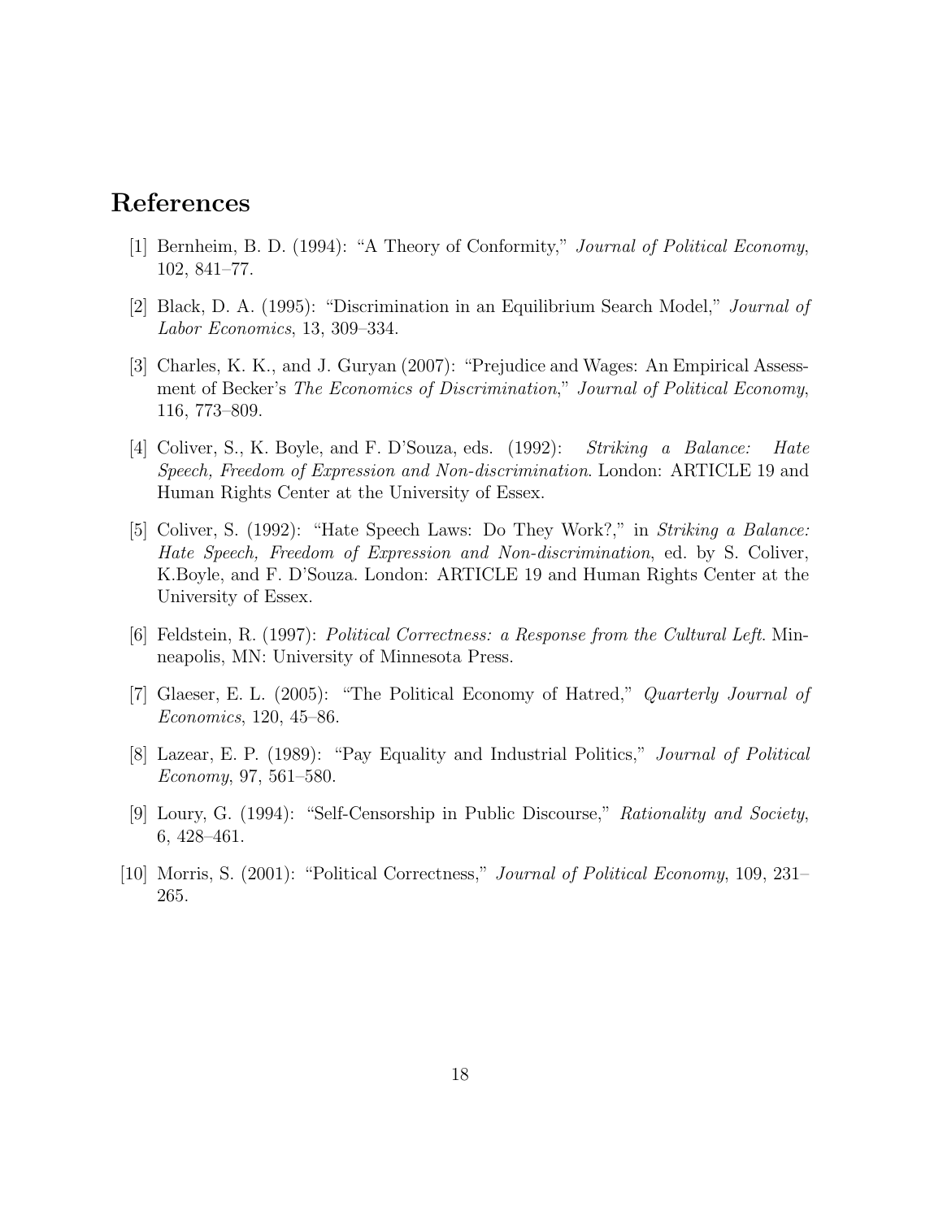# References

[1] Bernheim, B. D. (1994): "A Theory of Conformity," *Journal of Political Economy*, 102, 841–77.

[2] Black, D. A. (1995): "Discrimination in an Equilibrium Search Model," *Journal of Labor Economics*, 13, 309–334.

[3] Charles, K. K., and J. Guryan (2007): "Prejudice and Wages: An Empirical Assessment of Becker's *The Economics of Discrimination*," *Journal of Political Economy*, 116, 773–809.

[4] Coliver, S., K. Boyle, and F. D'Souza, eds. (1992): *Striking a Balance: Hate Speech, Freedom of Expression and Non-discrimination*. London: ARTICLE 19 and Human Rights Center at the University of Essex.

[5] Coliver, S. (1992): "Hate Speech Laws: Do They Work?," in *Striking a Balance: Hate Speech, Freedom of Expression and Non-discrimination*, ed. by S. Coliver, K.Boyle, and F. D'Souza. London: ARTICLE 19 and Human Rights Center at the University of Essex.

[6] Feldstein, R. (1997): *Political Correctness: a Response from the Cultural Left*. Minneapolis, MN: University of Minnesota Press.

[7] Glaeser, E. L. (2005): "The Political Economy of Hatred," *Quarterly Journal of Economics*, 120, 45–86.

[8] Lazear, E. P. (1989): "Pay Equality and Industrial Politics," *Journal of Political Economy*, 97, 561–580.

[9] Loury, G. (1994): "Self-Censorship in Public Discourse," *Rationality and Society*, 6, 428–461.

[10] Morris, S. (2001): "Political Correctness," *Journal of Political Economy*, 109, 231–265.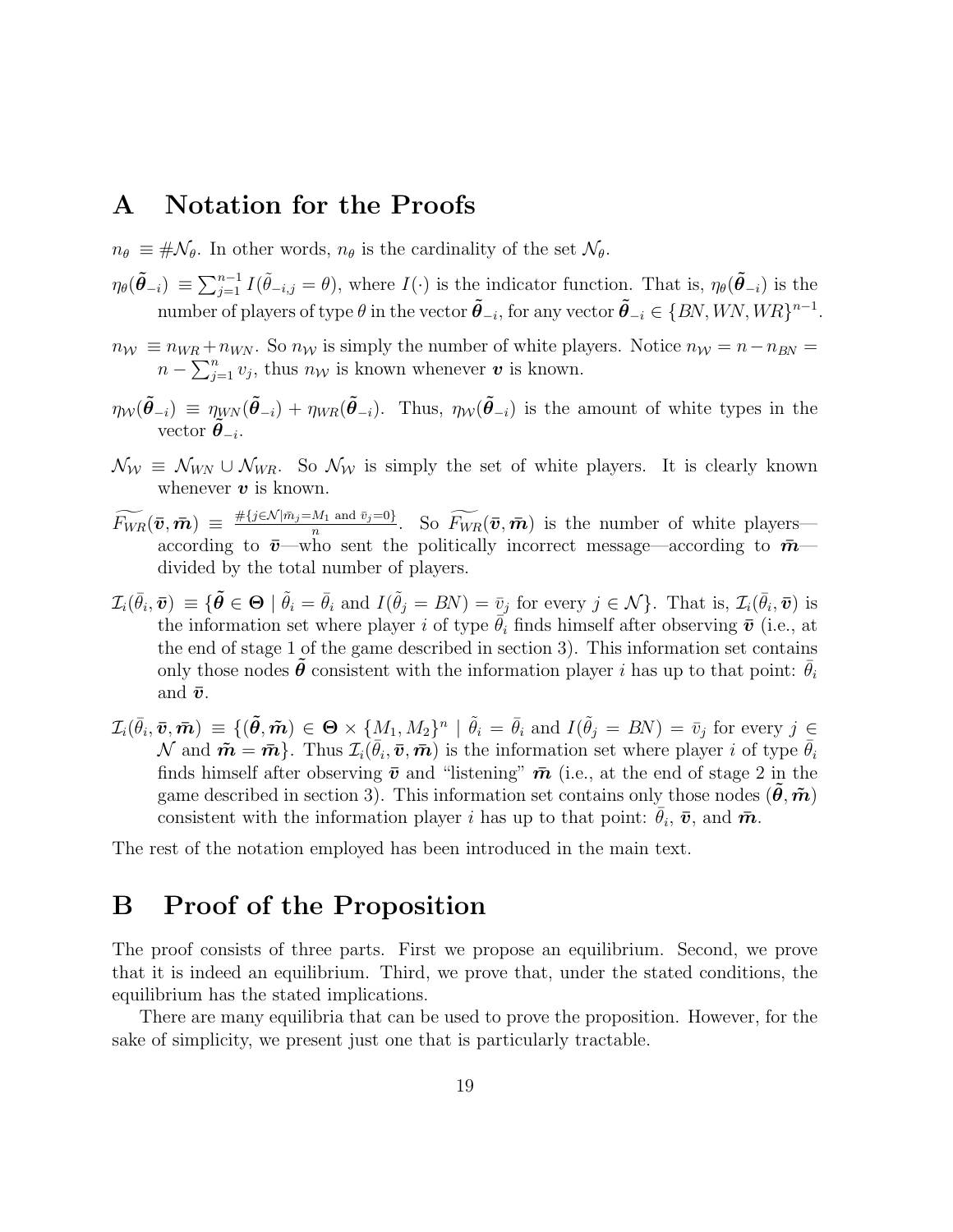# A Notation for the Proofs

$n_\theta \equiv \#\mathcal{N}_\theta$. In other words, $n_\theta$ is the cardinality of the set $\mathcal{N}_\theta$.

$\eta_\theta(\tilde{\boldsymbol{\theta}}_{-i}) \equiv \sum_{j=1}^{n-1} I(\tilde{\theta}_{-i,j} = \theta)$, where $I(\cdot)$ is the indicator function. That is, $\eta_\theta(\tilde{\boldsymbol{\theta}}_{-i})$ is the number of players of type $\theta$ in the vector $\tilde{\boldsymbol{\theta}}_{-i}$, for any vector $\tilde{\boldsymbol{\theta}}_{-i} \in \{BN, WN, WR\}^{n-1}$.

$n_\mathcal{W} \equiv n_{WR} + n_{WN}$. So $n_\mathcal{W}$ is simply the number of white players. Notice $n_\mathcal{W} = n - n_{BN} = n - \sum_{j=1}^{n} v_j$, thus $n_\mathcal{W}$ is known whenever $\boldsymbol{v}$ is known.

$\eta_\mathcal{W}(\tilde{\boldsymbol{\theta}}_{-i}) \equiv \eta_{WN}(\tilde{\boldsymbol{\theta}}_{-i}) + \eta_{WR}(\tilde{\boldsymbol{\theta}}_{-i})$. Thus, $\eta_\mathcal{W}(\tilde{\boldsymbol{\theta}}_{-i})$ is the amount of white types in the vector $\tilde{\boldsymbol{\theta}}_{-i}$.

$\mathcal{N}_\mathcal{W} \equiv \mathcal{N}_{WN} \cup \mathcal{N}_{WR}$. So $\mathcal{N}_\mathcal{W}$ is simply the set of white players. It is clearly known whenever $\boldsymbol{v}$ is known.

$\widetilde{F_{WR}}(\bar{\boldsymbol{v}}, \bar{\boldsymbol{m}}) \equiv \frac{\#\{j \in \mathcal{N} | \bar{m}_j = M_1 \text{ and } \bar{v}_j = 0\}}{n}$. So $\widetilde{F_{WR}}(\bar{\boldsymbol{v}}, \bar{\boldsymbol{m}})$ is the number of white players—according to $\bar{\boldsymbol{v}}$—who sent the politically incorrect message—according to $\bar{\boldsymbol{m}}$—divided by the total number of players.

$\mathcal{I}_i(\bar{\theta}_i, \bar{\boldsymbol{v}}) \equiv \{\tilde{\boldsymbol{\theta}} \in \boldsymbol{\Theta} \mid \tilde{\theta}_i = \bar{\theta}_i \text{ and } I(\tilde{\theta}_j = BN) = \bar{v}_j \text{ for every } j \in \mathcal{N}\}$. That is, $\mathcal{I}_i(\bar{\theta}_i, \bar{\boldsymbol{v}})$ is the information set where player $i$ of type $\bar{\theta}_i$ finds himself after observing $\bar{\boldsymbol{v}}$ (i.e., at the end of stage 1 of the game described in section 3). This information set contains only those nodes $\tilde{\boldsymbol{\theta}}$ consistent with the information player $i$ has up to that point: $\bar{\theta}_i$ and $\bar{\boldsymbol{v}}$.

$\mathcal{I}_i(\bar{\theta}_i, \bar{\boldsymbol{v}}, \bar{\boldsymbol{m}}) \equiv \{(\tilde{\boldsymbol{\theta}}, \tilde{\boldsymbol{m}}) \in \boldsymbol{\Theta} \times \{M_1, M_2\}^n \mid \tilde{\theta}_i = \bar{\theta}_i \text{ and } I(\tilde{\theta}_j = BN) = \bar{v}_j \text{ for every } j \in \mathcal{N} \text{ and } \tilde{\boldsymbol{m}} = \bar{\boldsymbol{m}}\}$. Thus $\mathcal{I}_i(\bar{\theta}_i, \bar{\boldsymbol{v}}, \bar{\boldsymbol{m}})$ is the information set where player $i$ of type $\bar{\theta}_i$ finds himself after observing $\bar{\boldsymbol{v}}$ and "listening" $\bar{\boldsymbol{m}}$ (i.e., at the end of stage 2 in the game described in section 3). This information set contains only those nodes $(\tilde{\boldsymbol{\theta}}, \tilde{\boldsymbol{m}})$ consistent with the information player $i$ has up to that point: $\bar{\theta}_i$, $\bar{\boldsymbol{v}}$, and $\bar{\boldsymbol{m}}$.

The rest of the notation employed has been introduced in the main text.

# B Proof of the Proposition

The proof consists of three parts. First we propose an equilibrium. Second, we prove that it is indeed an equilibrium. Third, we prove that, under the stated conditions, the equilibrium has the stated implications.

There are many equilibria that can be used to prove the proposition. However, for the sake of simplicity, we present just one that is particularly tractable.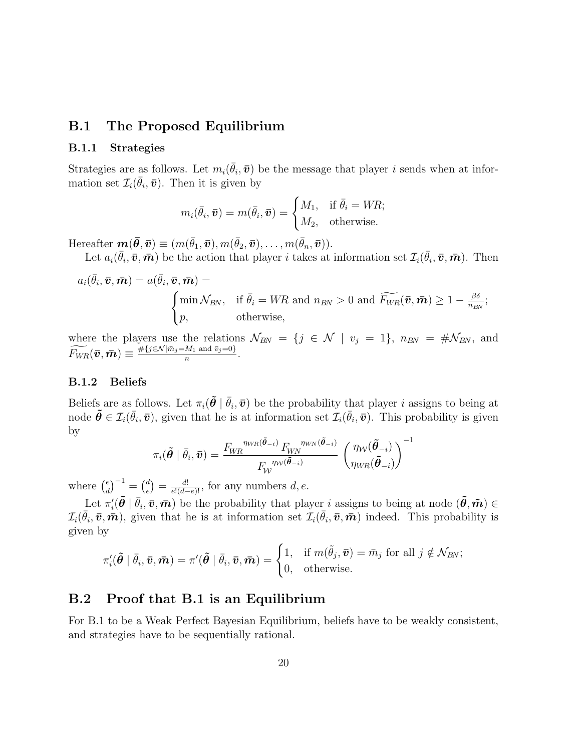## B.1 The Proposed Equilibrium

### B.1.1 Strategies

Strategies are as follows. Let $m_i(\bar{\theta}_i, \bar{\boldsymbol{v}})$ be the message that player $i$ sends when at information set $\mathcal{I}_i(\bar{\theta}_i, \bar{\boldsymbol{v}})$. Then it is given by

$$m_i(\bar{\theta}_i, \bar{\boldsymbol{v}}) = m(\bar{\theta}_i, \bar{\boldsymbol{v}}) = \begin{cases} M_1, & \text{if } \bar{\theta}_i = WR; \\ M_2, & \text{otherwise.} \end{cases}$$

Hereafter $\boldsymbol{m}(\bar{\boldsymbol{\theta}}, \bar{\boldsymbol{v}}) \equiv (m(\bar{\theta}_1, \bar{\boldsymbol{v}}), m(\bar{\theta}_2, \bar{\boldsymbol{v}}), \ldots, m(\bar{\theta}_n, \bar{\boldsymbol{v}}))$.

Let $a_i(\bar{\theta}_i, \bar{\boldsymbol{v}}, \bar{\boldsymbol{m}})$ be the action that player $i$ takes at information set $\mathcal{I}_i(\bar{\theta}_i, \bar{\boldsymbol{v}}, \bar{\boldsymbol{m}})$. Then

$$a_i(\bar{\theta}_i, \bar{\boldsymbol{v}}, \bar{\boldsymbol{m}}) = a(\bar{\theta}_i, \bar{\boldsymbol{v}}, \bar{\boldsymbol{m}}) = \begin{cases} \min \mathcal{N}_{BN}, & \text{if } \bar{\theta}_i = WR \text{ and } n_{BN} > 0 \text{ and } \widetilde{F_{WR}}(\bar{\boldsymbol{v}}, \bar{\boldsymbol{m}}) \geq 1 - \frac{\beta\delta}{n_{BN}}; \\ p, & \text{otherwise,} \end{cases}$$

where the players use the relations $\mathcal{N}_{BN} = \{j \in \mathcal{N} \mid v_j = 1\}$, $n_{BN} = \#\mathcal{N}_{BN}$, and $\widetilde{F_{WR}}(\bar{\boldsymbol{v}}, \bar{\boldsymbol{m}}) \equiv \frac{\#\{j \in \mathcal{N} \mid \bar{m}_j = M_1 \text{ and } \bar{v}_j = 0\}}{n}$.

### B.1.2 Beliefs

Beliefs are as follows. Let $\pi_i(\tilde{\boldsymbol{\theta}} \mid \bar{\theta}_i, \bar{\boldsymbol{v}})$ be the probability that player $i$ assigns to being at node $\tilde{\boldsymbol{\theta}} \in \mathcal{I}_i(\bar{\theta}_i, \bar{\boldsymbol{v}})$, given that he is at information set $\mathcal{I}_i(\bar{\theta}_i, \bar{\boldsymbol{v}})$. This probability is given by

$$\pi_i(\tilde{\boldsymbol{\theta}} \mid \bar{\theta}_i, \bar{\boldsymbol{v}}) = \frac{{F_{WR}}^{\eta_{WR}(\tilde{\boldsymbol{\theta}}_{-i})} \, {F_{WN}}^{\eta_{WN}(\tilde{\boldsymbol{\theta}}_{-i})}}{{F_{\mathcal{W}}}^{\eta_{\mathcal{W}}(\tilde{\boldsymbol{\theta}}_{-i})}} \binom{\eta_{\mathcal{W}}(\tilde{\boldsymbol{\theta}}_{-i})}{\eta_{WR}(\tilde{\boldsymbol{\theta}}_{-i})}^{-1}$$

where $\binom{e}{d}^{-1} = \binom{d}{e} = \frac{d!}{e!(d-e)!}$, for any numbers $d, e$.

Let $\pi_i'(\tilde{\boldsymbol{\theta}} \mid \bar{\theta}_i, \bar{\boldsymbol{v}}, \bar{\boldsymbol{m}})$ be the probability that player $i$ assigns to being at node $(\tilde{\boldsymbol{\theta}}, \tilde{\boldsymbol{m}}) \in \mathcal{I}_i(\bar{\theta}_i, \bar{\boldsymbol{v}}, \bar{\boldsymbol{m}})$, given that he is at information set $\mathcal{I}_i(\bar{\theta}_i, \bar{\boldsymbol{v}}, \bar{\boldsymbol{m}})$ indeed. This probability is given by

$$\pi_i'(\tilde{\boldsymbol{\theta}} \mid \bar{\theta}_i, \bar{\boldsymbol{v}}, \bar{\boldsymbol{m}}) = \pi'(\tilde{\boldsymbol{\theta}} \mid \bar{\theta}_i, \bar{\boldsymbol{v}}, \bar{\boldsymbol{m}}) = \begin{cases} 1, & \text{if } m(\tilde{\theta}_j, \bar{\boldsymbol{v}}) = \bar{m}_j \text{ for all } j \notin \mathcal{N}_{BN}; \\ 0, & \text{otherwise.} \end{cases}$$

## B.2 Proof that B.1 is an Equilibrium

For B.1 to be a Weak Perfect Bayesian Equilibrium, beliefs have to be weakly consistent, and strategies have to be sequentially rational.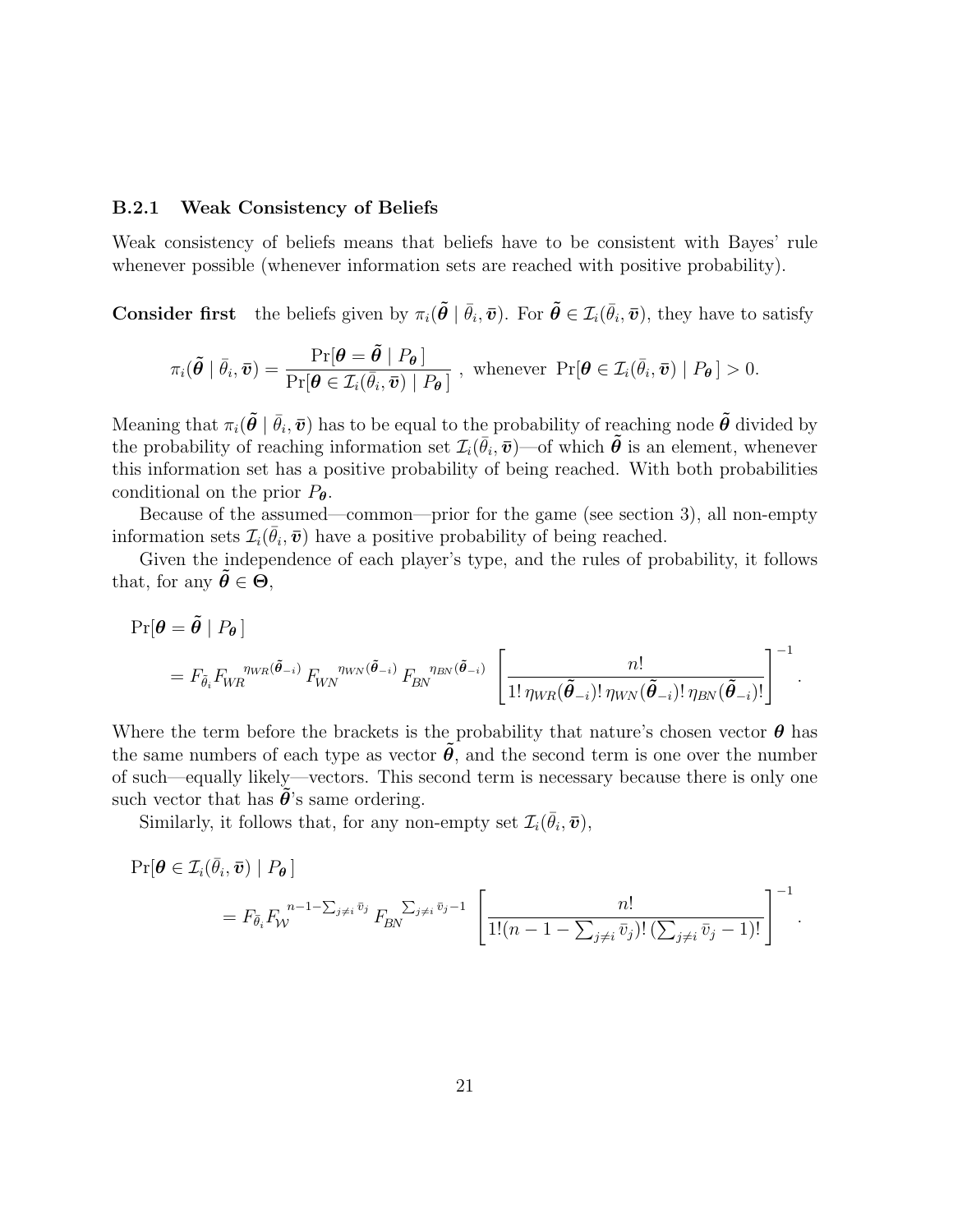### B.2.1 Weak Consistency of Beliefs

Weak consistency of beliefs means that beliefs have to be consistent with Bayes' rule whenever possible (whenever information sets are reached with positive probability).

**Consider first** the beliefs given by $\pi_i(\tilde{\boldsymbol{\theta}} \mid \bar{\theta}_i, \bar{\boldsymbol{v}})$. For $\tilde{\boldsymbol{\theta}} \in \mathcal{I}_i(\bar{\theta}_i, \bar{\boldsymbol{v}})$, they have to satisfy

$$\pi_i(\tilde{\boldsymbol{\theta}} \mid \bar{\theta}_i, \bar{\boldsymbol{v}}) = \frac{\Pr[\boldsymbol{\theta} = \tilde{\boldsymbol{\theta}} \mid P_{\boldsymbol{\theta}}\,]}{\Pr[\boldsymbol{\theta} \in \mathcal{I}_i(\bar{\theta}_i, \bar{\boldsymbol{v}}) \mid P_{\boldsymbol{\theta}}\,]}\ , \ \text{ whenever } \Pr[\boldsymbol{\theta} \in \mathcal{I}_i(\bar{\theta}_i, \bar{\boldsymbol{v}}) \mid P_{\boldsymbol{\theta}}\,] > 0.$$

Meaning that $\pi_i(\tilde{\boldsymbol{\theta}} \mid \bar{\theta}_i, \bar{\boldsymbol{v}})$ has to be equal to the probability of reaching node $\tilde{\boldsymbol{\theta}}$ divided by the probability of reaching information set $\mathcal{I}_i(\bar{\theta}_i, \bar{\boldsymbol{v}})$—of which $\tilde{\boldsymbol{\theta}}$ is an element, whenever this information set has a positive probability of being reached. With both probabilities conditional on the prior $P_{\boldsymbol{\theta}}$.

Because of the assumed—common—prior for the game (see section 3), all non-empty information sets $\mathcal{I}_i(\bar{\theta}_i, \bar{\boldsymbol{v}})$ have a positive probability of being reached.

Given the independence of each player's type, and the rules of probability, it follows that, for any $\tilde{\boldsymbol{\theta}} \in \boldsymbol{\Theta}$,

$$\begin{aligned}
&\Pr[\boldsymbol{\theta} = \tilde{\boldsymbol{\theta}} \mid P_{\boldsymbol{\theta}}\,] \\
&\quad = F_{\bar{\theta}_i} {F_{WR}}^{\eta_{WR}(\tilde{\boldsymbol{\theta}}_{-i})}\, {F_{WN}}^{\eta_{WN}(\tilde{\boldsymbol{\theta}}_{-i})}\, {F_{BN}}^{\eta_{BN}(\tilde{\boldsymbol{\theta}}_{-i})} \left[ \frac{n!}{1!\,\eta_{WR}(\tilde{\boldsymbol{\theta}}_{-i})!\,\eta_{WN}(\tilde{\boldsymbol{\theta}}_{-i})!\,\eta_{BN}(\tilde{\boldsymbol{\theta}}_{-i})!} \right]^{-1}.
\end{aligned}$$

Where the term before the brackets is the probability that nature's chosen vector $\boldsymbol{\theta}$ has the same numbers of each type as vector $\tilde{\boldsymbol{\theta}}$, and the second term is one over the number of such—equally likely—vectors. This second term is necessary because there is only one such vector that has $\tilde{\boldsymbol{\theta}}$'s same ordering.

Similarly, it follows that, for any non-empty set $\mathcal{I}_i(\bar{\theta}_i, \bar{\boldsymbol{v}})$,

$$\begin{aligned}
&\Pr[\boldsymbol{\theta} \in \mathcal{I}_i(\bar{\theta}_i, \bar{\boldsymbol{v}}) \mid P_{\boldsymbol{\theta}}\,] \\
&\qquad\qquad = F_{\bar{\theta}_i} {F_{\mathcal{W}}}^{n-1-\sum_{j\neq i}\bar{v}_j}\, {F_{BN}}^{\sum_{j\neq i}\bar{v}_j - 1} \left[ \frac{n!}{1!(n-1-\sum_{j\neq i}\bar{v}_j)!\,(\sum_{j\neq i}\bar{v}_j - 1)!} \right]^{-1}.
\end{aligned}$$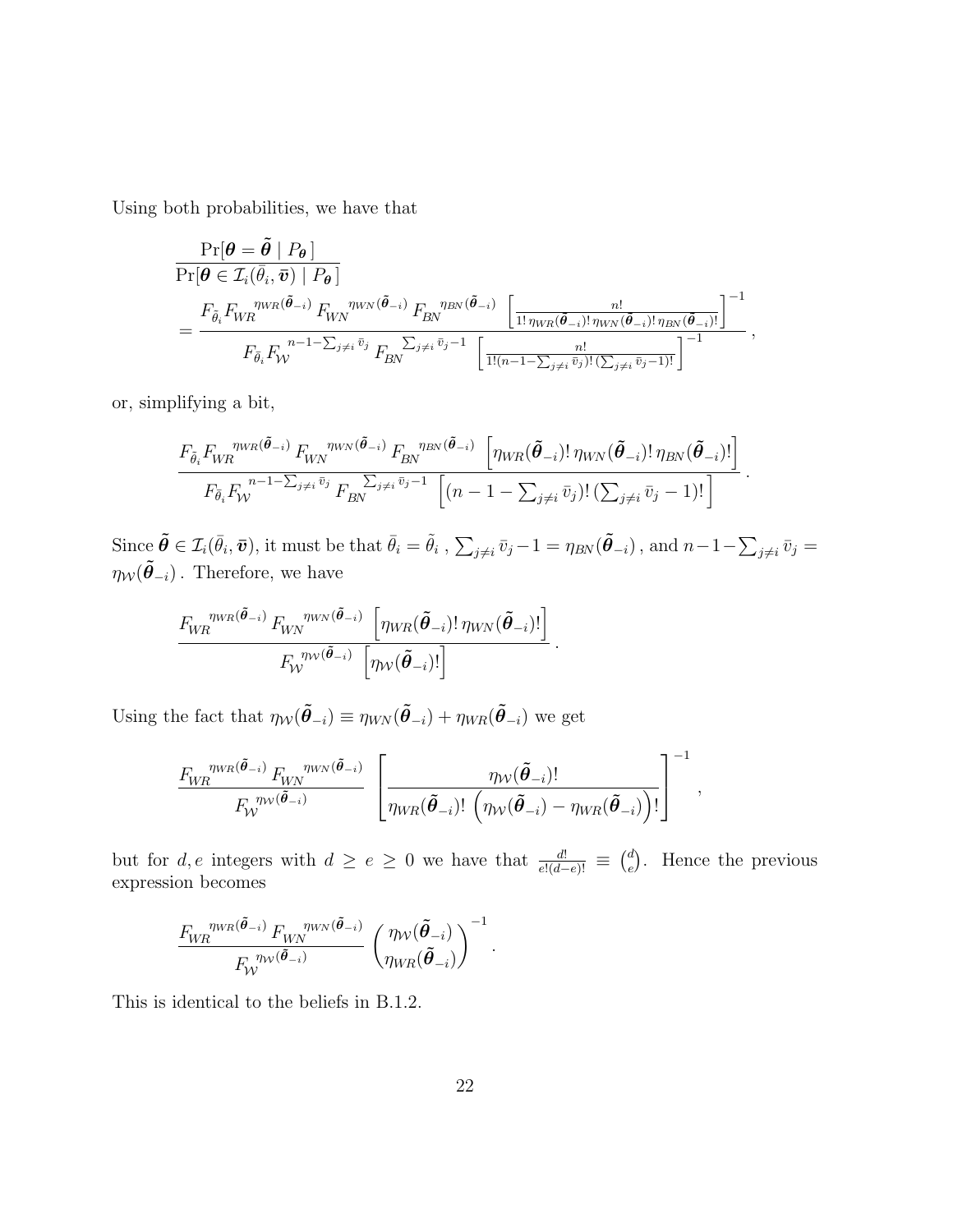Using both probabilities, we have that

$$
\frac{\Pr[\boldsymbol{\theta} = \tilde{\boldsymbol{\theta}} \mid P_{\boldsymbol{\theta}}\,]}{\Pr[\boldsymbol{\theta} \in \mathcal{I}_i(\bar{\theta}_i, \bar{\boldsymbol{v}}) \mid P_{\boldsymbol{\theta}}\,]}
= \frac{F_{\bar{\theta}_i} {F_{WR}}^{\eta_{WR}(\tilde{\boldsymbol{\theta}}_{-i})} \, {F_{WN}}^{\eta_{WN}(\tilde{\boldsymbol{\theta}}_{-i})} \, {F_{BN}}^{\eta_{BN}(\tilde{\boldsymbol{\theta}}_{-i})} \, \left[\frac{n!}{1!\,\eta_{WR}(\tilde{\boldsymbol{\theta}}_{-i})!\,\eta_{WN}(\tilde{\boldsymbol{\theta}}_{-i})!\,\eta_{BN}(\tilde{\boldsymbol{\theta}}_{-i})!}\right]^{-1}}{F_{\bar{\theta}_i} {F_{\mathcal{W}}}^{n-1-\sum_{j\neq i}\bar{v}_j} \, {F_{BN}}^{\sum_{j\neq i}\bar{v}_j - 1} \, \left[\frac{n!}{1!(n-1-\sum_{j\neq i}\bar{v}_j)!\,(\sum_{j\neq i}\bar{v}_j - 1)!}\right]^{-1}},
$$

or, simplifying a bit,

$$
\frac{F_{\bar{\theta}_i} {F_{WR}}^{\eta_{WR}(\tilde{\boldsymbol{\theta}}_{-i})} \, {F_{WN}}^{\eta_{WN}(\tilde{\boldsymbol{\theta}}_{-i})} \, {F_{BN}}^{\eta_{BN}(\tilde{\boldsymbol{\theta}}_{-i})} \, \left[\eta_{WR}(\tilde{\boldsymbol{\theta}}_{-i})!\,\eta_{WN}(\tilde{\boldsymbol{\theta}}_{-i})!\,\eta_{BN}(\tilde{\boldsymbol{\theta}}_{-i})!\right]}{F_{\bar{\theta}_i} {F_{\mathcal{W}}}^{n-1-\sum_{j\neq i}\bar{v}_j} \, {F_{BN}}^{\sum_{j\neq i}\bar{v}_j - 1} \, \left[(n-1-\sum_{j\neq i}\bar{v}_j)!\,(\sum_{j\neq i}\bar{v}_j - 1)!\right]}.
$$

Since $\tilde{\boldsymbol{\theta}} \in \mathcal{I}_i(\bar{\theta}_i, \bar{\boldsymbol{v}})$, it must be that $\bar{\theta}_i = \tilde{\theta}_i$ , $\sum_{j\neq i}\bar{v}_j - 1 = \eta_{BN}(\tilde{\boldsymbol{\theta}}_{-i})$ , and $n-1-\sum_{j\neq i}\bar{v}_j = \eta_{\mathcal{W}}(\tilde{\boldsymbol{\theta}}_{-i})$ . Therefore, we have

$$
\frac{{F_{WR}}^{\eta_{WR}(\tilde{\boldsymbol{\theta}}_{-i})} \, {F_{WN}}^{\eta_{WN}(\tilde{\boldsymbol{\theta}}_{-i})} \, \left[\eta_{WR}(\tilde{\boldsymbol{\theta}}_{-i})!\,\eta_{WN}(\tilde{\boldsymbol{\theta}}_{-i})!\right]}{{F_{\mathcal{W}}}^{\eta_{\mathcal{W}}(\tilde{\boldsymbol{\theta}}_{-i})} \, \left[\eta_{\mathcal{W}}(\tilde{\boldsymbol{\theta}}_{-i})!\right]}.
$$

Using the fact that $\eta_{\mathcal{W}}(\tilde{\boldsymbol{\theta}}_{-i}) \equiv \eta_{WN}(\tilde{\boldsymbol{\theta}}_{-i}) + \eta_{WR}(\tilde{\boldsymbol{\theta}}_{-i})$ we get

$$
\frac{{F_{WR}}^{\eta_{WR}(\tilde{\boldsymbol{\theta}}_{-i})} \, {F_{WN}}^{\eta_{WN}(\tilde{\boldsymbol{\theta}}_{-i})}}{{F_{\mathcal{W}}}^{\eta_{\mathcal{W}}(\tilde{\boldsymbol{\theta}}_{-i})}} \left[\frac{\eta_{\mathcal{W}}(\tilde{\boldsymbol{\theta}}_{-i})!}{\eta_{WR}(\tilde{\boldsymbol{\theta}}_{-i})!\,\left(\eta_{\mathcal{W}}(\tilde{\boldsymbol{\theta}}_{-i}) - \eta_{WR}(\tilde{\boldsymbol{\theta}}_{-i})\right)!}\right]^{-1},
$$

but for $d, e$ integers with $d \geq e \geq 0$ we have that $\frac{d!}{e!(d-e)!} \equiv \binom{d}{e}$. Hence the previous expression becomes

$$
\frac{{F_{WR}}^{\eta_{WR}(\tilde{\boldsymbol{\theta}}_{-i})} \, {F_{WN}}^{\eta_{WN}(\tilde{\boldsymbol{\theta}}_{-i})}}{{F_{\mathcal{W}}}^{\eta_{\mathcal{W}}(\tilde{\boldsymbol{\theta}}_{-i})}} \binom{\eta_{\mathcal{W}}(\tilde{\boldsymbol{\theta}}_{-i})}{\eta_{WR}(\tilde{\boldsymbol{\theta}}_{-i})}^{-1}.
$$

This is identical to the beliefs in B.1.2.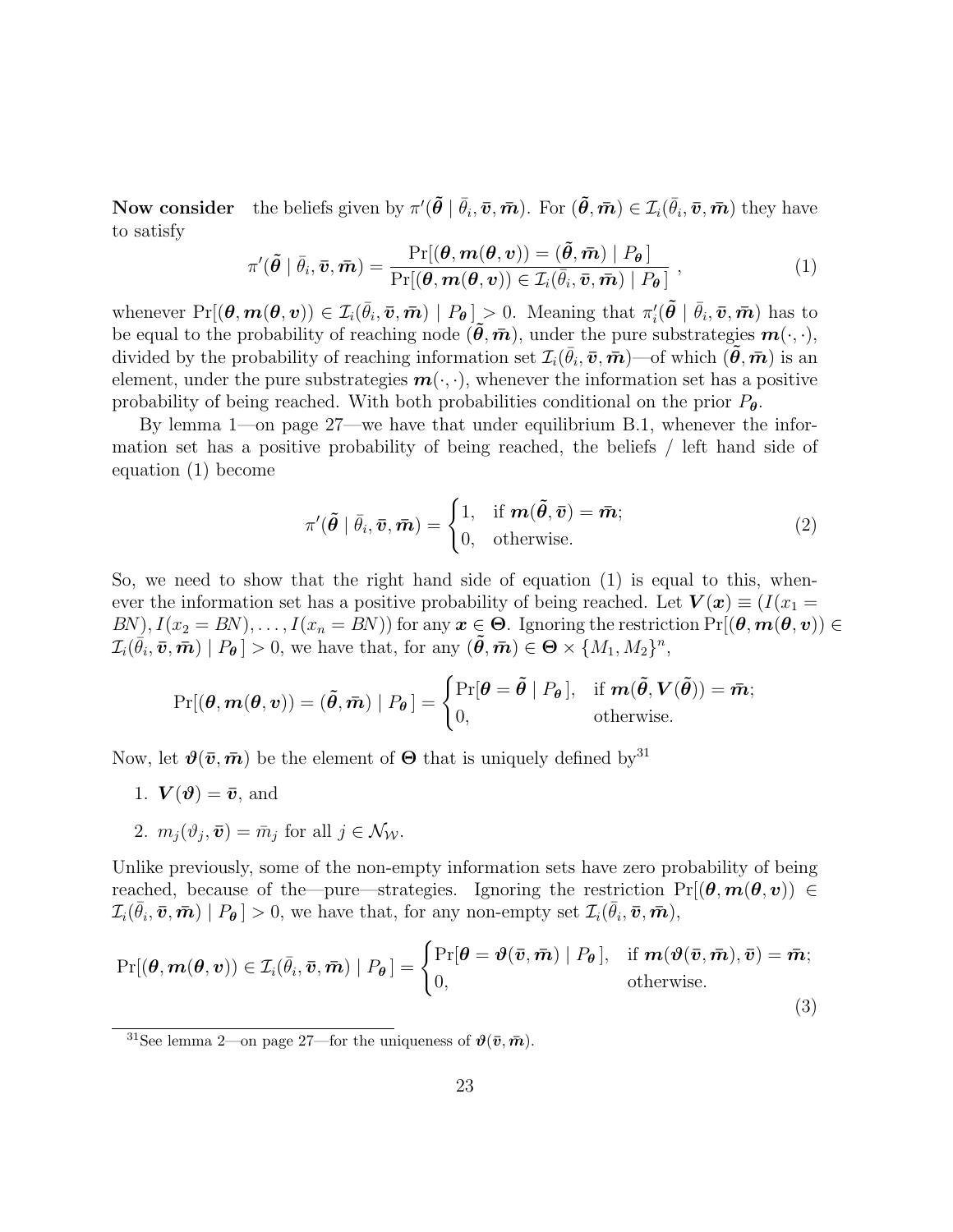**Now consider** the beliefs given by $\pi'(\tilde{\boldsymbol{\theta}} \mid \bar{\theta}_i, \bar{\boldsymbol{v}}, \bar{\boldsymbol{m}})$. For $(\tilde{\boldsymbol{\theta}}, \bar{\boldsymbol{m}}) \in \mathcal{I}_i(\bar{\theta}_i, \bar{\boldsymbol{v}}, \bar{\boldsymbol{m}})$ they have to satisfy

$$\pi'(\tilde{\boldsymbol{\theta}} \mid \bar{\theta}_i, \bar{\boldsymbol{v}}, \bar{\boldsymbol{m}}) = \frac{\Pr[(\boldsymbol{\theta}, \boldsymbol{m}(\boldsymbol{\theta}, \boldsymbol{v})) = (\tilde{\boldsymbol{\theta}}, \bar{\boldsymbol{m}}) \mid P_{\boldsymbol{\theta}}\,]}{\Pr[(\boldsymbol{\theta}, \boldsymbol{m}(\boldsymbol{\theta}, \boldsymbol{v})) \in \mathcal{I}_i(\bar{\theta}_i, \bar{\boldsymbol{v}}, \bar{\boldsymbol{m}}) \mid P_{\boldsymbol{\theta}}\,]}\ , \tag{1}$$

whenever $\Pr[(\boldsymbol{\theta}, \boldsymbol{m}(\boldsymbol{\theta}, \boldsymbol{v})) \in \mathcal{I}_i(\bar{\theta}_i, \bar{\boldsymbol{v}}, \bar{\boldsymbol{m}}) \mid P_{\boldsymbol{\theta}}\,] > 0$. Meaning that $\pi_i'(\tilde{\boldsymbol{\theta}} \mid \bar{\theta}_i, \bar{\boldsymbol{v}}, \bar{\boldsymbol{m}})$ has to be equal to the probability of reaching node $(\tilde{\boldsymbol{\theta}}, \bar{\boldsymbol{m}})$, under the pure substrategies $\boldsymbol{m}(\cdot,\cdot)$, divided by the probability of reaching information set $\mathcal{I}_i(\bar{\theta}_i, \bar{\boldsymbol{v}}, \bar{\boldsymbol{m}})$—of which $(\tilde{\boldsymbol{\theta}}, \bar{\boldsymbol{m}})$ is an element, under the pure substrategies $\boldsymbol{m}(\cdot,\cdot)$, whenever the information set has a positive probability of being reached. With both probabilities conditional on the prior $P_{\boldsymbol{\theta}}$.

By lemma 1—on page 27—we have that under equilibrium B.1, whenever the information set has a positive probability of being reached, the beliefs / left hand side of equation (1) become

$$\pi'(\tilde{\boldsymbol{\theta}} \mid \bar{\theta}_i, \bar{\boldsymbol{v}}, \bar{\boldsymbol{m}}) = \begin{cases} 1, & \text{if } \boldsymbol{m}(\tilde{\boldsymbol{\theta}}, \bar{\boldsymbol{v}}) = \bar{\boldsymbol{m}}; \\ 0, & \text{otherwise.} \end{cases} \tag{2}$$

So, we need to show that the right hand side of equation (1) is equal to this, whenever the information set has a positive probability of being reached. Let $\boldsymbol{V}(\boldsymbol{x}) \equiv (I(x_1 = BN), I(x_2 = BN), \ldots, I(x_n = BN))$ for any $\boldsymbol{x} \in \boldsymbol{\Theta}$. Ignoring the restriction $\Pr[(\boldsymbol{\theta}, \boldsymbol{m}(\boldsymbol{\theta}, \boldsymbol{v})) \in \mathcal{I}_i(\bar{\theta}_i, \bar{\boldsymbol{v}}, \bar{\boldsymbol{m}}) \mid P_{\boldsymbol{\theta}}\,] > 0$, we have that, for any $(\tilde{\boldsymbol{\theta}}, \bar{\boldsymbol{m}}) \in \boldsymbol{\Theta} \times \{M_1, M_2\}^n$,

$$\Pr[(\boldsymbol{\theta}, \boldsymbol{m}(\boldsymbol{\theta}, \boldsymbol{v})) = (\tilde{\boldsymbol{\theta}}, \bar{\boldsymbol{m}}) \mid P_{\boldsymbol{\theta}}\,] = \begin{cases} \Pr[\boldsymbol{\theta} = \tilde{\boldsymbol{\theta}} \mid P_{\boldsymbol{\theta}}\,], & \text{if } \boldsymbol{m}(\tilde{\boldsymbol{\theta}}, \boldsymbol{V}(\tilde{\boldsymbol{\theta}})) = \bar{\boldsymbol{m}}; \\ 0, & \text{otherwise.} \end{cases}$$

Now, let $\boldsymbol{\vartheta}(\bar{\boldsymbol{v}}, \bar{\boldsymbol{m}})$ be the element of $\boldsymbol{\Theta}$ that is uniquely defined by[31]

1. $\boldsymbol{V}(\boldsymbol{\vartheta}) = \bar{\boldsymbol{v}}$, and
2. $m_j(\vartheta_j, \bar{\boldsymbol{v}}) = \bar{m}_j$ for all $j \in \mathcal{N}_{\mathcal{W}}$.

Unlike previously, some of the non-empty information sets have zero probability of being reached, because of the—pure—strategies. Ignoring the restriction $\Pr[(\boldsymbol{\theta}, \boldsymbol{m}(\boldsymbol{\theta}, \boldsymbol{v})) \in \mathcal{I}_i(\bar{\theta}_i, \bar{\boldsymbol{v}}, \bar{\boldsymbol{m}}) \mid P_{\boldsymbol{\theta}}\,] > 0$, we have that, for any non-empty set $\mathcal{I}_i(\bar{\theta}_i, \bar{\boldsymbol{v}}, \bar{\boldsymbol{m}})$,

$$\Pr[(\boldsymbol{\theta}, \boldsymbol{m}(\boldsymbol{\theta}, \boldsymbol{v})) \in \mathcal{I}_i(\bar{\theta}_i, \bar{\boldsymbol{v}}, \bar{\boldsymbol{m}}) \mid P_{\boldsymbol{\theta}}\,] = \begin{cases} \Pr[\boldsymbol{\theta} = \boldsymbol{\vartheta}(\bar{\boldsymbol{v}}, \bar{\boldsymbol{m}}) \mid P_{\boldsymbol{\theta}}\,], & \text{if } \boldsymbol{m}(\boldsymbol{\vartheta}(\bar{\boldsymbol{v}}, \bar{\boldsymbol{m}}), \bar{\boldsymbol{v}}) = \bar{\boldsymbol{m}}; \\ 0, & \text{otherwise.} \end{cases} \tag{3}$$

[31] See lemma 2—on page 27—for the uniqueness of $\boldsymbol{\vartheta}(\bar{\boldsymbol{v}}, \bar{\boldsymbol{m}})$.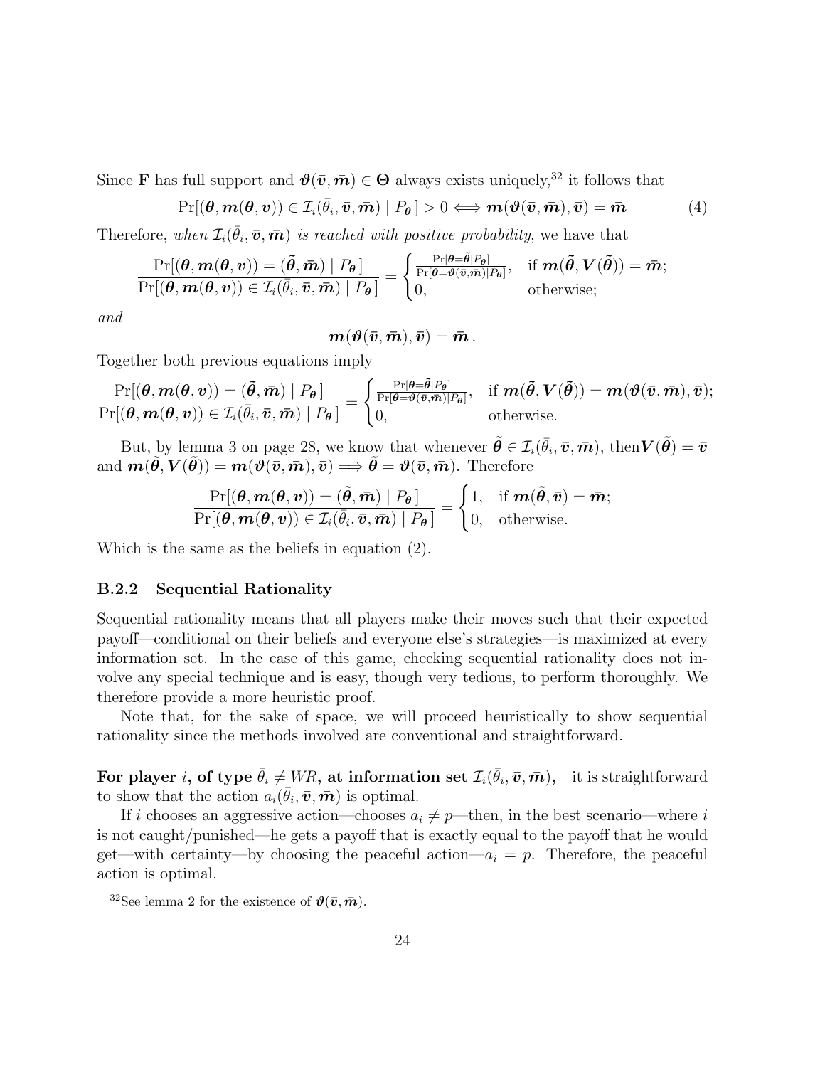Since $\mathbf{F}$ has full support and $\boldsymbol{\vartheta}(\bar{\boldsymbol{v}}, \bar{\boldsymbol{m}}) \in \boldsymbol{\Theta}$ always exists uniquely,[32] it follows that

$$\Pr[(\boldsymbol{\theta}, \boldsymbol{m}(\boldsymbol{\theta}, \boldsymbol{v})) \in \mathcal{I}_i(\bar{\theta}_i, \bar{\boldsymbol{v}}, \bar{\boldsymbol{m}}) \mid P_{\boldsymbol{\theta}}] > 0 \Longleftrightarrow \boldsymbol{m}(\boldsymbol{\vartheta}(\bar{\boldsymbol{v}}, \bar{\boldsymbol{m}}), \bar{\boldsymbol{v}}) = \bar{\boldsymbol{m}} \tag{4}$$

Therefore, *when $\mathcal{I}_i(\bar{\theta}_i, \bar{\boldsymbol{v}}, \bar{\boldsymbol{m}})$ is reached with positive probability*, we have that

$$\frac{\Pr[(\boldsymbol{\theta}, \boldsymbol{m}(\boldsymbol{\theta}, \boldsymbol{v})) = (\tilde{\boldsymbol{\theta}}, \bar{\boldsymbol{m}}) \mid P_{\boldsymbol{\theta}}]}{\Pr[(\boldsymbol{\theta}, \boldsymbol{m}(\boldsymbol{\theta}, \boldsymbol{v})) \in \mathcal{I}_i(\bar{\theta}_i, \bar{\boldsymbol{v}}, \bar{\boldsymbol{m}}) \mid P_{\boldsymbol{\theta}}]} = \begin{cases} \frac{\Pr[\boldsymbol{\theta} = \tilde{\boldsymbol{\theta}} \mid P_{\boldsymbol{\theta}}]}{\Pr[\boldsymbol{\theta} = \boldsymbol{\vartheta}(\bar{\boldsymbol{v}}, \bar{\boldsymbol{m}}) \mid P_{\boldsymbol{\theta}}]}, & \text{if } \boldsymbol{m}(\tilde{\boldsymbol{\theta}}, \boldsymbol{V}(\tilde{\boldsymbol{\theta}})) = \bar{\boldsymbol{m}}; \\ 0, & \text{otherwise;} \end{cases}$$

*and*

$$\boldsymbol{m}(\boldsymbol{\vartheta}(\bar{\boldsymbol{v}}, \bar{\boldsymbol{m}}), \bar{\boldsymbol{v}}) = \bar{\boldsymbol{m}}\,.$$

Together both previous equations imply

$$\frac{\Pr[(\boldsymbol{\theta}, \boldsymbol{m}(\boldsymbol{\theta}, \boldsymbol{v})) = (\tilde{\boldsymbol{\theta}}, \bar{\boldsymbol{m}}) \mid P_{\boldsymbol{\theta}}]}{\Pr[(\boldsymbol{\theta}, \boldsymbol{m}(\boldsymbol{\theta}, \boldsymbol{v})) \in \mathcal{I}_i(\bar{\theta}_i, \bar{\boldsymbol{v}}, \bar{\boldsymbol{m}}) \mid P_{\boldsymbol{\theta}}]} = \begin{cases} \frac{\Pr[\boldsymbol{\theta} = \tilde{\boldsymbol{\theta}} \mid P_{\boldsymbol{\theta}}]}{\Pr[\boldsymbol{\theta} = \boldsymbol{\vartheta}(\bar{\boldsymbol{v}}, \bar{\boldsymbol{m}}) \mid P_{\boldsymbol{\theta}}]}, & \text{if } \boldsymbol{m}(\tilde{\boldsymbol{\theta}}, \boldsymbol{V}(\tilde{\boldsymbol{\theta}})) = \boldsymbol{m}(\boldsymbol{\vartheta}(\bar{\boldsymbol{v}}, \bar{\boldsymbol{m}}), \bar{\boldsymbol{v}}); \\ 0, & \text{otherwise.} \end{cases}$$

But, by lemma 3 on page 28, we know that whenever $\tilde{\boldsymbol{\theta}} \in \mathcal{I}_i(\bar{\theta}_i, \bar{\boldsymbol{v}}, \bar{\boldsymbol{m}})$, then$\boldsymbol{V}(\tilde{\boldsymbol{\theta}}) = \bar{\boldsymbol{v}}$ and $\boldsymbol{m}(\tilde{\boldsymbol{\theta}}, \boldsymbol{V}(\tilde{\boldsymbol{\theta}})) = \boldsymbol{m}(\boldsymbol{\vartheta}(\bar{\boldsymbol{v}}, \bar{\boldsymbol{m}}), \bar{\boldsymbol{v}}) \Longrightarrow \tilde{\boldsymbol{\theta}} = \boldsymbol{\vartheta}(\bar{\boldsymbol{v}}, \bar{\boldsymbol{m}})$. Therefore

$$\frac{\Pr[(\boldsymbol{\theta}, \boldsymbol{m}(\boldsymbol{\theta}, \boldsymbol{v})) = (\tilde{\boldsymbol{\theta}}, \bar{\boldsymbol{m}}) \mid P_{\boldsymbol{\theta}}]}{\Pr[(\boldsymbol{\theta}, \boldsymbol{m}(\boldsymbol{\theta}, \boldsymbol{v})) \in \mathcal{I}_i(\bar{\theta}_i, \bar{\boldsymbol{v}}, \bar{\boldsymbol{m}}) \mid P_{\boldsymbol{\theta}}]} = \begin{cases} 1, & \text{if } \boldsymbol{m}(\tilde{\boldsymbol{\theta}}, \bar{\boldsymbol{v}}) = \bar{\boldsymbol{m}}; \\ 0, & \text{otherwise.} \end{cases}$$

Which is the same as the beliefs in equation (2).

### B.2.2 Sequential Rationality

Sequential rationality means that all players make their moves such that their expected payoff—conditional on their beliefs and everyone else's strategies—is maximized at every information set. In the case of this game, checking sequential rationality does not involve any special technique and is easy, though very tedious, to perform thoroughly. We therefore provide a more heuristic proof.

Note that, for the sake of space, we will proceed heuristically to show sequential rationality since the methods involved are conventional and straightforward.

**For player $i$, of type $\bar{\theta}_i \neq WR$, at information set $\mathcal{I}_i(\bar{\theta}_i, \bar{\boldsymbol{v}}, \bar{\boldsymbol{m}})$,** it is straightforward to show that the action $a_i(\bar{\theta}_i, \bar{\boldsymbol{v}}, \bar{\boldsymbol{m}})$ is optimal.

If $i$ chooses an aggressive action—chooses $a_i \neq p$—then, in the best scenario—where $i$ is not caught/punished—he gets a payoff that is exactly equal to the payoff that he would get—with certainty—by choosing the peaceful action—$a_i = p$. Therefore, the peaceful action is optimal.

[32] See lemma 2 for the existence of $\boldsymbol{\vartheta}(\bar{\boldsymbol{v}}, \bar{\boldsymbol{m}})$.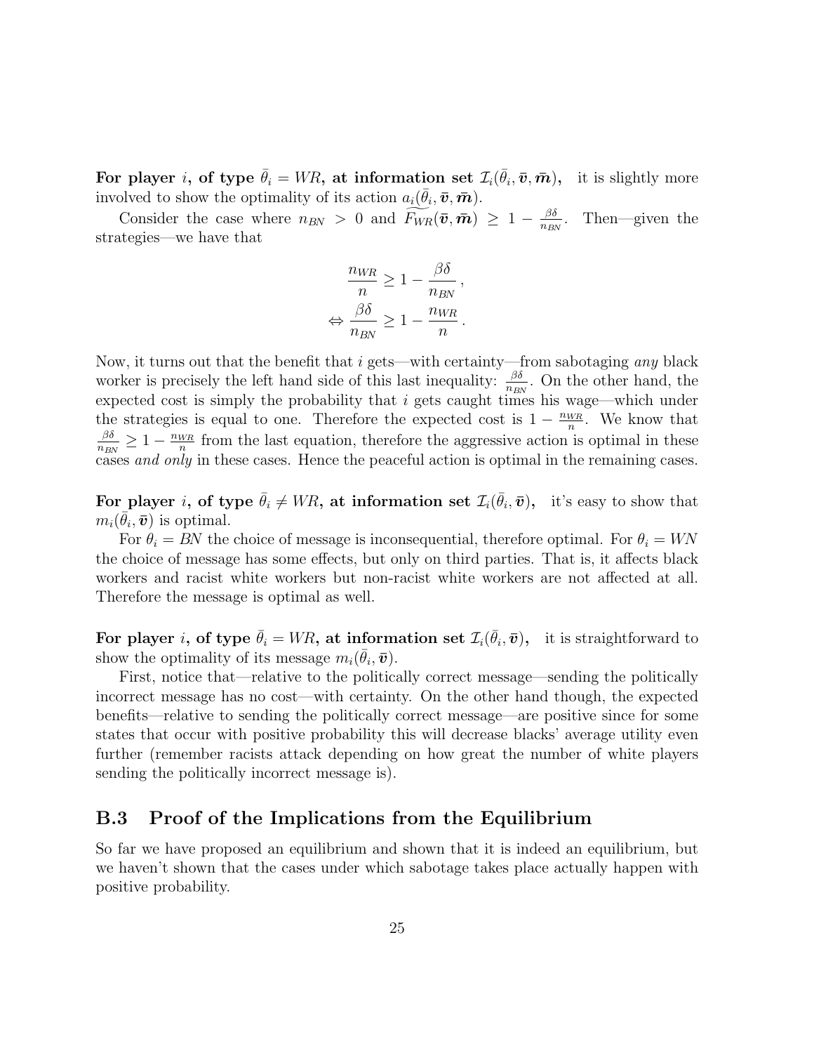**For player $i$, of type $\bar{\theta}_i = WR$, at information set $\mathcal{I}_i(\bar{\theta}_i, \bar{\boldsymbol{v}}, \bar{\boldsymbol{m}})$,** it is slightly more involved to show the optimality of its action $a_i(\bar{\theta}_i, \bar{\boldsymbol{v}}, \bar{\boldsymbol{m}})$.

Consider the case where $n_{BN} > 0$ and $\widetilde{F_{WR}}(\bar{\boldsymbol{v}}, \bar{\boldsymbol{m}}) \geq 1 - \frac{\beta\delta}{n_{BN}}$. Then—given the strategies—we have that

$$
\begin{aligned}
\frac{n_{WR}}{n} &\geq 1 - \frac{\beta\delta}{n_{BN}}\,, \\
\Leftrightarrow \frac{\beta\delta}{n_{BN}} &\geq 1 - \frac{n_{WR}}{n}\,.
\end{aligned}
$$

Now, it turns out that the benefit that $i$ gets—with certainty—from sabotaging *any* black worker is precisely the left hand side of this last inequality: $\frac{\beta\delta}{n_{BN}}$. On the other hand, the expected cost is simply the probability that $i$ gets caught times his wage—which under the strategies is equal to one. Therefore the expected cost is $1 - \frac{n_{WR}}{n}$. We know that $\frac{\beta\delta}{n_{BN}} \geq 1 - \frac{n_{WR}}{n}$ from the last equation, therefore the aggressive action is optimal in these cases *and only* in these cases. Hence the peaceful action is optimal in the remaining cases.

**For player $i$, of type $\bar{\theta}_i \neq WR$, at information set $\mathcal{I}_i(\bar{\theta}_i, \bar{\boldsymbol{v}})$,** it's easy to show that $m_i(\bar{\theta}_i, \bar{\boldsymbol{v}})$ is optimal.

For $\theta_i = BN$ the choice of message is inconsequential, therefore optimal. For $\theta_i = WN$ the choice of message has some effects, but only on third parties. That is, it affects black workers and racist white workers but non-racist white workers are not affected at all. Therefore the message is optimal as well.

**For player $i$, of type $\bar{\theta}_i = WR$, at information set $\mathcal{I}_i(\bar{\theta}_i, \bar{\boldsymbol{v}})$,** it is straightforward to show the optimality of its message $m_i(\bar{\theta}_i, \bar{\boldsymbol{v}})$.

First, notice that—relative to the politically correct message—sending the politically incorrect message has no cost—with certainty. On the other hand though, the expected benefits—relative to sending the politically correct message—are positive since for some states that occur with positive probability this will decrease blacks' average utility even further (remember racists attack depending on how great the number of white players sending the politically incorrect message is).

## B.3 Proof of the Implications from the Equilibrium

So far we have proposed an equilibrium and shown that it is indeed an equilibrium, but we haven't shown that the cases under which sabotage takes place actually happen with positive probability.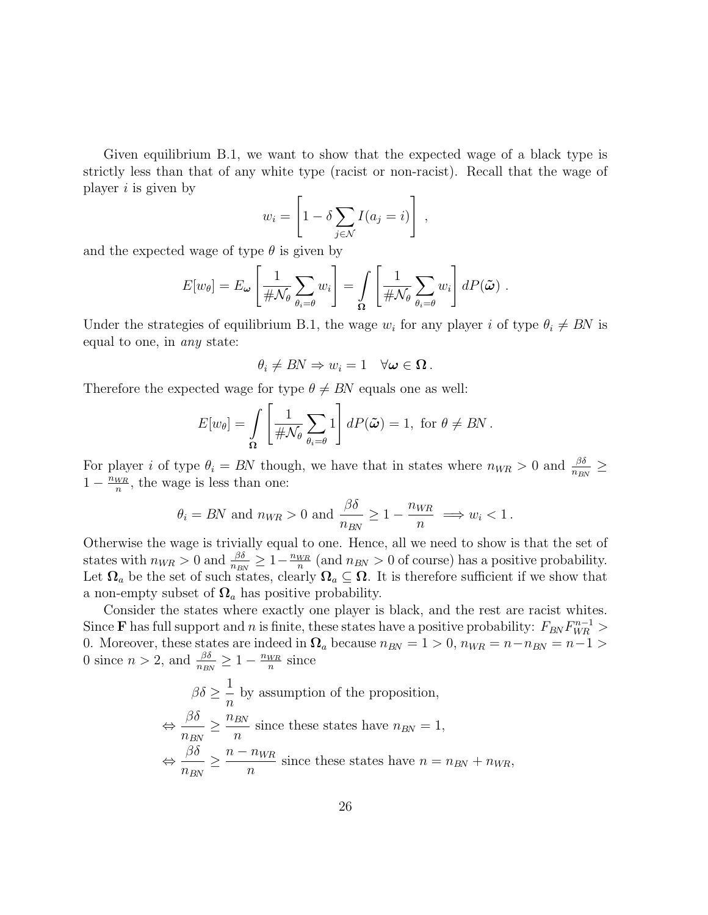Given equilibrium B.1, we want to show that the expected wage of a black type is strictly less than that of any white type (racist or non-racist). Recall that the wage of player $i$ is given by

$$w_i = \left[1 - \delta \sum_{j \in \mathcal{N}} I(a_j = i)\right] ,$$

and the expected wage of type $\theta$ is given by

$$E[w_\theta] = E_{\boldsymbol{\omega}}\left[\frac{1}{\#\mathcal{N}_\theta} \sum_{\theta_i = \theta} w_i\right] = \int_{\boldsymbol{\Omega}} \left[\frac{1}{\#\mathcal{N}_\theta} \sum_{\theta_i = \theta} w_i\right] dP(\tilde{\boldsymbol{\omega}}) \ .$$

Under the strategies of equilibrium B.1, the wage $w_i$ for any player $i$ of type $\theta_i \neq BN$ is equal to one, in *any* state:

$$\theta_i \neq BN \Rightarrow w_i = 1 \quad \forall \boldsymbol{\omega} \in \boldsymbol{\Omega} \,.$$

Therefore the expected wage for type $\theta \neq BN$ equals one as well:

$$E[w_\theta] = \int_{\boldsymbol{\Omega}} \left[\frac{1}{\#\mathcal{N}_\theta} \sum_{\theta_i = \theta} 1\right] dP(\tilde{\boldsymbol{\omega}}) = 1, \text{ for } \theta \neq BN \,.$$

For player $i$ of type $\theta_i = BN$ though, we have that in states where $n_{WR} > 0$ and $\frac{\beta\delta}{n_{BN}} \geq 1 - \frac{n_{WR}}{n}$, the wage is less than one:

$$\theta_i = BN \text{ and } n_{WR} > 0 \text{ and } \frac{\beta\delta}{n_{BN}} \geq 1 - \frac{n_{WR}}{n} \implies w_i < 1 \,.$$

Otherwise the wage is trivially equal to one. Hence, all we need to show is that the set of states with $n_{WR} > 0$ and $\frac{\beta\delta}{n_{BN}} \geq 1 - \frac{n_{WR}}{n}$ (and $n_{BN} > 0$ of course) has a positive probability. Let $\boldsymbol{\Omega}_a$ be the set of such states, clearly $\boldsymbol{\Omega}_a \subseteq \boldsymbol{\Omega}$. It is therefore sufficient if we show that a non-empty subset of $\boldsymbol{\Omega}_a$ has positive probability.

Consider the states where exactly one player is black, and the rest are racist whites. Since $\mathbf{F}$ has full support and $n$ is finite, these states have a positive probability: $F_{BN} F_{WR}^{n-1} > 0$. Moreover, these states are indeed in $\boldsymbol{\Omega}_a$ because $n_{BN} = 1 > 0$, $n_{WR} = n - n_{BN} = n - 1 > 0$ since $n > 2$, and $\frac{\beta\delta}{n_{BN}} \geq 1 - \frac{n_{WR}}{n}$ since

$$
\begin{aligned}
& \beta\delta \geq \frac{1}{n} \text{ by assumption of the proposition,} \\
\Leftrightarrow\ & \frac{\beta\delta}{n_{BN}} \geq \frac{n_{BN}}{n} \text{ since these states have } n_{BN} = 1, \\
\Leftrightarrow\ & \frac{\beta\delta}{n_{BN}} \geq \frac{n - n_{WR}}{n} \text{ since these states have } n = n_{BN} + n_{WR},
\end{aligned}
$$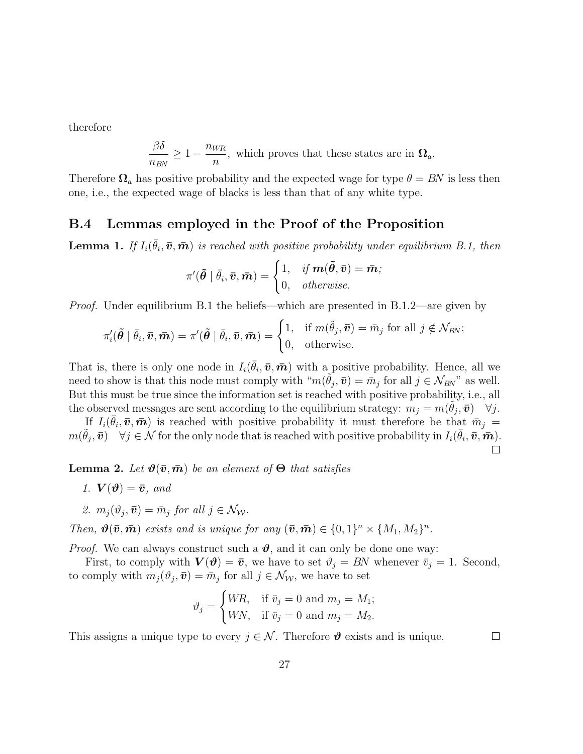therefore

$$\frac{\beta\delta}{n_{BN}} \geq 1 - \frac{n_{WR}}{n}, \text{ which proves that these states are in } \boldsymbol{\Omega}_a.$$

Therefore $\boldsymbol{\Omega}_a$ has positive probability and the expected wage for type $\theta = BN$ is less then one, i.e., the expected wage of blacks is less than that of any white type.

## B.4 Lemmas employed in the Proof of the Proposition

**Lemma 1.** *If $I_i(\bar{\theta}_i, \bar{\boldsymbol{v}}, \bar{\boldsymbol{m}})$ is reached with positive probability under equilibrium B.1, then*

$$\pi'(\tilde{\boldsymbol{\theta}} \mid \bar{\theta}_i, \bar{\boldsymbol{v}}, \bar{\boldsymbol{m}}) = \begin{cases} 1, & \text{if } \boldsymbol{m}(\tilde{\boldsymbol{\theta}}, \bar{\boldsymbol{v}}) = \bar{\boldsymbol{m}}; \\ 0, & \text{otherwise.} \end{cases}$$

*Proof.* Under equilibrium B.1 the beliefs—which are presented in B.1.2—are given by

$$\pi_i'(\tilde{\boldsymbol{\theta}} \mid \bar{\theta}_i, \bar{\boldsymbol{v}}, \bar{\boldsymbol{m}}) = \pi'(\tilde{\boldsymbol{\theta}} \mid \bar{\theta}_i, \bar{\boldsymbol{v}}, \bar{\boldsymbol{m}}) = \begin{cases} 1, & \text{if } m(\tilde{\theta}_j, \bar{\boldsymbol{v}}) = \bar{m}_j \text{ for all } j \notin \mathcal{N}_{BN}; \\ 0, & \text{otherwise.} \end{cases}$$

That is, there is only one node in $I_i(\bar{\theta}_i, \bar{\boldsymbol{v}}, \bar{\boldsymbol{m}})$ with a positive probability. Hence, all we need to show is that this node must comply with "$m(\tilde{\theta}_j, \bar{\boldsymbol{v}}) = \bar{m}_j$ for all $j \in \mathcal{N}_{BN}$" as well. But this must be true since the information set is reached with positive probability, i.e., all the observed messages are sent according to the equilibrium strategy: $m_j = m(\tilde{\theta}_j, \bar{\boldsymbol{v}}) \quad \forall j$.

If $I_i(\bar{\theta}_i, \bar{\boldsymbol{v}}, \bar{\boldsymbol{m}})$ is reached with positive probability it must therefore be that $\bar{m}_j = m(\tilde{\theta}_j, \bar{\boldsymbol{v}}) \quad \forall j \in \mathcal{N}$ for the only node that is reached with positive probability in $I_i(\bar{\theta}_i, \bar{\boldsymbol{v}}, \bar{\boldsymbol{m}})$. □

**Lemma 2.** *Let $\boldsymbol{\vartheta}(\bar{\boldsymbol{v}}, \bar{\boldsymbol{m}})$ be an element of $\boldsymbol{\Theta}$ that satisfies*

1. $\boldsymbol{V}(\boldsymbol{\vartheta}) = \bar{\boldsymbol{v}}$, *and*
2. $m_j(\vartheta_j, \bar{\boldsymbol{v}}) = \bar{m}_j$ *for all* $j \in \mathcal{N}_{\mathcal{W}}$.

*Then, $\boldsymbol{\vartheta}(\bar{\boldsymbol{v}}, \bar{\boldsymbol{m}})$ exists and is unique for any $(\bar{\boldsymbol{v}}, \bar{\boldsymbol{m}}) \in \{0,1\}^n \times \{M_1, M_2\}^n$.*

*Proof.* We can always construct such a $\boldsymbol{\vartheta}$, and it can only be done one way:

First, to comply with $\boldsymbol{V}(\boldsymbol{\vartheta}) = \bar{\boldsymbol{v}}$, we have to set $\vartheta_j = BN$ whenever $\bar{v}_j = 1$. Second, to comply with $m_j(\vartheta_j, \bar{\boldsymbol{v}}) = \bar{m}_j$ for all $j \in \mathcal{N}_{\mathcal{W}}$, we have to set

$$\vartheta_j = \begin{cases} WR, & \text{if } \bar{v}_j = 0 \text{ and } m_j = M_1; \\ WN, & \text{if } \bar{v}_j = 0 \text{ and } m_j = M_2. \end{cases}$$

This assigns a unique type to every $j \in \mathcal{N}$. Therefore $\boldsymbol{\vartheta}$ exists and is unique. □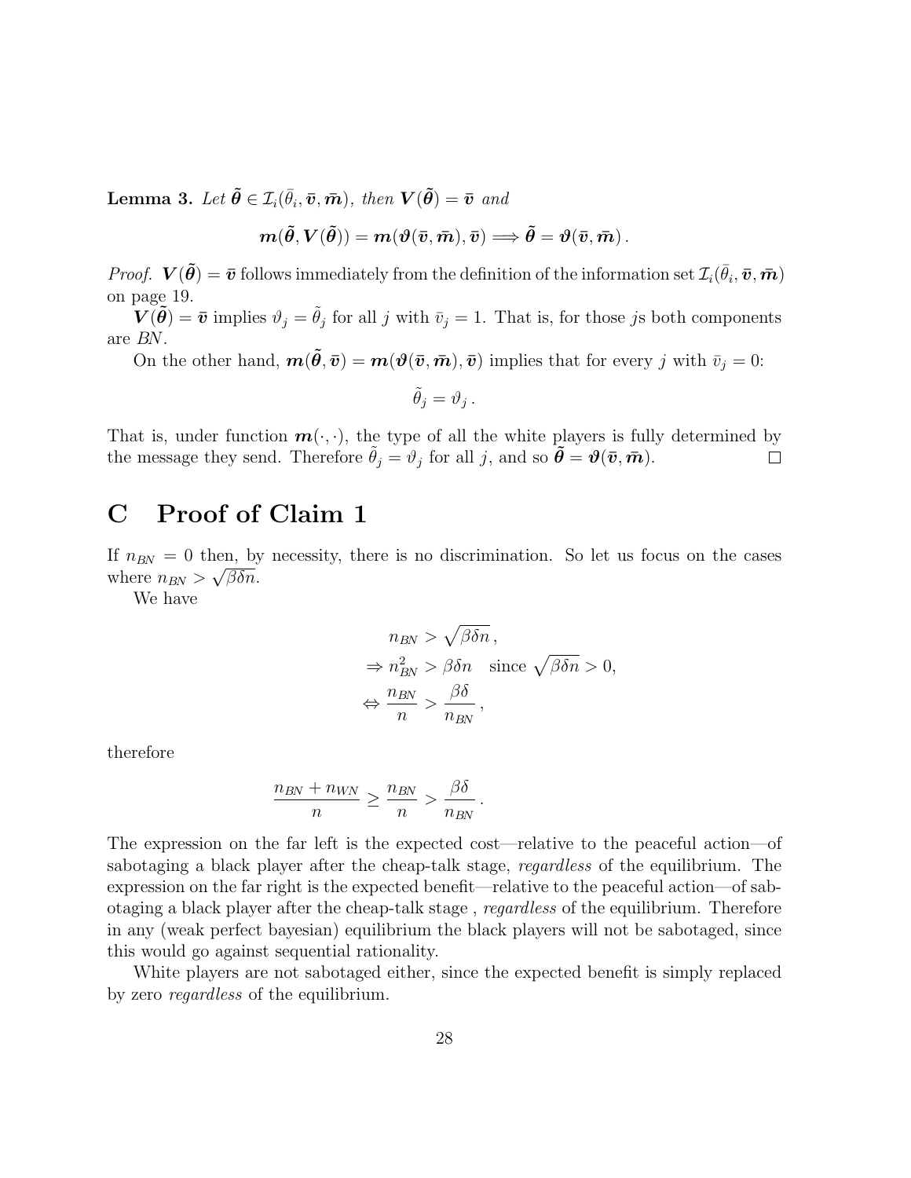**Lemma 3.** *Let $\tilde{\boldsymbol{\theta}} \in \mathcal{I}_i(\bar{\theta}_i, \bar{\boldsymbol{v}}, \bar{\boldsymbol{m}})$, then $\boldsymbol{V}(\tilde{\boldsymbol{\theta}}) = \bar{\boldsymbol{v}}$ and*

$$\boldsymbol{m}(\tilde{\boldsymbol{\theta}}, \boldsymbol{V}(\tilde{\boldsymbol{\theta}})) = \boldsymbol{m}(\boldsymbol{\vartheta}(\bar{\boldsymbol{v}}, \bar{\boldsymbol{m}}), \bar{\boldsymbol{v}}) \Longrightarrow \tilde{\boldsymbol{\theta}} = \boldsymbol{\vartheta}(\bar{\boldsymbol{v}}, \bar{\boldsymbol{m}})\,.$$

*Proof.* $\boldsymbol{V}(\tilde{\boldsymbol{\theta}}) = \bar{\boldsymbol{v}}$ follows immediately from the definition of the information set $\mathcal{I}_i(\bar{\theta}_i, \bar{\boldsymbol{v}}, \bar{\boldsymbol{m}})$ on page 19.

$\boldsymbol{V}(\tilde{\boldsymbol{\theta}}) = \bar{\boldsymbol{v}}$ implies $\vartheta_j = \tilde{\theta}_j$ for all $j$ with $\bar{v}_j = 1$. That is, for those $j$s both components are *BN*.

On the other hand, $\boldsymbol{m}(\tilde{\boldsymbol{\theta}}, \bar{\boldsymbol{v}}) = \boldsymbol{m}(\boldsymbol{\vartheta}(\bar{\boldsymbol{v}}, \bar{\boldsymbol{m}}), \bar{\boldsymbol{v}})$ implies that for every $j$ with $\bar{v}_j = 0$:

$$\tilde{\theta}_j = \vartheta_j\,.$$

That is, under function $\boldsymbol{m}(\cdot,\cdot)$, the type of all the white players is fully determined by the message they send. Therefore $\tilde{\theta}_j = \vartheta_j$ for all $j$, and so $\tilde{\boldsymbol{\theta}} = \boldsymbol{\vartheta}(\bar{\boldsymbol{v}}, \bar{\boldsymbol{m}})$. □

# C Proof of Claim 1

If $n_{BN} = 0$ then, by necessity, there is no discrimination. So let us focus on the cases where $n_{BN} > \sqrt{\beta\delta n}$.

We have

$$\begin{aligned} & n_{BN} > \sqrt{\beta\delta n}\,, \\ \Rightarrow\ & n_{BN}^2 > \beta\delta n \quad \text{since } \sqrt{\beta\delta n} > 0, \\ \Leftrightarrow\ & \frac{n_{BN}}{n} > \frac{\beta\delta}{n_{BN}}\,, \end{aligned}$$

therefore

$$\frac{n_{BN} + n_{WN}}{n} \geq \frac{n_{BN}}{n} > \frac{\beta\delta}{n_{BN}}\,.$$

The expression on the far left is the expected cost—relative to the peaceful action—of sabotaging a black player after the cheap-talk stage, *regardless* of the equilibrium. The expression on the far right is the expected benefit—relative to the peaceful action—of sabotaging a black player after the cheap-talk stage , *regardless* of the equilibrium. Therefore in any (weak perfect bayesian) equilibrium the black players will not be sabotaged, since this would go against sequential rationality.

White players are not sabotaged either, since the expected benefit is simply replaced by zero *regardless* of the equilibrium.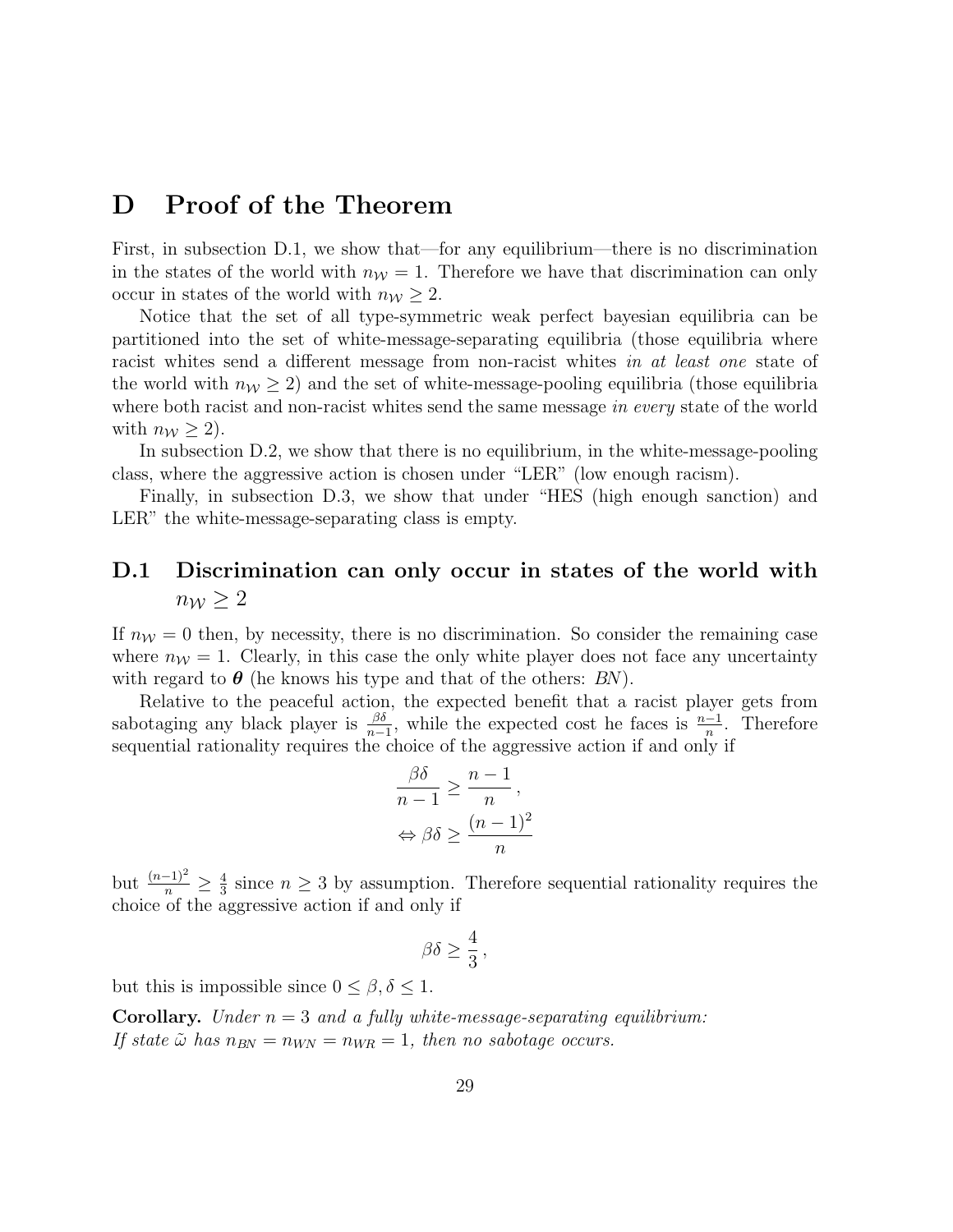# D Proof of the Theorem

First, in subsection D.1, we show that—for any equilibrium—there is no discrimination in the states of the world with $n_{\mathcal{W}} = 1$. Therefore we have that discrimination can only occur in states of the world with $n_{\mathcal{W}} \geq 2$.

Notice that the set of all type-symmetric weak perfect bayesian equilibria can be partitioned into the set of white-message-separating equilibria (those equilibria where racist whites send a different message from non-racist whites *in at least one* state of the world with $n_{\mathcal{W}} \geq 2$) and the set of white-message-pooling equilibria (those equilibria where both racist and non-racist whites send the same message *in every* state of the world with $n_{\mathcal{W}} \geq 2$).

In subsection D.2, we show that there is no equilibrium, in the white-message-pooling class, where the aggressive action is chosen under "LER" (low enough racism).

Finally, in subsection D.3, we show that under "HES (high enough sanction) and LER" the white-message-separating class is empty.

## D.1 Discrimination can only occur in states of the world with $n_{\mathcal{W}} \geq 2$

If $n_{\mathcal{W}} = 0$ then, by necessity, there is no discrimination. So consider the remaining case where $n_{\mathcal{W}} = 1$. Clearly, in this case the only white player does not face any uncertainty with regard to $\boldsymbol{\theta}$ (he knows his type and that of the others: *BN*).

Relative to the peaceful action, the expected benefit that a racist player gets from sabotaging any black player is $\frac{\beta\delta}{n-1}$, while the expected cost he faces is $\frac{n-1}{n}$. Therefore sequential rationality requires the choice of the aggressive action if and only if

$$\frac{\beta\delta}{n-1} \geq \frac{n-1}{n},$$

$$\Leftrightarrow \beta\delta \geq \frac{(n-1)^2}{n}$$

but $\frac{(n-1)^2}{n} \geq \frac{4}{3}$ since $n \geq 3$ by assumption. Therefore sequential rationality requires the choice of the aggressive action if and only if

$$\beta\delta \geq \frac{4}{3},$$

but this is impossible since $0 \leq \beta, \delta \leq 1$.

**Corollary.** *Under $n = 3$ and a fully white-message-separating equilibrium: If state $\tilde{\omega}$ has $n_{BN} = n_{WN} = n_{WR} = 1$, then no sabotage occurs.*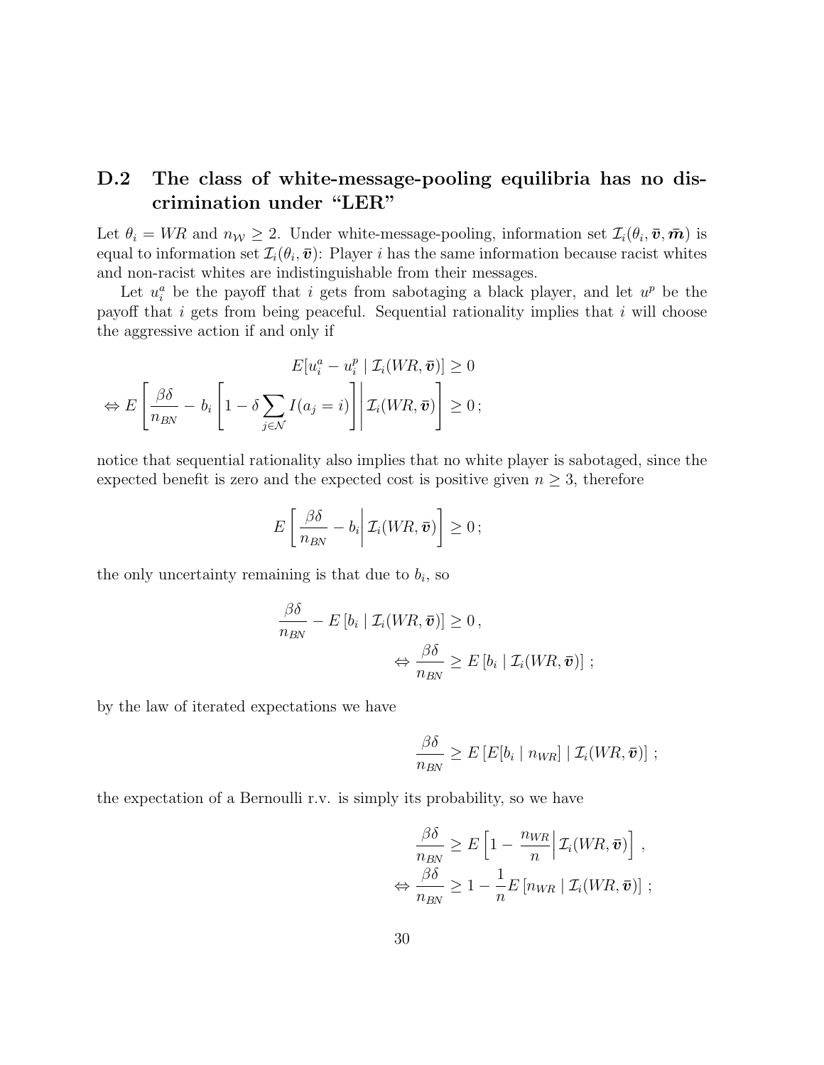## D.2 The class of white-message-pooling equilibria has no discrimination under "LER"

Let $\theta_i = WR$ and $n_{\mathcal{W}} \geq 2$. Under white-message-pooling, information set $\mathcal{I}_i(\theta_i, \bar{\boldsymbol{v}}, \bar{\boldsymbol{m}})$ is equal to information set $\mathcal{I}_i(\theta_i, \bar{\boldsymbol{v}})$: Player $i$ has the same information because racist whites and non-racist whites are indistinguishable from their messages.

Let $u_i^a$ be the payoff that $i$ gets from sabotaging a black player, and let $u^p$ be the payoff that $i$ gets from being peaceful. Sequential rationality implies that $i$ will choose the aggressive action if and only if

$$E[u_i^a - u_i^p \mid \mathcal{I}_i(WR, \bar{\boldsymbol{v}})] \geq 0$$

$$\Leftrightarrow E\left[\frac{\beta\delta}{n_{BN}} - b_i\left[1 - \delta \sum_{j \in \mathcal{N}} I(a_j = i)\right] \middle| \mathcal{I}_i(WR, \bar{\boldsymbol{v}})\right] \geq 0\,;$$

notice that sequential rationality also implies that no white player is sabotaged, since the expected benefit is zero and the expected cost is positive given $n \geq 3$, therefore

$$E\left[\frac{\beta\delta}{n_{BN}} - b_i \middle| \mathcal{I}_i(WR, \bar{\boldsymbol{v}})\right] \geq 0\,;$$

the only uncertainty remaining is that due to $b_i$, so

$$\frac{\beta\delta}{n_{BN}} - E\left[b_i \mid \mathcal{I}_i(WR, \bar{\boldsymbol{v}})\right] \geq 0\,,$$

$$\Leftrightarrow \frac{\beta\delta}{n_{BN}} \geq E\left[b_i \mid \mathcal{I}_i(WR, \bar{\boldsymbol{v}})\right]\,;$$

by the law of iterated expectations we have

$$\frac{\beta\delta}{n_{BN}} \geq E\left[E[b_i \mid n_{WR}] \mid \mathcal{I}_i(WR, \bar{\boldsymbol{v}})\right]\,;$$

the expectation of a Bernoulli r.v. is simply its probability, so we have

$$\frac{\beta\delta}{n_{BN}} \geq E\left[1 - \frac{n_{WR}}{n} \middle| \mathcal{I}_i(WR, \bar{\boldsymbol{v}})\right]\,,$$

$$\Leftrightarrow \frac{\beta\delta}{n_{BN}} \geq 1 - \frac{1}{n} E\left[n_{WR} \mid \mathcal{I}_i(WR, \bar{\boldsymbol{v}})\right]\,;$$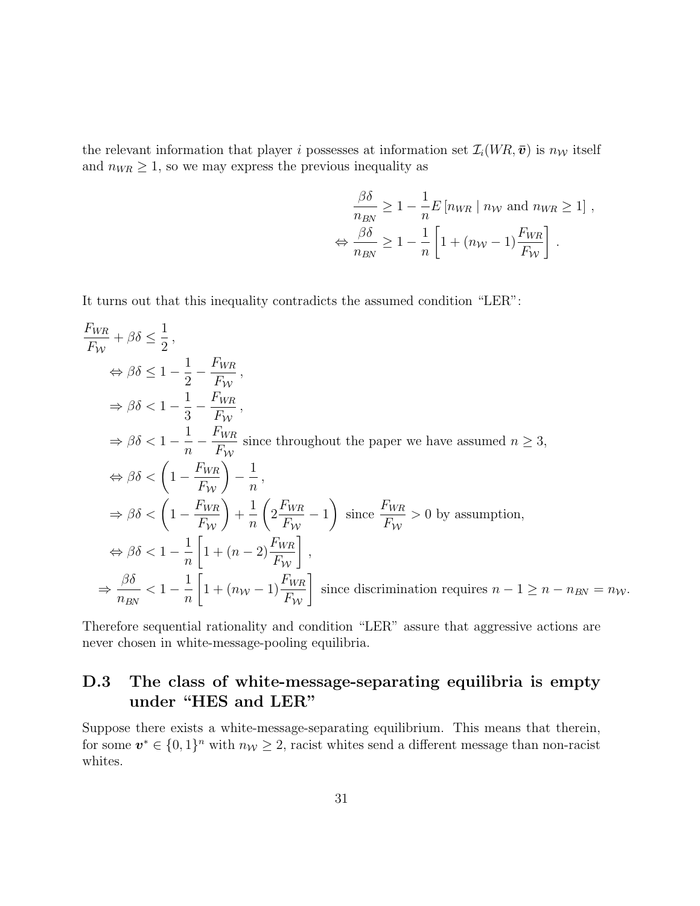the relevant information that player $i$ possesses at information set $\mathcal{I}_i(WR, \bar{\boldsymbol{v}})$ is $n_{\mathcal{W}}$ itself and $n_{WR} \geq 1$, so we may express the previous inequality as

$$
\begin{aligned}
&\frac{\beta\delta}{n_{BN}} \geq 1 - \frac{1}{n} E\left[n_{WR} \mid n_{\mathcal{W}} \text{ and } n_{WR} \geq 1\right] , \\
\Leftrightarrow\, &\frac{\beta\delta}{n_{BN}} \geq 1 - \frac{1}{n}\left[1 + (n_{\mathcal{W}} - 1)\frac{F_{WR}}{F_{\mathcal{W}}}\right] .
\end{aligned}
$$

It turns out that this inequality contradicts the assumed condition "LER":

$$
\begin{aligned}
&\frac{F_{WR}}{F_{\mathcal{W}}} + \beta\delta \leq \frac{1}{2} , \\
&\quad\Leftrightarrow \beta\delta \leq 1 - \frac{1}{2} - \frac{F_{WR}}{F_{\mathcal{W}}} , \\
&\quad\Rightarrow \beta\delta < 1 - \frac{1}{3} - \frac{F_{WR}}{F_{\mathcal{W}}} , \\
&\quad\Rightarrow \beta\delta < 1 - \frac{1}{n} - \frac{F_{WR}}{F_{\mathcal{W}}} \text{ since throughout the paper we have assumed } n \geq 3, \\
&\quad\Leftrightarrow \beta\delta < \left(1 - \frac{F_{WR}}{F_{\mathcal{W}}}\right) - \frac{1}{n} , \\
&\quad\Rightarrow \beta\delta < \left(1 - \frac{F_{WR}}{F_{\mathcal{W}}}\right) + \frac{1}{n}\left(2\frac{F_{WR}}{F_{\mathcal{W}}} - 1\right) \text{ since } \frac{F_{WR}}{F_{\mathcal{W}}} > 0 \text{ by assumption,} \\
&\quad\Leftrightarrow \beta\delta < 1 - \frac{1}{n}\left[1 + (n-2)\frac{F_{WR}}{F_{\mathcal{W}}}\right] , \\
&\Rightarrow \frac{\beta\delta}{n_{BN}} < 1 - \frac{1}{n}\left[1 + (n_{\mathcal{W}} - 1)\frac{F_{WR}}{F_{\mathcal{W}}}\right] \text{ since discrimination requires } n - 1 \geq n - n_{BN} = n_{\mathcal{W}}.
\end{aligned}
$$

Therefore sequential rationality and condition "LER" assure that aggressive actions are never chosen in white-message-pooling equilibria.

## D.3 The class of white-message-separating equilibria is empty under "HES and LER"

Suppose there exists a white-message-separating equilibrium. This means that therein, for some $\boldsymbol{v}^* \in \{0,1\}^n$ with $n_{\mathcal{W}} \geq 2$, racist whites send a different message than non-racist whites.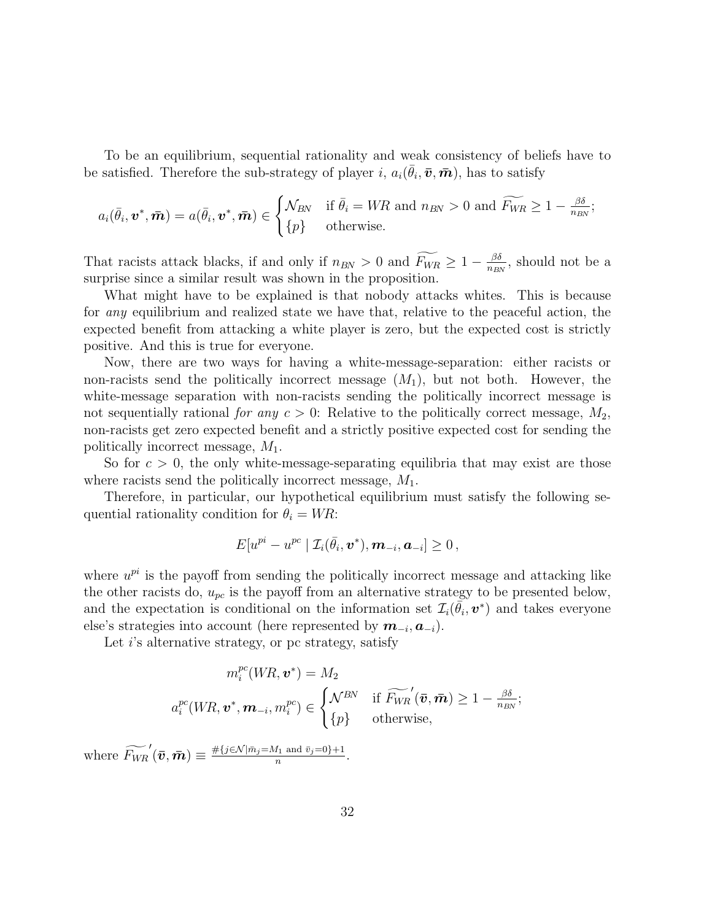To be an equilibrium, sequential rationality and weak consistency of beliefs have to be satisfied. Therefore the sub-strategy of player $i$, $a_i(\bar{\theta}_i, \bar{\boldsymbol{v}}, \bar{\boldsymbol{m}})$, has to satisfy

$$a_i(\bar{\theta}_i, \boldsymbol{v}^*, \bar{\boldsymbol{m}}) = a(\bar{\theta}_i, \boldsymbol{v}^*, \bar{\boldsymbol{m}}) \in \begin{cases} \mathcal{N}_{BN} & \text{if } \bar{\theta}_i = WR \text{ and } n_{BN} > 0 \text{ and } \widetilde{F_{WR}} \geq 1 - \frac{\beta\delta}{n_{BN}}; \\ \{p\} & \text{otherwise.} \end{cases}$$

That racists attack blacks, if and only if $n_{BN} > 0$ and $\widetilde{F_{WR}} \geq 1 - \frac{\beta\delta}{n_{BN}}$, should not be a surprise since a similar result was shown in the proposition.

What might have to be explained is that nobody attacks whites. This is because for *any* equilibrium and realized state we have that, relative to the peaceful action, the expected benefit from attacking a white player is zero, but the expected cost is strictly positive. And this is true for everyone.

Now, there are two ways for having a white-message-separation: either racists or non-racists send the politically incorrect message ($M_1$), but not both. However, the white-message separation with non-racists sending the politically incorrect message is not sequentially rational *for any* $c > 0$: Relative to the politically correct message, $M_2$, non-racists get zero expected benefit and a strictly positive expected cost for sending the politically incorrect message, $M_1$.

So for $c > 0$, the only white-message-separating equilibria that may exist are those where racists send the politically incorrect message, $M_1$.

Therefore, in particular, our hypothetical equilibrium must satisfy the following sequential rationality condition for $\theta_i = WR$:

$$E[u^{pi} - u^{pc} \mid \mathcal{I}_i(\bar{\theta}_i, \boldsymbol{v}^*), \boldsymbol{m}_{-i}, \boldsymbol{a}_{-i}] \geq 0 \,,$$

where $u^{pi}$ is the payoff from sending the politically incorrect message and attacking like the other racists do, $u_{pc}$ is the payoff from an alternative strategy to be presented below, and the expectation is conditional on the information set $\mathcal{I}_i(\bar{\theta}_i, \boldsymbol{v}^*)$ and takes everyone else's strategies into account (here represented by $\boldsymbol{m}_{-i}, \boldsymbol{a}_{-i}$).

Let $i$'s alternative strategy, or pc strategy, satisfy

$$m_i^{pc}(WR, \boldsymbol{v}^*) = M_2$$

$$a_i^{pc}(WR, \boldsymbol{v}^*, \boldsymbol{m}_{-i}, m_i^{pc}) \in \begin{cases} \mathcal{N}^{BN} & \text{if } \widetilde{F_{WR}}'(\bar{\boldsymbol{v}}, \bar{\boldsymbol{m}}) \geq 1 - \frac{\beta\delta}{n_{BN}}; \\ \{p\} & \text{otherwise,} \end{cases}$$

where $\widetilde{F_{WR}}'(\bar{\boldsymbol{v}}, \bar{\boldsymbol{m}}) \equiv \frac{\#\{j \in \mathcal{N} \mid \bar{m}_j = M_1 \text{ and } \bar{v}_j = 0\} + 1}{n}$.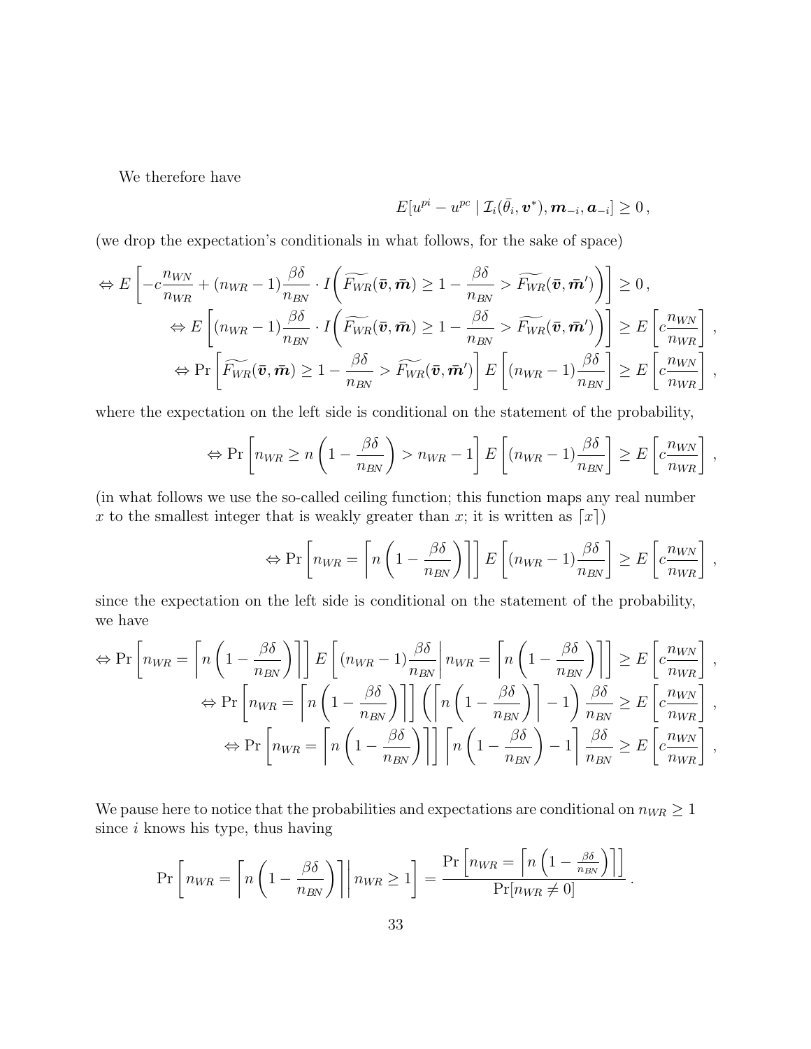We therefore have

$$E[u^{pi} - u^{pc} \mid \mathcal{I}_i(\bar{\theta}_i, \boldsymbol{v}^*), \boldsymbol{m}_{-i}, \boldsymbol{a}_{-i}] \geq 0\,,$$

(we drop the expectation's conditionals in what follows, for the sake of space)

$$\Leftrightarrow E\left[-c\frac{n_{WN}}{n_{WR}} + (n_{WR}-1)\frac{\beta\delta}{n_{BN}} \cdot I\bigg(\widetilde{F_{WR}}(\bar{\boldsymbol{v}}, \bar{\boldsymbol{m}}) \geq 1 - \frac{\beta\delta}{n_{BN}} > \widetilde{F_{WR}}(\bar{\boldsymbol{v}}, \bar{\boldsymbol{m}}')\bigg)\right] \geq 0\,,$$

$$\Leftrightarrow E\left[(n_{WR}-1)\frac{\beta\delta}{n_{BN}} \cdot I\bigg(\widetilde{F_{WR}}(\bar{\boldsymbol{v}}, \bar{\boldsymbol{m}}) \geq 1 - \frac{\beta\delta}{n_{BN}} > \widetilde{F_{WR}}(\bar{\boldsymbol{v}}, \bar{\boldsymbol{m}}')\bigg)\right] \geq E\left[c\frac{n_{WN}}{n_{WR}}\right]\,,$$

$$\Leftrightarrow \Pr\left[\widetilde{F_{WR}}(\bar{\boldsymbol{v}}, \bar{\boldsymbol{m}}) \geq 1 - \frac{\beta\delta}{n_{BN}} > \widetilde{F_{WR}}(\bar{\boldsymbol{v}}, \bar{\boldsymbol{m}}')\right] E\left[(n_{WR}-1)\frac{\beta\delta}{n_{BN}}\right] \geq E\left[c\frac{n_{WN}}{n_{WR}}\right]\,,$$

where the expectation on the left side is conditional on the statement of the probability,

$$\Leftrightarrow \Pr\left[n_{WR} \geq n\left(1 - \frac{\beta\delta}{n_{BN}}\right) > n_{WR} - 1\right] E\left[(n_{WR}-1)\frac{\beta\delta}{n_{BN}}\right] \geq E\left[c\frac{n_{WN}}{n_{WR}}\right]\,,$$

(in what follows we use the so-called ceiling function; this function maps any real number $x$ to the smallest integer that is weakly greater than $x$; it is written as $\lceil x \rceil$)

$$\Leftrightarrow \Pr\left[n_{WR} = \left\lceil n\left(1 - \frac{\beta\delta}{n_{BN}}\right)\right\rceil\right] E\left[(n_{WR}-1)\frac{\beta\delta}{n_{BN}}\right] \geq E\left[c\frac{n_{WN}}{n_{WR}}\right]\,,$$

since the expectation on the left side is conditional on the statement of the probability, we have

$$\Leftrightarrow \Pr\left[n_{WR} = \left\lceil n\left(1 - \frac{\beta\delta}{n_{BN}}\right)\right\rceil\right] E\left[(n_{WR}-1)\frac{\beta\delta}{n_{BN}}\,\middle|\, n_{WR} = \left\lceil n\left(1 - \frac{\beta\delta}{n_{BN}}\right)\right\rceil\right] \geq E\left[c\frac{n_{WN}}{n_{WR}}\right]\,,$$

$$\Leftrightarrow \Pr\left[n_{WR} = \left\lceil n\left(1 - \frac{\beta\delta}{n_{BN}}\right)\right\rceil\right] \left(\left\lceil n\left(1 - \frac{\beta\delta}{n_{BN}}\right)\right\rceil - 1\right)\frac{\beta\delta}{n_{BN}} \geq E\left[c\frac{n_{WN}}{n_{WR}}\right]\,,$$

$$\Leftrightarrow \Pr\left[n_{WR} = \left\lceil n\left(1 - \frac{\beta\delta}{n_{BN}}\right)\right\rceil\right] \left\lceil n\left(1 - \frac{\beta\delta}{n_{BN}}\right) - 1\right\rceil \frac{\beta\delta}{n_{BN}} \geq E\left[c\frac{n_{WN}}{n_{WR}}\right]\,,$$

We pause here to notice that the probabilities and expectations are conditional on $n_{WR} \geq 1$ since $i$ knows his type, thus having

$$\Pr\left[n_{WR} = \left\lceil n\left(1 - \frac{\beta\delta}{n_{BN}}\right)\right\rceil \,\middle|\, n_{WR} \geq 1\right] = \frac{\Pr\left[n_{WR} = \left\lceil n\left(1 - \frac{\beta\delta}{n_{BN}}\right)\right\rceil\right]}{\Pr[n_{WR} \neq 0]}\,.$$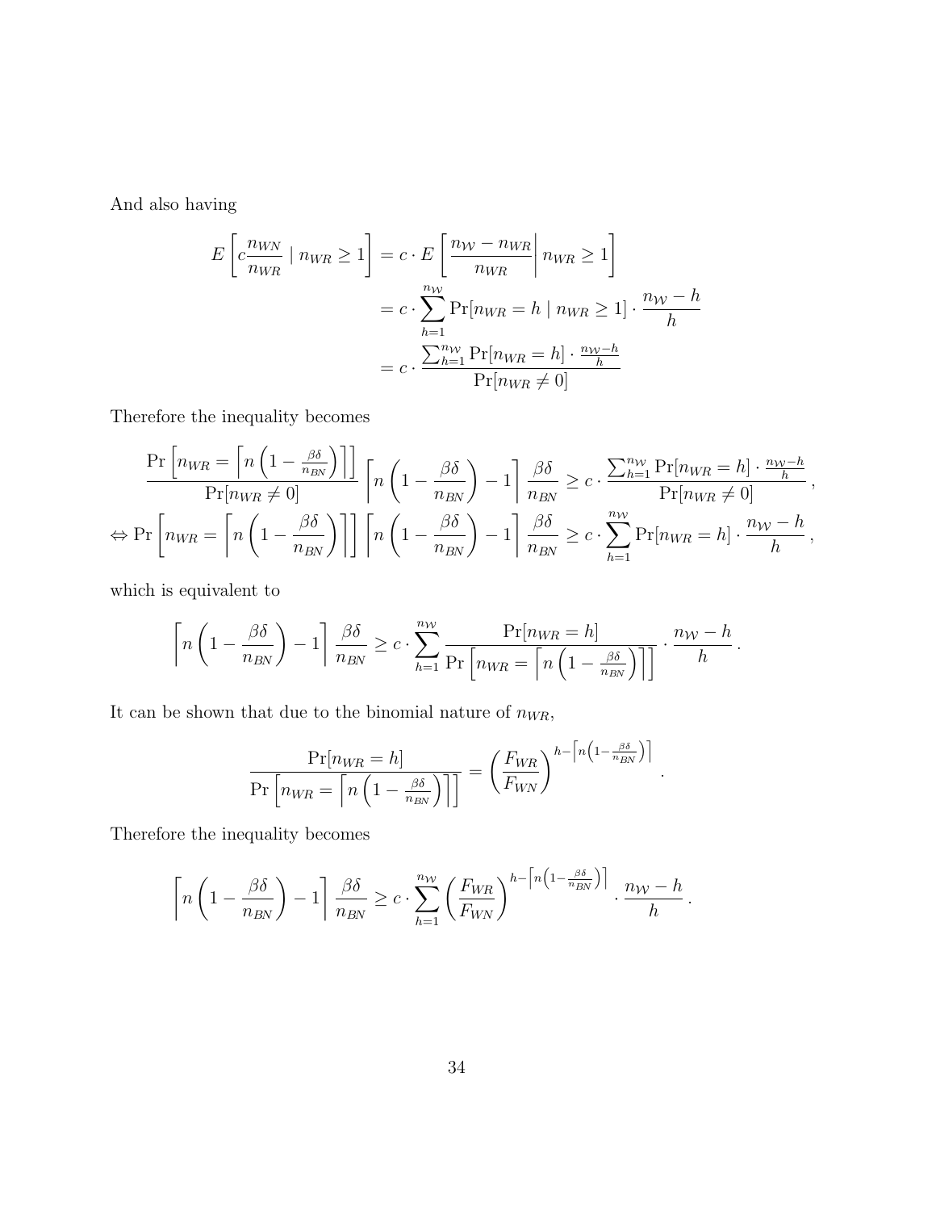And also having

$$
\begin{aligned}
E\left[c\frac{n_{WN}}{n_{WR}} \mid n_{WR} \geq 1\right] &= c \cdot E\left[\left.\frac{n_{\mathcal{W}} - n_{WR}}{n_{WR}}\right| n_{WR} \geq 1\right] \\
&= c \cdot \sum_{h=1}^{n_{\mathcal{W}}} \Pr[n_{WR} = h \mid n_{WR} \geq 1] \cdot \frac{n_{\mathcal{W}} - h}{h} \\
&= c \cdot \frac{\sum_{h=1}^{n_{\mathcal{W}}} \Pr[n_{WR} = h] \cdot \frac{n_{\mathcal{W}} - h}{h}}{\Pr[n_{WR} \neq 0]}
\end{aligned}
$$

Therefore the inequality becomes

$$
\begin{aligned}
&\frac{\Pr\left[n_{WR} = \left\lceil n\left(1 - \frac{\beta\delta}{n_{BN}}\right)\right\rceil\right]}{\Pr[n_{WR} \neq 0]} \left\lceil n\left(1 - \frac{\beta\delta}{n_{BN}}\right) - 1\right\rceil \frac{\beta\delta}{n_{BN}} \geq c \cdot \frac{\sum_{h=1}^{n_{\mathcal{W}}} \Pr[n_{WR} = h] \cdot \frac{n_{\mathcal{W}} - h}{h}}{\Pr[n_{WR} \neq 0]}, \\
\Leftrightarrow\, &\Pr\left[n_{WR} = \left\lceil n\left(1 - \frac{\beta\delta}{n_{BN}}\right)\right\rceil\right] \left\lceil n\left(1 - \frac{\beta\delta}{n_{BN}}\right) - 1\right\rceil \frac{\beta\delta}{n_{BN}} \geq c \cdot \sum_{h=1}^{n_{\mathcal{W}}} \Pr[n_{WR} = h] \cdot \frac{n_{\mathcal{W}} - h}{h},
\end{aligned}
$$

which is equivalent to

$$
\left\lceil n\left(1 - \frac{\beta\delta}{n_{BN}}\right) - 1\right\rceil \frac{\beta\delta}{n_{BN}} \geq c \cdot \sum_{h=1}^{n_{\mathcal{W}}} \frac{\Pr[n_{WR} = h]}{\Pr\left[n_{WR} = \left\lceil n\left(1 - \frac{\beta\delta}{n_{BN}}\right)\right\rceil\right]} \cdot \frac{n_{\mathcal{W}} - h}{h}.
$$

It can be shown that due to the binomial nature of $n_{WR}$,

$$
\frac{\Pr[n_{WR} = h]}{\Pr\left[n_{WR} = \left\lceil n\left(1 - \frac{\beta\delta}{n_{BN}}\right)\right\rceil\right]} = \left(\frac{F_{WR}}{F_{WN}}\right)^{h - \left\lceil n\left(1 - \frac{\beta\delta}{n_{BN}}\right)\right\rceil}.
$$

Therefore the inequality becomes

$$
\left\lceil n\left(1 - \frac{\beta\delta}{n_{BN}}\right) - 1\right\rceil \frac{\beta\delta}{n_{BN}} \geq c \cdot \sum_{h=1}^{n_{\mathcal{W}}} \left(\frac{F_{WR}}{F_{WN}}\right)^{h - \left\lceil n\left(1 - \frac{\beta\delta}{n_{BN}}\right)\right\rceil} \cdot \frac{n_{\mathcal{W}} - h}{h}.
$$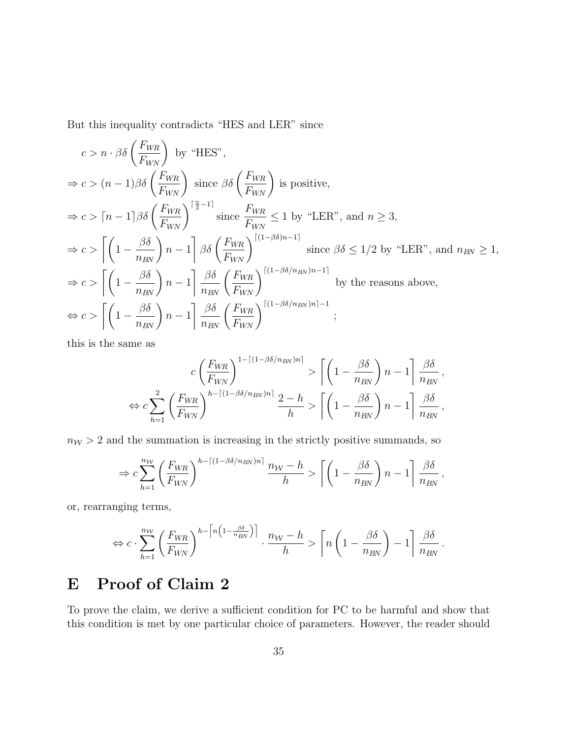But this inequality contradicts “HES and LER” since

$$
\begin{aligned}
& c > n \cdot \beta\delta \left(\frac{F_{WR}}{F_{WN}}\right) \text{ by “HES”}, \\
\Rightarrow\ & c > (n-1)\beta\delta \left(\frac{F_{WR}}{F_{WN}}\right) \text{ since } \beta\delta \left(\frac{F_{WR}}{F_{WN}}\right) \text{ is positive}, \\
\Rightarrow\ & c > \lceil n-1 \rceil \beta\delta \left(\frac{F_{WR}}{F_{WN}}\right)^{\lceil \frac{n}{2}-1 \rceil} \text{ since } \frac{F_{WR}}{F_{WN}} \leq 1 \text{ by “LER”, and } n \geq 3, \\
\Rightarrow\ & c > \left\lceil \left(1 - \frac{\beta\delta}{n_{BN}}\right) n - 1 \right\rceil \beta\delta \left(\frac{F_{WR}}{F_{WN}}\right)^{\lceil (1-\beta\delta)n-1 \rceil} \text{ since } \beta\delta \leq 1/2 \text{ by “LER”, and } n_{BN} \geq 1, \\
\Rightarrow\ & c > \left\lceil \left(1 - \frac{\beta\delta}{n_{BN}}\right) n - 1 \right\rceil \frac{\beta\delta}{n_{BN}} \left(\frac{F_{WR}}{F_{WN}}\right)^{\lceil (1-\beta\delta/n_{BN})n-1 \rceil} \text{ by the reasons above}, \\
\Leftrightarrow\ & c > \left\lceil \left(1 - \frac{\beta\delta}{n_{BN}}\right) n - 1 \right\rceil \frac{\beta\delta}{n_{BN}} \left(\frac{F_{WR}}{F_{WN}}\right)^{\lceil (1-\beta\delta/n_{BN})n \rceil - 1};
\end{aligned}
$$

this is the same as

$$
\begin{aligned}
c \left(\frac{F_{WR}}{F_{WN}}\right)^{1-\lceil (1-\beta\delta/n_{BN})n \rceil} &> \left\lceil \left(1 - \frac{\beta\delta}{n_{BN}}\right) n - 1 \right\rceil \frac{\beta\delta}{n_{BN}}, \\
\Leftrightarrow c \sum_{h=1}^{2} \left(\frac{F_{WR}}{F_{WN}}\right)^{h-\lceil (1-\beta\delta/n_{BN})n \rceil} \frac{2-h}{h} &> \left\lceil \left(1 - \frac{\beta\delta}{n_{BN}}\right) n - 1 \right\rceil \frac{\beta\delta}{n_{BN}},
\end{aligned}
$$

$n_{\mathcal{W}} > 2$ and the summation is increasing in the strictly positive summands, so

$$
\Rightarrow c \sum_{h=1}^{n_{\mathcal{W}}} \left(\frac{F_{WR}}{F_{WN}}\right)^{h-\lceil (1-\beta\delta/n_{BN})n \rceil} \frac{n_{\mathcal{W}}-h}{h} > \left\lceil \left(1 - \frac{\beta\delta}{n_{BN}}\right) n - 1 \right\rceil \frac{\beta\delta}{n_{BN}},
$$

or, rearranging terms,

$$
\Leftrightarrow c \cdot \sum_{h=1}^{n_{\mathcal{W}}} \left(\frac{F_{WR}}{F_{WN}}\right)^{h-\left\lceil n\left(1-\frac{\beta\delta}{n_{BN}}\right)\right\rceil} \cdot \frac{n_{\mathcal{W}}-h}{h} > \left\lceil n\left(1 - \frac{\beta\delta}{n_{BN}}\right) - 1 \right\rceil \frac{\beta\delta}{n_{BN}}.
$$

# E Proof of Claim 2

To prove the claim, we derive a sufficient condition for PC to be harmful and show that this condition is met by one particular choice of parameters. However, the reader should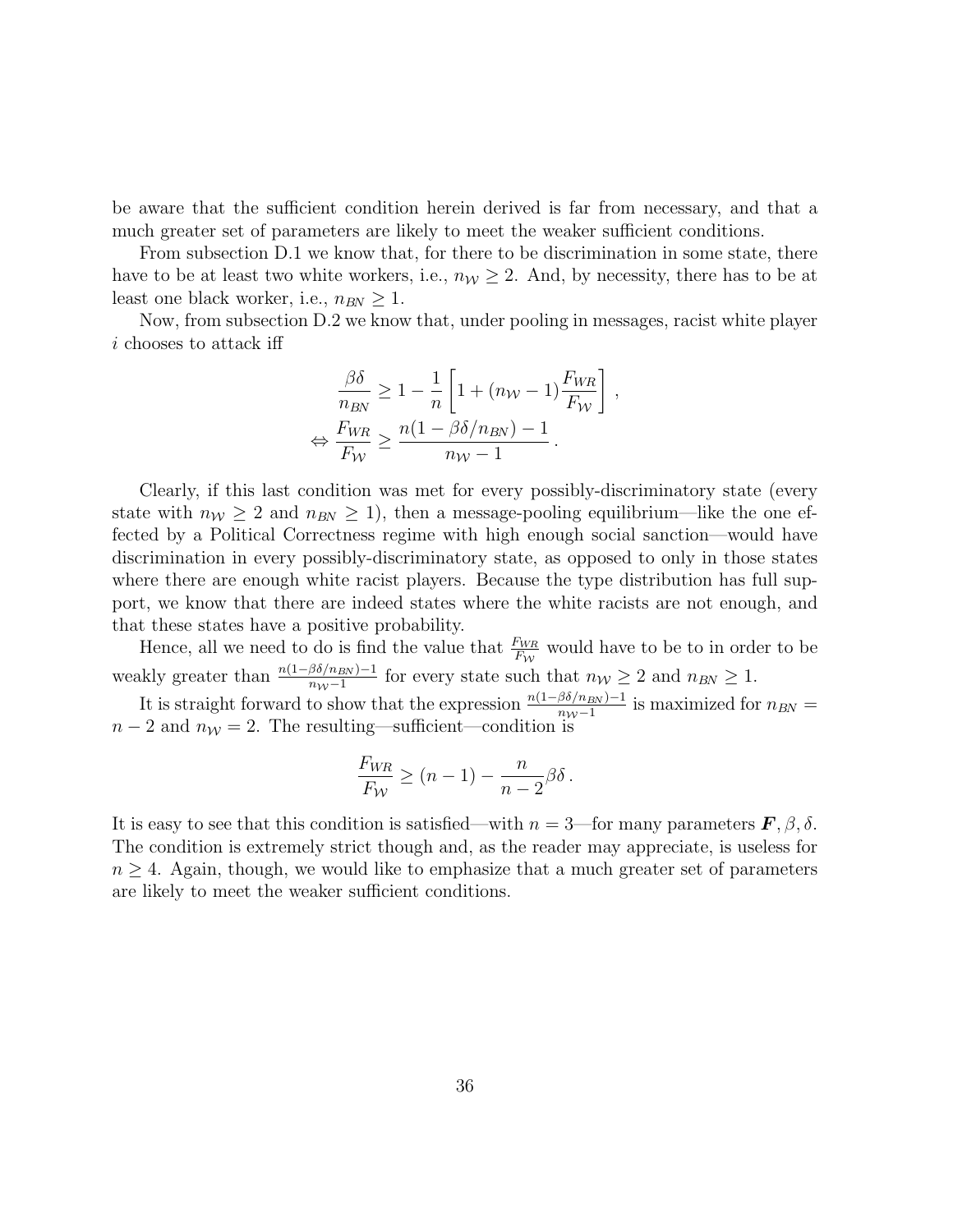be aware that the sufficient condition herein derived is far from necessary, and that a much greater set of parameters are likely to meet the weaker sufficient conditions.

From subsection D.1 we know that, for there to be discrimination in some state, there have to be at least two white workers, i.e., $n_{\mathcal{W}} \geq 2$. And, by necessity, there has to be at least one black worker, i.e., $n_{BN} \geq 1$.

Now, from subsection D.2 we know that, under pooling in messages, racist white player $i$ chooses to attack iff

$$\frac{\beta\delta}{n_{BN}} \geq 1 - \frac{1}{n}\left[1 + (n_{\mathcal{W}} - 1)\frac{F_{WR}}{F_{\mathcal{W}}}\right],$$
$$\Leftrightarrow \frac{F_{WR}}{F_{\mathcal{W}}} \geq \frac{n(1 - \beta\delta/n_{BN}) - 1}{n_{\mathcal{W}} - 1}.$$

Clearly, if this last condition was met for every possibly-discriminatory state (every state with $n_{\mathcal{W}} \geq 2$ and $n_{BN} \geq 1$), then a message-pooling equilibrium—like the one effected by a Political Correctness regime with high enough social sanction—would have discrimination in every possibly-discriminatory state, as opposed to only in those states where there are enough white racist players. Because the type distribution has full support, we know that there are indeed states where the white racists are not enough, and that these states have a positive probability.

Hence, all we need to do is find the value that $\frac{F_{WR}}{F_{\mathcal{W}}}$ would have to be to in order to be weakly greater than $\frac{n(1-\beta\delta/n_{BN})-1}{n_{\mathcal{W}}-1}$ for every state such that $n_{\mathcal{W}} \geq 2$ and $n_{BN} \geq 1$.

It is straight forward to show that the expression $\frac{n(1-\beta\delta/n_{BN})-1}{n_{\mathcal{W}}-1}$ is maximized for $n_{BN} = n - 2$ and $n_{\mathcal{W}} = 2$. The resulting—sufficient—condition is

$$\frac{F_{WR}}{F_{\mathcal{W}}} \geq (n-1) - \frac{n}{n-2}\beta\delta.$$

It is easy to see that this condition is satisfied—with $n = 3$—for many parameters $\boldsymbol{F}, \beta, \delta$. The condition is extremely strict though and, as the reader may appreciate, is useless for $n \geq 4$. Again, though, we would like to emphasize that a much greater set of parameters are likely to meet the weaker sufficient conditions.